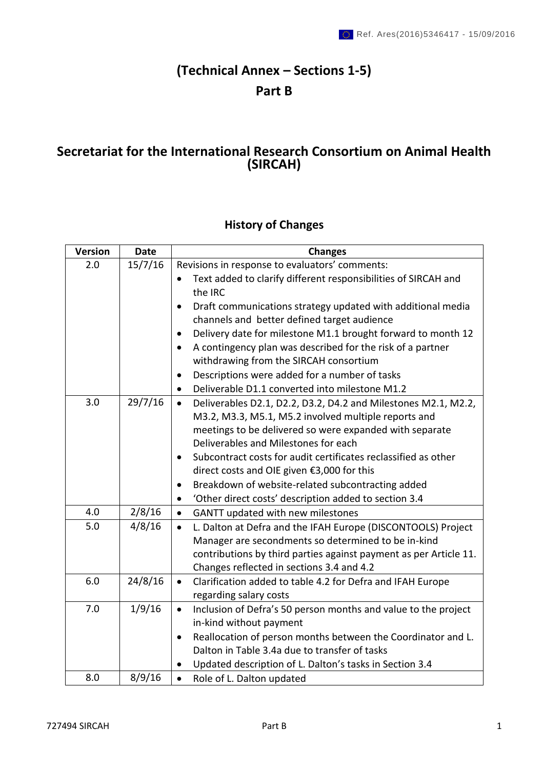Ref. Ares(2016)5346417 - 15/09/2016

# (Technical Annex – Sections 1-5)
# Part B

## Secretariat for the International Research Consortium on Animal Health (SIRCAH)

### History of Changes

| Version | Date | Changes |
|---|---|---|
| 2.0 | 15/7/16 | Revisions in response to evaluators' comments:<br>• Text added to clarify different responsibilities of SIRCAH and the IRC<br>• Draft communications strategy updated with additional media channels and better defined target audience<br>• Delivery date for milestone M1.1 brought forward to month 12<br>• A contingency plan was described for the risk of a partner withdrawing from the SIRCAH consortium<br>• Descriptions were added for a number of tasks<br>• Deliverable D1.1 converted into milestone M1.2 |
| 3.0 | 29/7/16 | • Deliverables D2.1, D2.2, D3.2, D4.2 and Milestones M2.1, M2.2, M3.2, M3.3, M5.1, M5.2 involved multiple reports and meetings to be delivered so were expanded with separate Deliverables and Milestones for each<br>• Subcontract costs for audit certificates reclassified as other direct costs and OIE given €3,000 for this<br>• Breakdown of website-related subcontracting added<br>• 'Other direct costs' description added to section 3.4 |
| 4.0 | 2/8/16 | • GANTT updated with new milestones |
| 5.0 | 4/8/16 | • L. Dalton at Defra and the IFAH Europe (DISCONTOOLS) Project Manager are secondments so determined to be in-kind contributions by third parties against payment as per Article 11. Changes reflected in sections 3.4 and 4.2 |
| 6.0 | 24/8/16 | • Clarification added to table 4.2 for Defra and IFAH Europe regarding salary costs |
| 7.0 | 1/9/16 | • Inclusion of Defra's 50 person months and value to the project in-kind without payment<br>• Reallocation of person months between the Coordinator and L. Dalton in Table 3.4a due to transfer of tasks<br>• Updated description of L. Dalton's tasks in Section 3.4 |
| 8.0 | 8/9/16 | • Role of L. Dalton updated |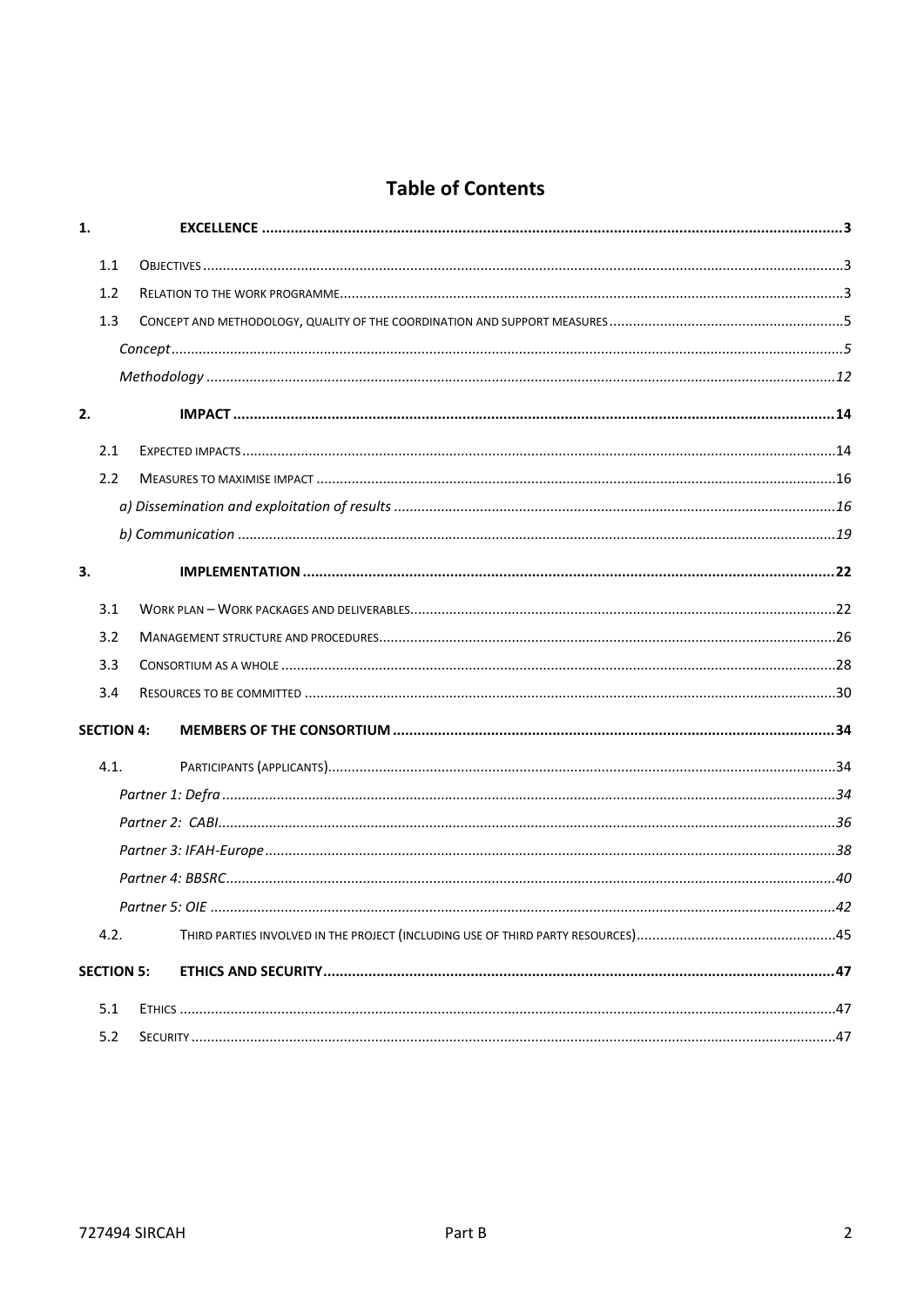# Table of Contents

**1. EXCELLENCE** ... 3

- 1.1 OBJECTIVES ... 3
- 1.2 RELATION TO THE WORK PROGRAMME ... 3
- 1.3 CONCEPT AND METHODOLOGY, QUALITY OF THE COORDINATION AND SUPPORT MEASURES ... 5
  - *Concept* ... 5
  - *Methodology* ... 12

**2. IMPACT** ... 14

- 2.1 EXPECTED IMPACTS ... 14
- 2.2 MEASURES TO MAXIMISE IMPACT ... 16
  - *a) Dissemination and exploitation of results* ... 16
  - *b) Communication* ... 19

**3. IMPLEMENTATION** ... 22

- 3.1 WORK PLAN – WORK PACKAGES AND DELIVERABLES ... 22
- 3.2 MANAGEMENT STRUCTURE AND PROCEDURES ... 26
- 3.3 CONSORTIUM AS A WHOLE ... 28
- 3.4 RESOURCES TO BE COMMITTED ... 30

**SECTION 4: MEMBERS OF THE CONSORTIUM** ... 34

- 4.1. PARTICIPANTS (APPLICANTS) ... 34
  - *Partner 1: Defra* ... 34
  - *Partner 2: CABI* ... 36
  - *Partner 3: IFAH-Europe* ... 38
  - *Partner 4: BBSRC* ... 40
  - *Partner 5: OIE* ... 42
- 4.2. THIRD PARTIES INVOLVED IN THE PROJECT (INCLUDING USE OF THIRD PARTY RESOURCES) ... 45

**SECTION 5: ETHICS AND SECURITY** ... 47

- 5.1 ETHICS ... 47
- 5.2 SECURITY ... 47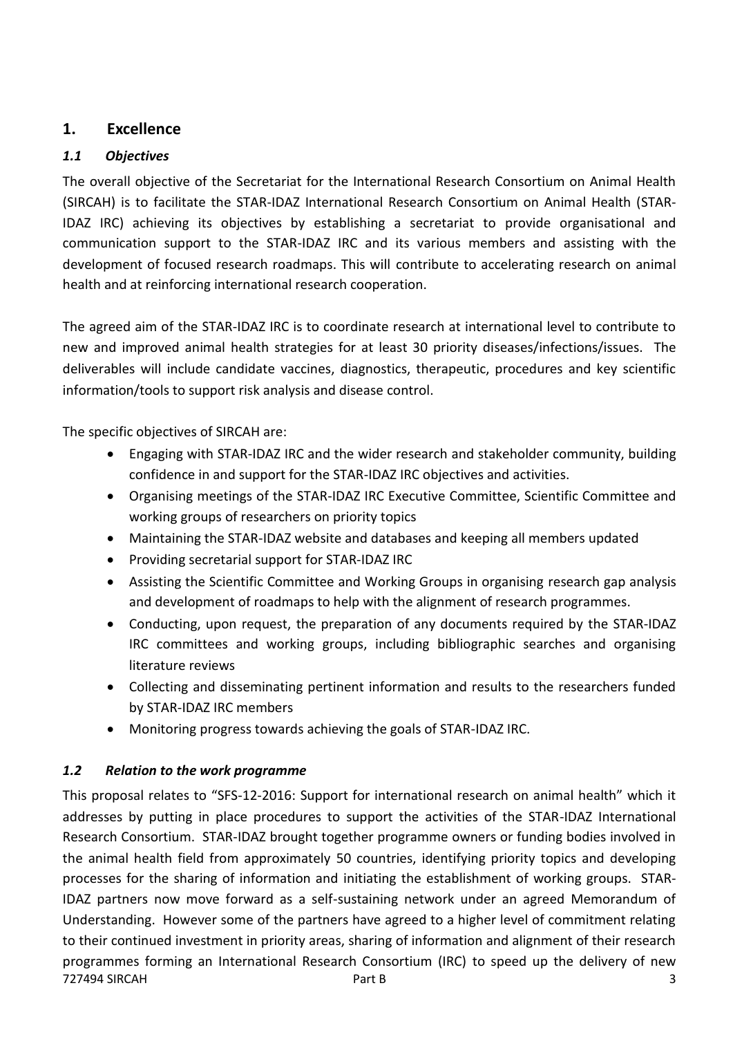## 1. Excellence

### *1.1 Objectives*

The overall objective of the Secretariat for the International Research Consortium on Animal Health (SIRCAH) is to facilitate the STAR-IDAZ International Research Consortium on Animal Health (STAR-IDAZ IRC) achieving its objectives by establishing a secretariat to provide organisational and communication support to the STAR-IDAZ IRC and its various members and assisting with the development of focused research roadmaps. This will contribute to accelerating research on animal health and at reinforcing international research cooperation.

The agreed aim of the STAR-IDAZ IRC is to coordinate research at international level to contribute to new and improved animal health strategies for at least 30 priority diseases/infections/issues. The deliverables will include candidate vaccines, diagnostics, therapeutic, procedures and key scientific information/tools to support risk analysis and disease control.

The specific objectives of SIRCAH are:

- Engaging with STAR-IDAZ IRC and the wider research and stakeholder community, building confidence in and support for the STAR-IDAZ IRC objectives and activities.
- Organising meetings of the STAR-IDAZ IRC Executive Committee, Scientific Committee and working groups of researchers on priority topics
- Maintaining the STAR-IDAZ website and databases and keeping all members updated
- Providing secretarial support for STAR-IDAZ IRC
- Assisting the Scientific Committee and Working Groups in organising research gap analysis and development of roadmaps to help with the alignment of research programmes.
- Conducting, upon request, the preparation of any documents required by the STAR-IDAZ IRC committees and working groups, including bibliographic searches and organising literature reviews
- Collecting and disseminating pertinent information and results to the researchers funded by STAR-IDAZ IRC members
- Monitoring progress towards achieving the goals of STAR-IDAZ IRC.

### *1.2 Relation to the work programme*

This proposal relates to "SFS-12-2016: Support for international research on animal health" which it addresses by putting in place procedures to support the activities of the STAR-IDAZ International Research Consortium. STAR-IDAZ brought together programme owners or funding bodies involved in the animal health field from approximately 50 countries, identifying priority topics and developing processes for the sharing of information and initiating the establishment of working groups. STAR-IDAZ partners now move forward as a self-sustaining network under an agreed Memorandum of Understanding. However some of the partners have agreed to a higher level of commitment relating to their continued investment in priority areas, sharing of information and alignment of their research programmes forming an International Research Consortium (IRC) to speed up the delivery of new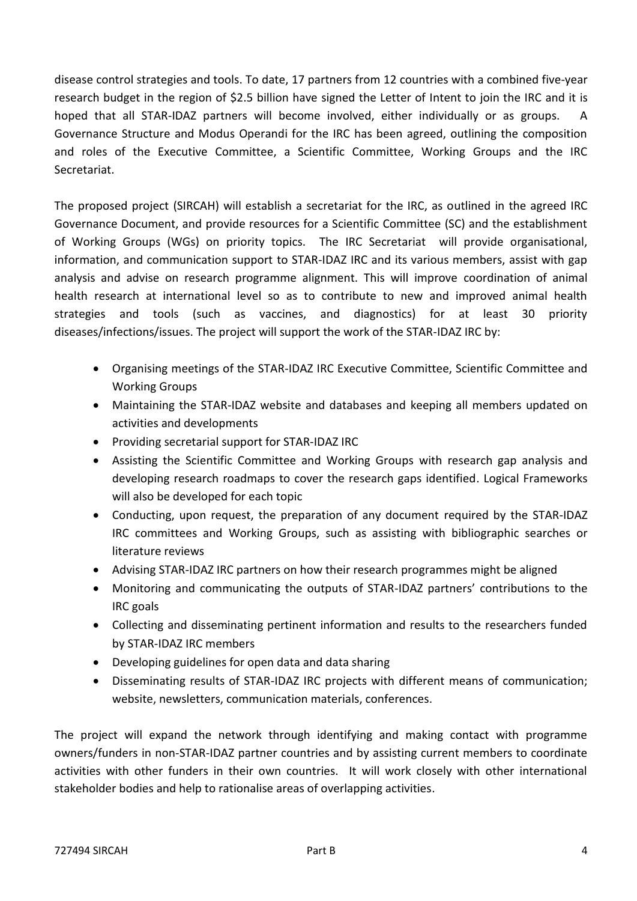disease control strategies and tools. To date, 17 partners from 12 countries with a combined five-year research budget in the region of $2.5 billion have signed the Letter of Intent to join the IRC and it is hoped that all STAR-IDAZ partners will become involved, either individually or as groups. A Governance Structure and Modus Operandi for the IRC has been agreed, outlining the composition and roles of the Executive Committee, a Scientific Committee, Working Groups and the IRC Secretariat.

The proposed project (SIRCAH) will establish a secretariat for the IRC, as outlined in the agreed IRC Governance Document, and provide resources for a Scientific Committee (SC) and the establishment of Working Groups (WGs) on priority topics. The IRC Secretariat will provide organisational, information, and communication support to STAR-IDAZ IRC and its various members, assist with gap analysis and advise on research programme alignment. This will improve coordination of animal health research at international level so as to contribute to new and improved animal health strategies and tools (such as vaccines, and diagnostics) for at least 30 priority diseases/infections/issues. The project will support the work of the STAR-IDAZ IRC by:

- Organising meetings of the STAR-IDAZ IRC Executive Committee, Scientific Committee and Working Groups
- Maintaining the STAR-IDAZ website and databases and keeping all members updated on activities and developments
- Providing secretarial support for STAR-IDAZ IRC
- Assisting the Scientific Committee and Working Groups with research gap analysis and developing research roadmaps to cover the research gaps identified. Logical Frameworks will also be developed for each topic
- Conducting, upon request, the preparation of any document required by the STAR-IDAZ IRC committees and Working Groups, such as assisting with bibliographic searches or literature reviews
- Advising STAR-IDAZ IRC partners on how their research programmes might be aligned
- Monitoring and communicating the outputs of STAR-IDAZ partners' contributions to the IRC goals
- Collecting and disseminating pertinent information and results to the researchers funded by STAR-IDAZ IRC members
- Developing guidelines for open data and data sharing
- Disseminating results of STAR-IDAZ IRC projects with different means of communication; website, newsletters, communication materials, conferences.

The project will expand the network through identifying and making contact with programme owners/funders in non-STAR-IDAZ partner countries and by assisting current members to coordinate activities with other funders in their own countries. It will work closely with other international stakeholder bodies and help to rationalise areas of overlapping activities.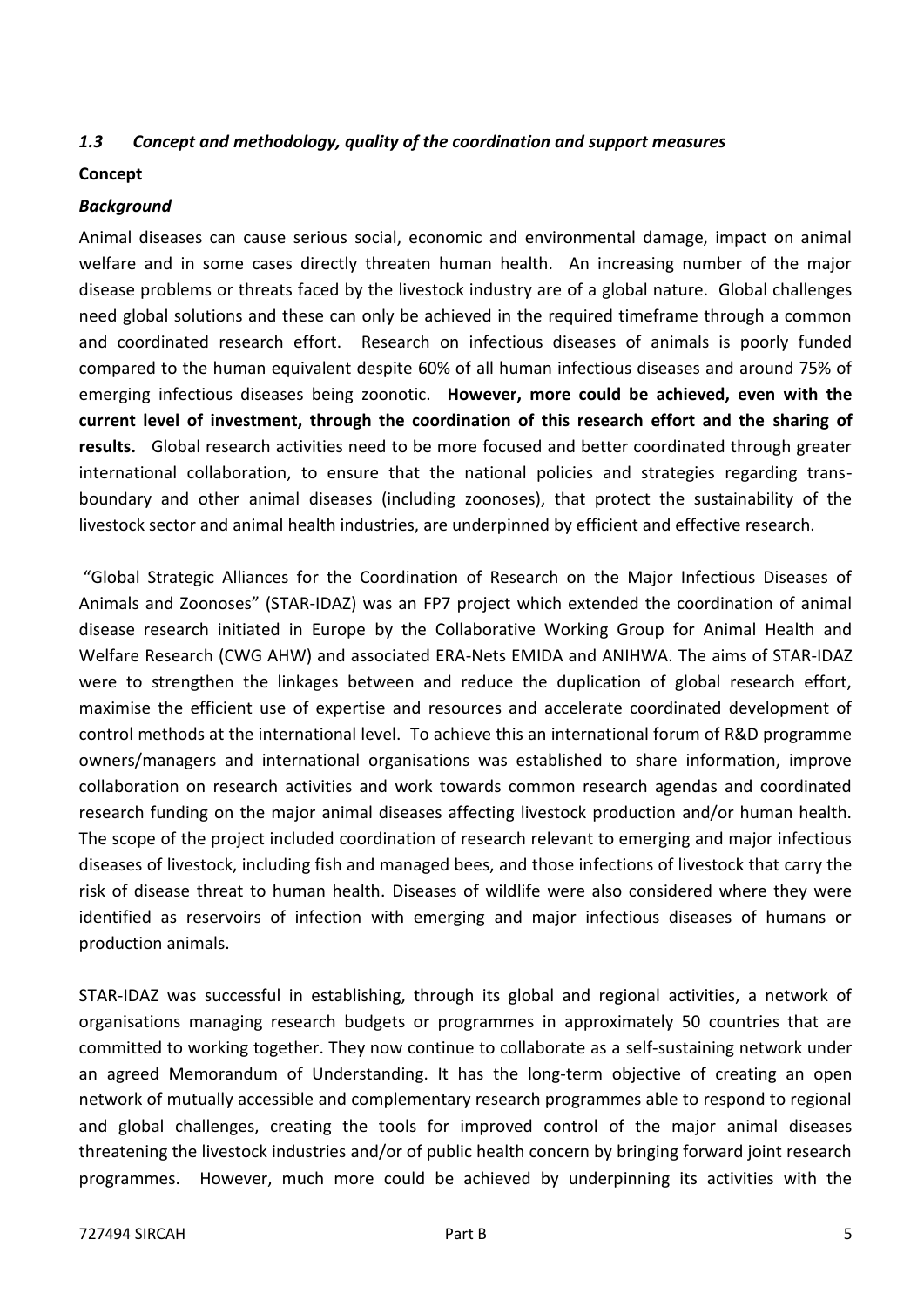### *1.3 Concept and methodology, quality of the coordination and support measures*

**Concept**

***Background***

Animal diseases can cause serious social, economic and environmental damage, impact on animal welfare and in some cases directly threaten human health. An increasing number of the major disease problems or threats faced by the livestock industry are of a global nature. Global challenges need global solutions and these can only be achieved in the required timeframe through a common and coordinated research effort. Research on infectious diseases of animals is poorly funded compared to the human equivalent despite 60% of all human infectious diseases and around 75% of emerging infectious diseases being zoonotic. **However, more could be achieved, even with the current level of investment, through the coordination of this research effort and the sharing of results.** Global research activities need to be more focused and better coordinated through greater international collaboration, to ensure that the national policies and strategies regarding trans-boundary and other animal diseases (including zoonoses), that protect the sustainability of the livestock sector and animal health industries, are underpinned by efficient and effective research.

"Global Strategic Alliances for the Coordination of Research on the Major Infectious Diseases of Animals and Zoonoses" (STAR-IDAZ) was an FP7 project which extended the coordination of animal disease research initiated in Europe by the Collaborative Working Group for Animal Health and Welfare Research (CWG AHW) and associated ERA-Nets EMIDA and ANIHWA. The aims of STAR-IDAZ were to strengthen the linkages between and reduce the duplication of global research effort, maximise the efficient use of expertise and resources and accelerate coordinated development of control methods at the international level. To achieve this an international forum of R&D programme owners/managers and international organisations was established to share information, improve collaboration on research activities and work towards common research agendas and coordinated research funding on the major animal diseases affecting livestock production and/or human health. The scope of the project included coordination of research relevant to emerging and major infectious diseases of livestock, including fish and managed bees, and those infections of livestock that carry the risk of disease threat to human health. Diseases of wildlife were also considered where they were identified as reservoirs of infection with emerging and major infectious diseases of humans or production animals.

STAR-IDAZ was successful in establishing, through its global and regional activities, a network of organisations managing research budgets or programmes in approximately 50 countries that are committed to working together. They now continue to collaborate as a self-sustaining network under an agreed Memorandum of Understanding. It has the long-term objective of creating an open network of mutually accessible and complementary research programmes able to respond to regional and global challenges, creating the tools for improved control of the major animal diseases threatening the livestock industries and/or of public health concern by bringing forward joint research programmes. However, much more could be achieved by underpinning its activities with the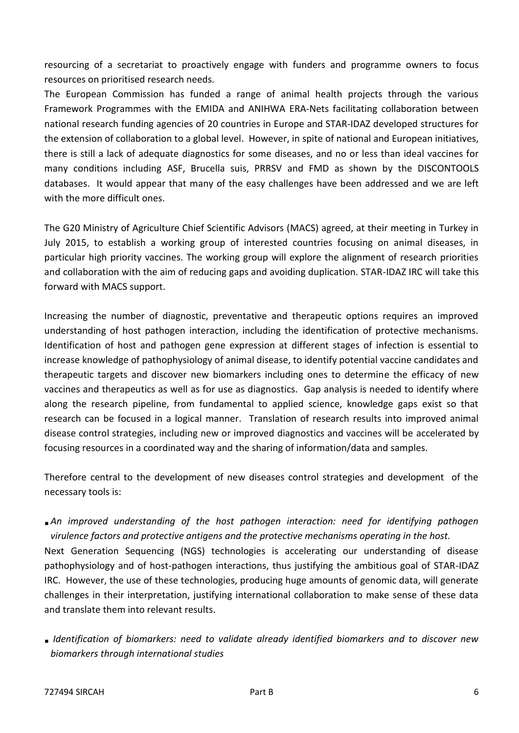resourcing of a secretariat to proactively engage with funders and programme owners to focus resources on prioritised research needs.

The European Commission has funded a range of animal health projects through the various Framework Programmes with the EMIDA and ANIHWA ERA-Nets facilitating collaboration between national research funding agencies of 20 countries in Europe and STAR-IDAZ developed structures for the extension of collaboration to a global level. However, in spite of national and European initiatives, there is still a lack of adequate diagnostics for some diseases, and no or less than ideal vaccines for many conditions including ASF, Brucella suis, PRRSV and FMD as shown by the DISCONTOOLS databases. It would appear that many of the easy challenges have been addressed and we are left with the more difficult ones.

The G20 Ministry of Agriculture Chief Scientific Advisors (MACS) agreed, at their meeting in Turkey in July 2015, to establish a working group of interested countries focusing on animal diseases, in particular high priority vaccines. The working group will explore the alignment of research priorities and collaboration with the aim of reducing gaps and avoiding duplication. STAR-IDAZ IRC will take this forward with MACS support.

Increasing the number of diagnostic, preventative and therapeutic options requires an improved understanding of host pathogen interaction, including the identification of protective mechanisms. Identification of host and pathogen gene expression at different stages of infection is essential to increase knowledge of pathophysiology of animal disease, to identify potential vaccine candidates and therapeutic targets and discover new biomarkers including ones to determine the efficacy of new vaccines and therapeutics as well as for use as diagnostics. Gap analysis is needed to identify where along the research pipeline, from fundamental to applied science, knowledge gaps exist so that research can be focused in a logical manner. Translation of research results into improved animal disease control strategies, including new or improved diagnostics and vaccines will be accelerated by focusing resources in a coordinated way and the sharing of information/data and samples.

Therefore central to the development of new diseases control strategies and development of the necessary tools is:

- *An improved understanding of the host pathogen interaction: need for identifying pathogen virulence factors and protective antigens and the protective mechanisms operating in the host.*

Next Generation Sequencing (NGS) technologies is accelerating our understanding of disease pathophysiology and of host-pathogen interactions, thus justifying the ambitious goal of STAR-IDAZ IRC. However, the use of these technologies, producing huge amounts of genomic data, will generate challenges in their interpretation, justifying international collaboration to make sense of these data and translate them into relevant results.

- *Identification of biomarkers: need to validate already identified biomarkers and to discover new biomarkers through international studies*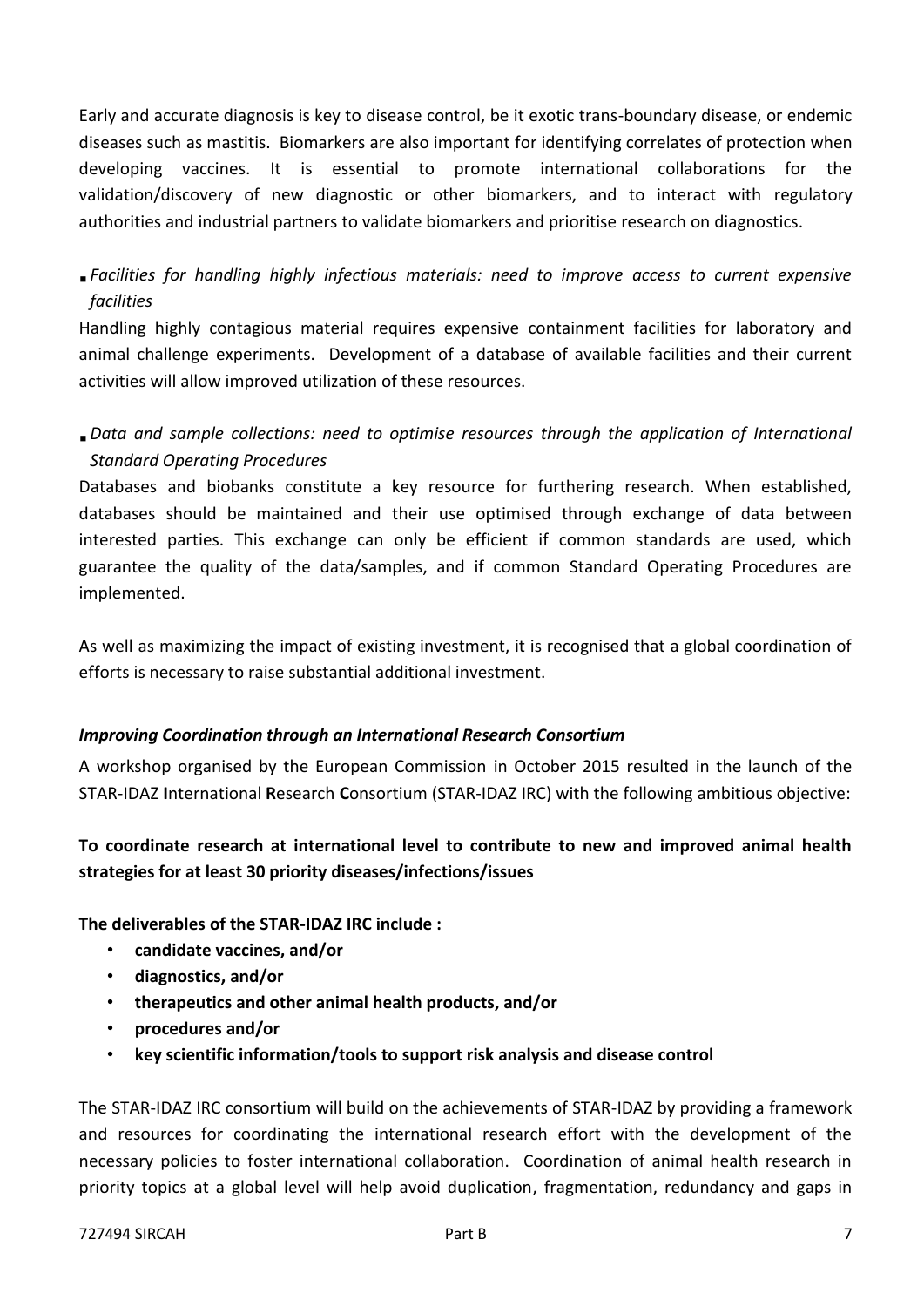Early and accurate diagnosis is key to disease control, be it exotic trans-boundary disease, or endemic diseases such as mastitis. Biomarkers are also important for identifying correlates of protection when developing vaccines. It is essential to promote international collaborations for the validation/discovery of new diagnostic or other biomarkers, and to interact with regulatory authorities and industrial partners to validate biomarkers and prioritise research on diagnostics.

- *Facilities for handling highly infectious materials: need to improve access to current expensive facilities*

Handling highly contagious material requires expensive containment facilities for laboratory and animal challenge experiments. Development of a database of available facilities and their current activities will allow improved utilization of these resources.

- *Data and sample collections: need to optimise resources through the application of International Standard Operating Procedures*

Databases and biobanks constitute a key resource for furthering research. When established, databases should be maintained and their use optimised through exchange of data between interested parties. This exchange can only be efficient if common standards are used, which guarantee the quality of the data/samples, and if common Standard Operating Procedures are implemented.

As well as maximizing the impact of existing investment, it is recognised that a global coordination of efforts is necessary to raise substantial additional investment.

***Improving Coordination through an International Research Consortium***

A workshop organised by the European Commission in October 2015 resulted in the launch of the STAR-IDAZ **I**nternational **R**esearch **C**onsortium (STAR-IDAZ IRC) with the following ambitious objective:

**To coordinate research at international level to contribute to new and improved animal health strategies for at least 30 priority diseases/infections/issues**

**The deliverables of the STAR-IDAZ IRC include :**

- **candidate vaccines, and/or**
- **diagnostics, and/or**
- **therapeutics and other animal health products, and/or**
- **procedures and/or**
- **key scientific information/tools to support risk analysis and disease control**

The STAR-IDAZ IRC consortium will build on the achievements of STAR-IDAZ by providing a framework and resources for coordinating the international research effort with the development of the necessary policies to foster international collaboration. Coordination of animal health research in priority topics at a global level will help avoid duplication, fragmentation, redundancy and gaps in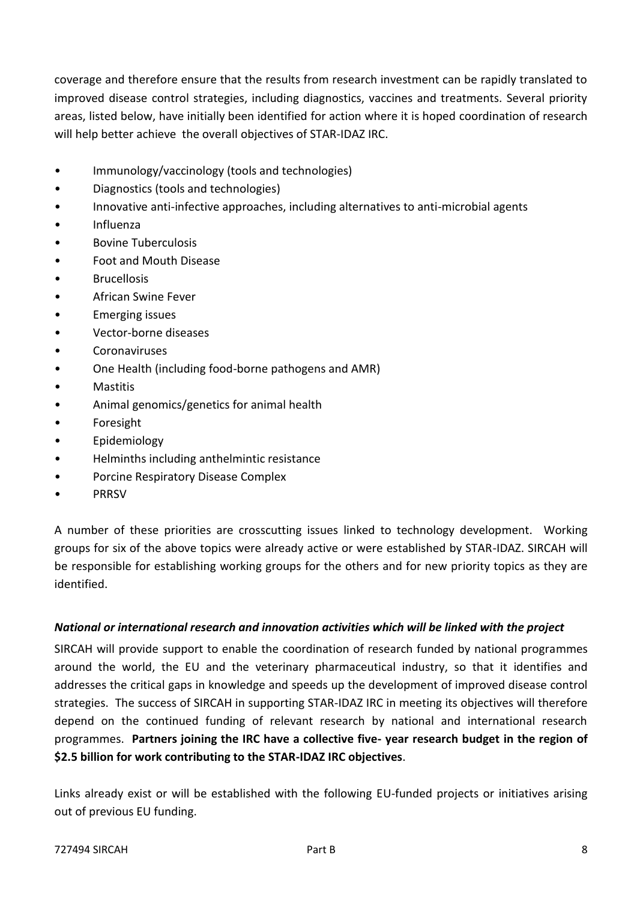coverage and therefore ensure that the results from research investment can be rapidly translated to improved disease control strategies, including diagnostics, vaccines and treatments. Several priority areas, listed below, have initially been identified for action where it is hoped coordination of research will help better achieve the overall objectives of STAR-IDAZ IRC.

- Immunology/vaccinology (tools and technologies)
- Diagnostics (tools and technologies)
- Innovative anti-infective approaches, including alternatives to anti-microbial agents
- Influenza
- Bovine Tuberculosis
- Foot and Mouth Disease
- Brucellosis
- African Swine Fever
- Emerging issues
- Vector-borne diseases
- Coronaviruses
- One Health (including food-borne pathogens and AMR)
- Mastitis
- Animal genomics/genetics for animal health
- Foresight
- Epidemiology
- Helminths including anthelmintic resistance
- Porcine Respiratory Disease Complex
- PRRSV

A number of these priorities are crosscutting issues linked to technology development. Working groups for six of the above topics were already active or were established by STAR-IDAZ. SIRCAH will be responsible for establishing working groups for the others and for new priority topics as they are identified.

***National or international research and innovation activities which will be linked with the project***

SIRCAH will provide support to enable the coordination of research funded by national programmes around the world, the EU and the veterinary pharmaceutical industry, so that it identifies and addresses the critical gaps in knowledge and speeds up the development of improved disease control strategies. The success of SIRCAH in supporting STAR-IDAZ IRC in meeting its objectives will therefore depend on the continued funding of relevant research by national and international research programmes. **Partners joining the IRC have a collective five- year research budget in the region of $2.5 billion for work contributing to the STAR-IDAZ IRC objectives**.

Links already exist or will be established with the following EU-funded projects or initiatives arising out of previous EU funding.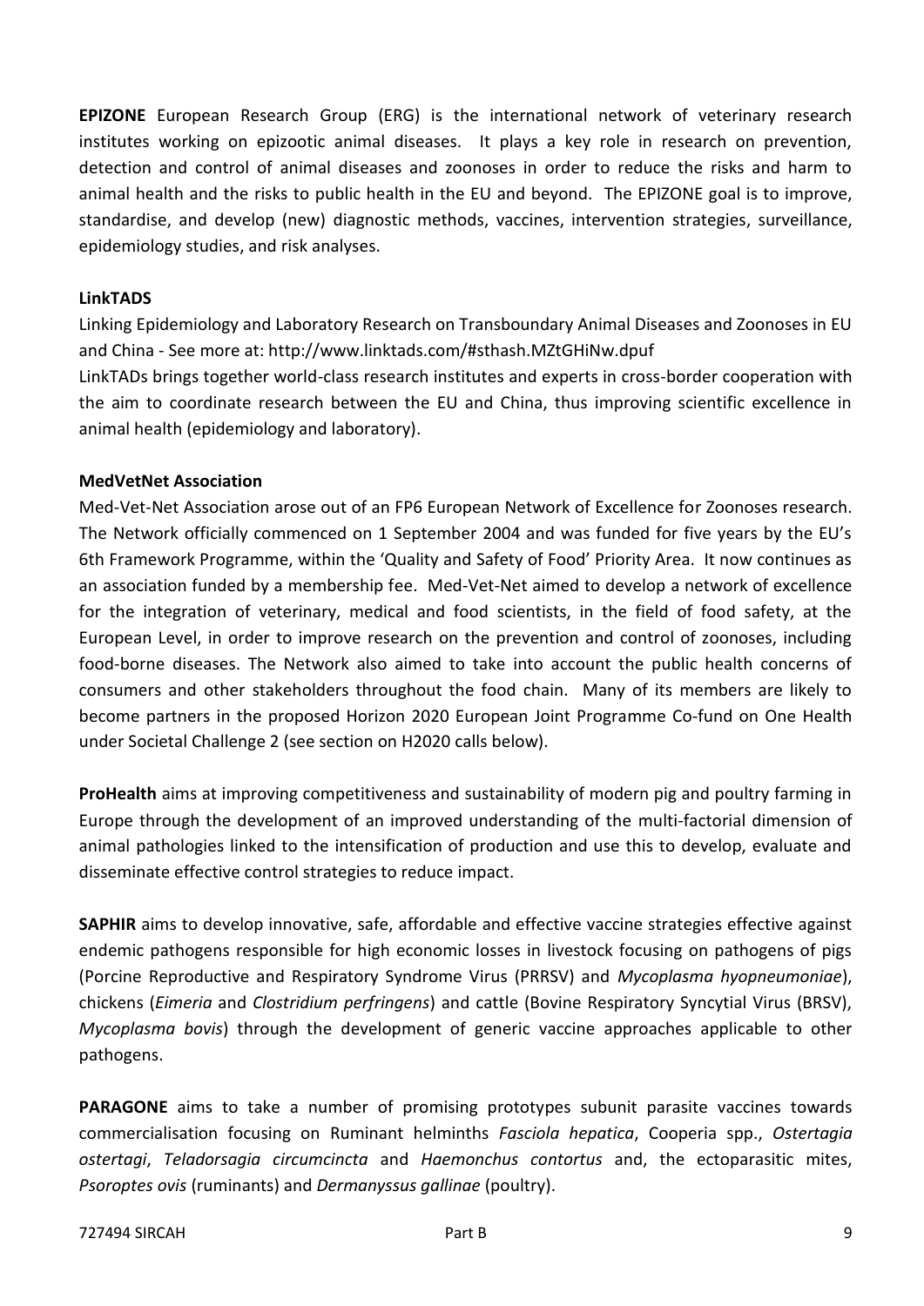**EPIZONE** European Research Group (ERG) is the international network of veterinary research institutes working on epizootic animal diseases. It plays a key role in research on prevention, detection and control of animal diseases and zoonoses in order to reduce the risks and harm to animal health and the risks to public health in the EU and beyond. The EPIZONE goal is to improve, standardise, and develop (new) diagnostic methods, vaccines, intervention strategies, surveillance, epidemiology studies, and risk analyses.

**LinkTADS**

Linking Epidemiology and Laboratory Research on Transboundary Animal Diseases and Zoonoses in EU and China - See more at: http://www.linktads.com/#sthash.MZtGHiNw.dpuf

LinkTADs brings together world-class research institutes and experts in cross-border cooperation with the aim to coordinate research between the EU and China, thus improving scientific excellence in animal health (epidemiology and laboratory).

**MedVetNet Association**

Med-Vet-Net Association arose out of an FP6 European Network of Excellence for Zoonoses research. The Network officially commenced on 1 September 2004 and was funded for five years by the EU's 6th Framework Programme, within the 'Quality and Safety of Food' Priority Area. It now continues as an association funded by a membership fee. Med-Vet-Net aimed to develop a network of excellence for the integration of veterinary, medical and food scientists, in the field of food safety, at the European Level, in order to improve research on the prevention and control of zoonoses, including food-borne diseases. The Network also aimed to take into account the public health concerns of consumers and other stakeholders throughout the food chain. Many of its members are likely to become partners in the proposed Horizon 2020 European Joint Programme Co-fund on One Health under Societal Challenge 2 (see section on H2020 calls below).

**ProHealth** aims at improving competitiveness and sustainability of modern pig and poultry farming in Europe through the development of an improved understanding of the multi-factorial dimension of animal pathologies linked to the intensification of production and use this to develop, evaluate and disseminate effective control strategies to reduce impact.

**SAPHIR** aims to develop innovative, safe, affordable and effective vaccine strategies effective against endemic pathogens responsible for high economic losses in livestock focusing on pathogens of pigs (Porcine Reproductive and Respiratory Syndrome Virus (PRRSV) and *Mycoplasma hyopneumoniae*), chickens (*Eimeria* and *Clostridium perfringens*) and cattle (Bovine Respiratory Syncytial Virus (BRSV), *Mycoplasma bovis*) through the development of generic vaccine approaches applicable to other pathogens.

**PARAGONE** aims to take a number of promising prototypes subunit parasite vaccines towards commercialisation focusing on Ruminant helminths *Fasciola hepatica*, Cooperia spp., *Ostertagia ostertagi*, *Teladorsagia circumcincta* and *Haemonchus contortus* and, the ectoparasitic mites, *Psoroptes ovis* (ruminants) and *Dermanyssus gallinae* (poultry).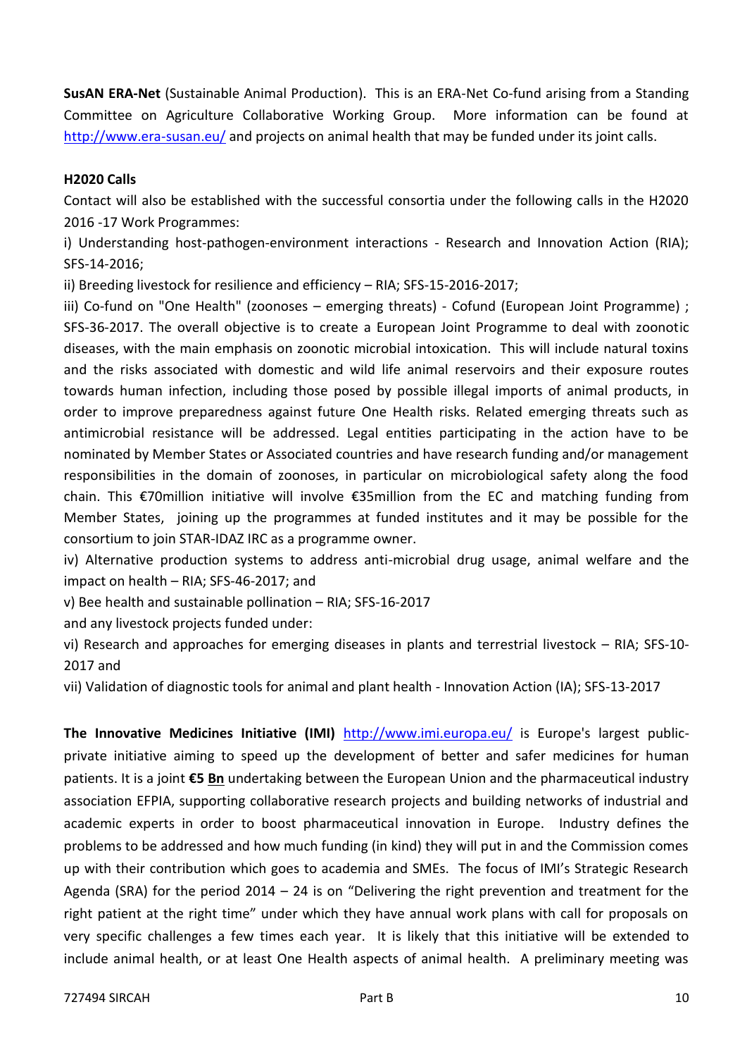**SusAN ERA-Net** (Sustainable Animal Production). This is an ERA-Net Co-fund arising from a Standing Committee on Agriculture Collaborative Working Group. More information can be found at http://www.era-susan.eu/ and projects on animal health that may be funded under its joint calls.

**H2020 Calls**

Contact will also be established with the successful consortia under the following calls in the H2020 2016 -17 Work Programmes:

i) Understanding host-pathogen-environment interactions - Research and Innovation Action (RIA); SFS-14-2016;

ii) Breeding livestock for resilience and efficiency – RIA; SFS-15-2016-2017;

iii) Co-fund on "One Health" (zoonoses – emerging threats) - Cofund (European Joint Programme) ; SFS-36-2017. The overall objective is to create a European Joint Programme to deal with zoonotic diseases, with the main emphasis on zoonotic microbial intoxication. This will include natural toxins and the risks associated with domestic and wild life animal reservoirs and their exposure routes towards human infection, including those posed by possible illegal imports of animal products, in order to improve preparedness against future One Health risks. Related emerging threats such as antimicrobial resistance will be addressed. Legal entities participating in the action have to be nominated by Member States or Associated countries and have research funding and/or management responsibilities in the domain of zoonoses, in particular on microbiological safety along the food chain. This €70million initiative will involve €35million from the EC and matching funding from Member States, joining up the programmes at funded institutes and it may be possible for the consortium to join STAR-IDAZ IRC as a programme owner.

iv) Alternative production systems to address anti-microbial drug usage, animal welfare and the impact on health – RIA; SFS-46-2017; and

v) Bee health and sustainable pollination – RIA; SFS-16-2017

and any livestock projects funded under:

vi) Research and approaches for emerging diseases in plants and terrestrial livestock – RIA; SFS-10-2017 and

vii) Validation of diagnostic tools for animal and plant health - Innovation Action (IA); SFS-13-2017

**The Innovative Medicines Initiative (IMI)** http://www.imi.europa.eu/ is Europe's largest public-private initiative aiming to speed up the development of better and safer medicines for human patients. It is a joint **€5 Bn** undertaking between the European Union and the pharmaceutical industry association EFPIA, supporting collaborative research projects and building networks of industrial and academic experts in order to boost pharmaceutical innovation in Europe. Industry defines the problems to be addressed and how much funding (in kind) they will put in and the Commission comes up with their contribution which goes to academia and SMEs. The focus of IMI's Strategic Research Agenda (SRA) for the period 2014 – 24 is on "Delivering the right prevention and treatment for the right patient at the right time" under which they have annual work plans with call for proposals on very specific challenges a few times each year. It is likely that this initiative will be extended to include animal health, or at least One Health aspects of animal health. A preliminary meeting was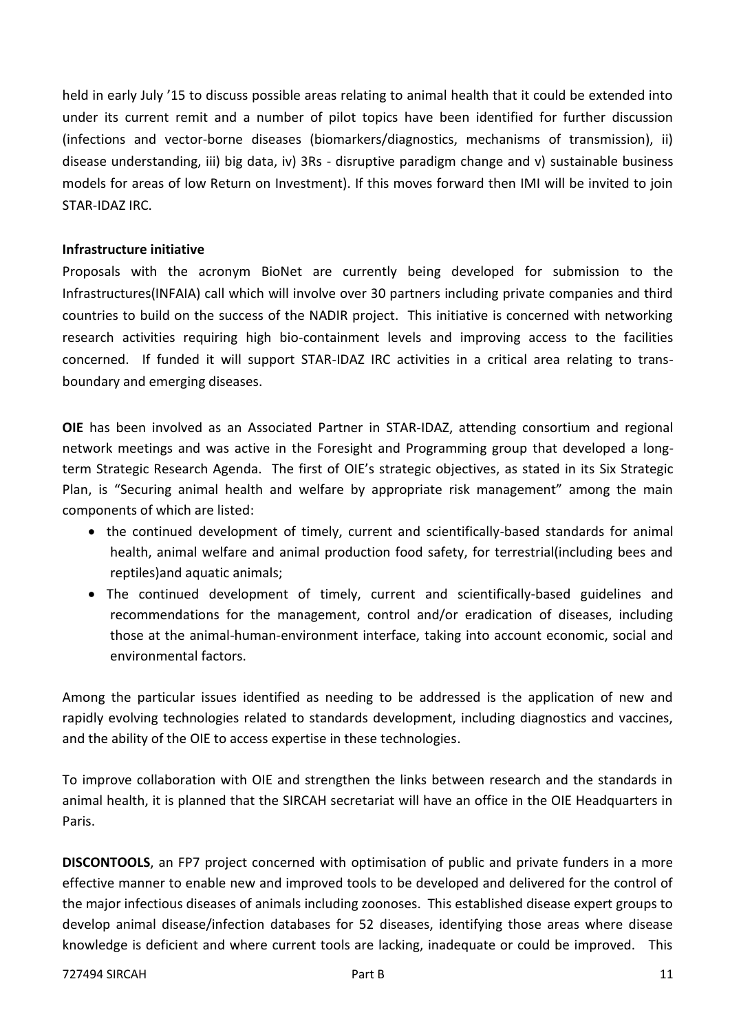held in early July '15 to discuss possible areas relating to animal health that it could be extended into under its current remit and a number of pilot topics have been identified for further discussion (infections and vector-borne diseases (biomarkers/diagnostics, mechanisms of transmission), ii) disease understanding, iii) big data, iv) 3Rs - disruptive paradigm change and v) sustainable business models for areas of low Return on Investment). If this moves forward then IMI will be invited to join STAR-IDAZ IRC.

**Infrastructure initiative**

Proposals with the acronym BioNet are currently being developed for submission to the Infrastructures(INFAIA) call which will involve over 30 partners including private companies and third countries to build on the success of the NADIR project. This initiative is concerned with networking research activities requiring high bio-containment levels and improving access to the facilities concerned. If funded it will support STAR-IDAZ IRC activities in a critical area relating to trans-boundary and emerging diseases.

**OIE** has been involved as an Associated Partner in STAR-IDAZ, attending consortium and regional network meetings and was active in the Foresight and Programming group that developed a long-term Strategic Research Agenda. The first of OIE's strategic objectives, as stated in its Six Strategic Plan, is "Securing animal health and welfare by appropriate risk management" among the main components of which are listed:

- the continued development of timely, current and scientifically-based standards for animal health, animal welfare and animal production food safety, for terrestrial(including bees and reptiles)and aquatic animals;
- The continued development of timely, current and scientifically-based guidelines and recommendations for the management, control and/or eradication of diseases, including those at the animal-human-environment interface, taking into account economic, social and environmental factors.

Among the particular issues identified as needing to be addressed is the application of new and rapidly evolving technologies related to standards development, including diagnostics and vaccines, and the ability of the OIE to access expertise in these technologies.

To improve collaboration with OIE and strengthen the links between research and the standards in animal health, it is planned that the SIRCAH secretariat will have an office in the OIE Headquarters in Paris.

**DISCONTOOLS**, an FP7 project concerned with optimisation of public and private funders in a more effective manner to enable new and improved tools to be developed and delivered for the control of the major infectious diseases of animals including zoonoses. This established disease expert groups to develop animal disease/infection databases for 52 diseases, identifying those areas where disease knowledge is deficient and where current tools are lacking, inadequate or could be improved. This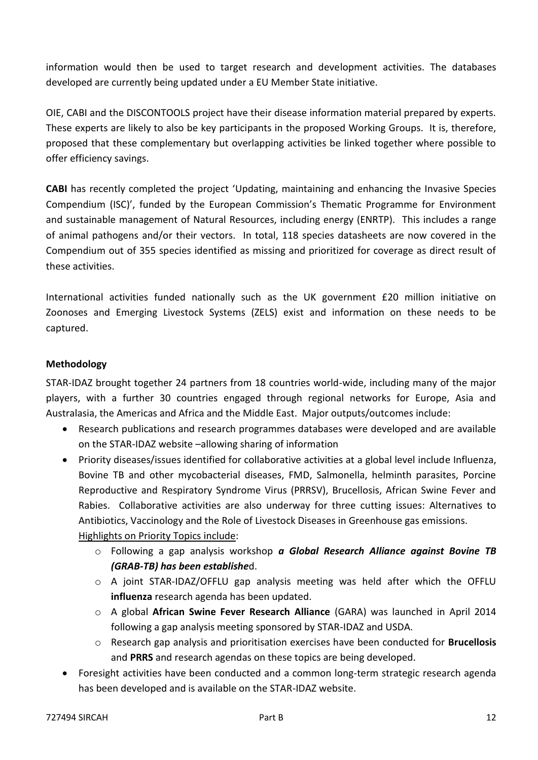information would then be used to target research and development activities. The databases developed are currently being updated under a EU Member State initiative.

OIE, CABI and the DISCONTOOLS project have their disease information material prepared by experts. These experts are likely to also be key participants in the proposed Working Groups. It is, therefore, proposed that these complementary but overlapping activities be linked together where possible to offer efficiency savings.

**CABI** has recently completed the project 'Updating, maintaining and enhancing the Invasive Species Compendium (ISC)', funded by the European Commission's Thematic Programme for Environment and sustainable management of Natural Resources, including energy (ENRTP). This includes a range of animal pathogens and/or their vectors. In total, 118 species datasheets are now covered in the Compendium out of 355 species identified as missing and prioritized for coverage as direct result of these activities.

International activities funded nationally such as the UK government £20 million initiative on Zoonoses and Emerging Livestock Systems (ZELS) exist and information on these needs to be captured.

**Methodology**

STAR-IDAZ brought together 24 partners from 18 countries world-wide, including many of the major players, with a further 30 countries engaged through regional networks for Europe, Asia and Australasia, the Americas and Africa and the Middle East. Major outputs/outcomes include:

- Research publications and research programmes databases were developed and are available on the STAR-IDAZ website –allowing sharing of information
- Priority diseases/issues identified for collaborative activities at a global level include Influenza, Bovine TB and other mycobacterial diseases, FMD, Salmonella, helminth parasites, Porcine Reproductive and Respiratory Syndrome Virus (PRRSV), Brucellosis, African Swine Fever and Rabies. Collaborative activities are also underway for three cutting issues: Alternatives to Antibiotics, Vaccinology and the Role of Livestock Diseases in Greenhouse gas emissions.
  
  Highlights on Priority Topics include:
  - Following a gap analysis workshop ***a Global Research Alliance against Bovine TB (GRAB-TB) has been establishe***d.
  - A joint STAR-IDAZ/OFFLU gap analysis meeting was held after which the OFFLU **influenza** research agenda has been updated.
  - A global **African Swine Fever Research Alliance** (GARA) was launched in April 2014 following a gap analysis meeting sponsored by STAR-IDAZ and USDA.
  - Research gap analysis and prioritisation exercises have been conducted for **Brucellosis** and **PRRS** and research agendas on these topics are being developed.
- Foresight activities have been conducted and a common long-term strategic research agenda has been developed and is available on the STAR-IDAZ website.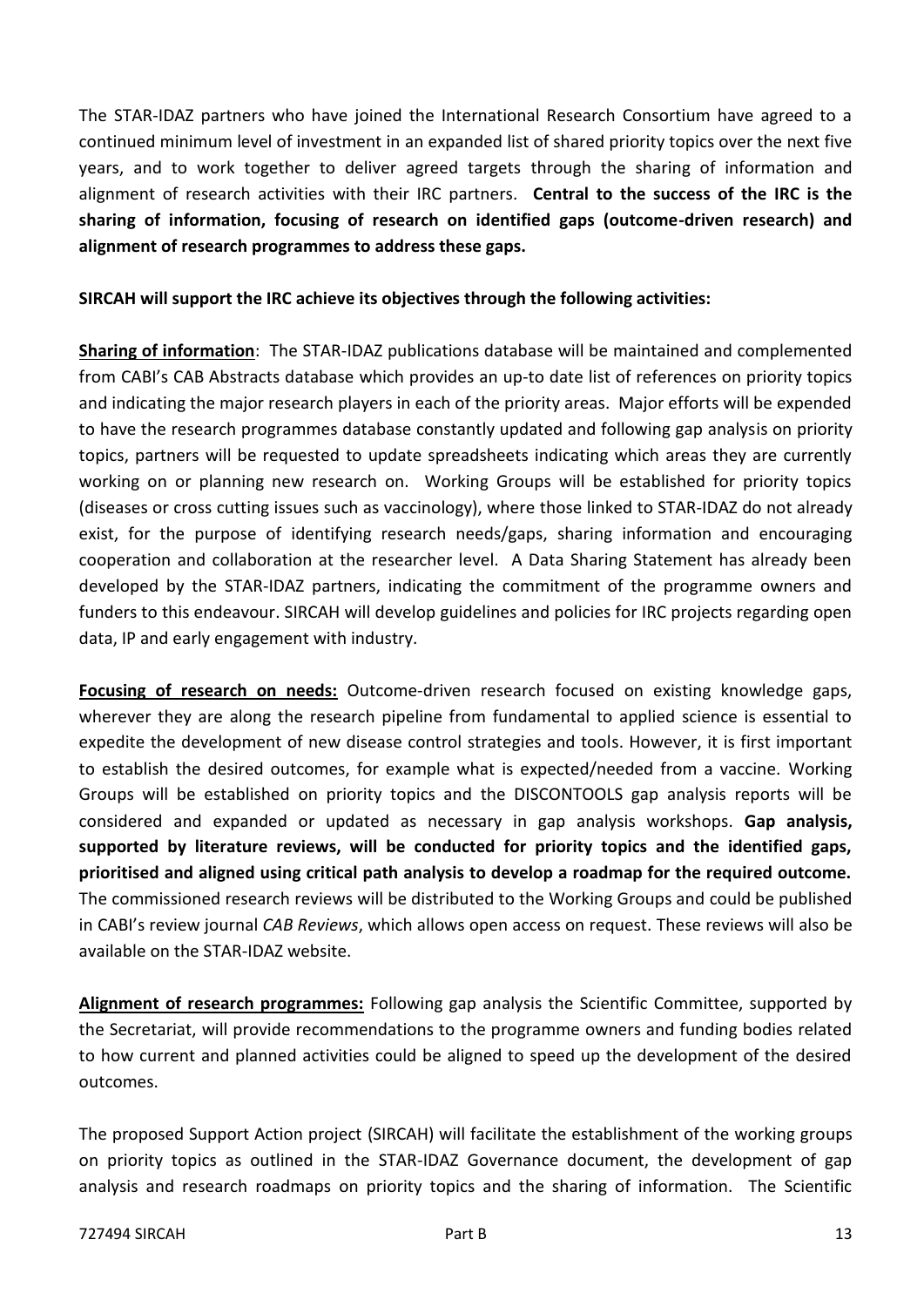The STAR-IDAZ partners who have joined the International Research Consortium have agreed to a continued minimum level of investment in an expanded list of shared priority topics over the next five years, and to work together to deliver agreed targets through the sharing of information and alignment of research activities with their IRC partners. **Central to the success of the IRC is the sharing of information, focusing of research on identified gaps (outcome-driven research) and alignment of research programmes to address these gaps.**

**SIRCAH will support the IRC achieve its objectives through the following activities:**

**Sharing of information**: The STAR-IDAZ publications database will be maintained and complemented from CABI's CAB Abstracts database which provides an up-to date list of references on priority topics and indicating the major research players in each of the priority areas. Major efforts will be expended to have the research programmes database constantly updated and following gap analysis on priority topics, partners will be requested to update spreadsheets indicating which areas they are currently working on or planning new research on. Working Groups will be established for priority topics (diseases or cross cutting issues such as vaccinology), where those linked to STAR-IDAZ do not already exist, for the purpose of identifying research needs/gaps, sharing information and encouraging cooperation and collaboration at the researcher level. A Data Sharing Statement has already been developed by the STAR-IDAZ partners, indicating the commitment of the programme owners and funders to this endeavour. SIRCAH will develop guidelines and policies for IRC projects regarding open data, IP and early engagement with industry.

**Focusing of research on needs:** Outcome-driven research focused on existing knowledge gaps, wherever they are along the research pipeline from fundamental to applied science is essential to expedite the development of new disease control strategies and tools. However, it is first important to establish the desired outcomes, for example what is expected/needed from a vaccine. Working Groups will be established on priority topics and the DISCONTOOLS gap analysis reports will be considered and expanded or updated as necessary in gap analysis workshops. **Gap analysis, supported by literature reviews, will be conducted for priority topics and the identified gaps, prioritised and aligned using critical path analysis to develop a roadmap for the required outcome.** The commissioned research reviews will be distributed to the Working Groups and could be published in CABI's review journal *CAB Reviews*, which allows open access on request. These reviews will also be available on the STAR-IDAZ website.

**Alignment of research programmes:** Following gap analysis the Scientific Committee, supported by the Secretariat, will provide recommendations to the programme owners and funding bodies related to how current and planned activities could be aligned to speed up the development of the desired outcomes.

The proposed Support Action project (SIRCAH) will facilitate the establishment of the working groups on priority topics as outlined in the STAR-IDAZ Governance document, the development of gap analysis and research roadmaps on priority topics and the sharing of information. The Scientific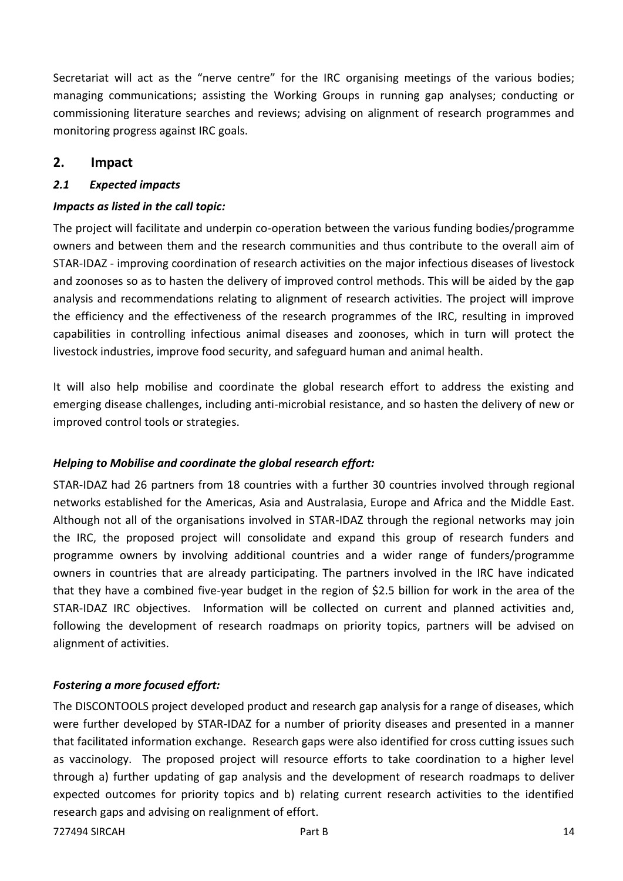Secretariat will act as the "nerve centre" for the IRC organising meetings of the various bodies; managing communications; assisting the Working Groups in running gap analyses; conducting or commissioning literature searches and reviews; advising on alignment of research programmes and monitoring progress against IRC goals.

## 2. Impact

### *2.1 Expected impacts*

***Impacts as listed in the call topic:***

The project will facilitate and underpin co-operation between the various funding bodies/programme owners and between them and the research communities and thus contribute to the overall aim of STAR-IDAZ - improving coordination of research activities on the major infectious diseases of livestock and zoonoses so as to hasten the delivery of improved control methods. This will be aided by the gap analysis and recommendations relating to alignment of research activities. The project will improve the efficiency and the effectiveness of the research programmes of the IRC, resulting in improved capabilities in controlling infectious animal diseases and zoonoses, which in turn will protect the livestock industries, improve food security, and safeguard human and animal health.

It will also help mobilise and coordinate the global research effort to address the existing and emerging disease challenges, including anti-microbial resistance, and so hasten the delivery of new or improved control tools or strategies.

***Helping to Mobilise and coordinate the global research effort:***

STAR-IDAZ had 26 partners from 18 countries with a further 30 countries involved through regional networks established for the Americas, Asia and Australasia, Europe and Africa and the Middle East. Although not all of the organisations involved in STAR-IDAZ through the regional networks may join the IRC, the proposed project will consolidate and expand this group of research funders and programme owners by involving additional countries and a wider range of funders/programme owners in countries that are already participating. The partners involved in the IRC have indicated that they have a combined five-year budget in the region of \$2.5 billion for work in the area of the STAR-IDAZ IRC objectives. Information will be collected on current and planned activities and, following the development of research roadmaps on priority topics, partners will be advised on alignment of activities.

***Fostering a more focused effort:***

The DISCONTOOLS project developed product and research gap analysis for a range of diseases, which were further developed by STAR-IDAZ for a number of priority diseases and presented in a manner that facilitated information exchange. Research gaps were also identified for cross cutting issues such as vaccinology. The proposed project will resource efforts to take coordination to a higher level through a) further updating of gap analysis and the development of research roadmaps to deliver expected outcomes for priority topics and b) relating current research activities to the identified research gaps and advising on realignment of effort.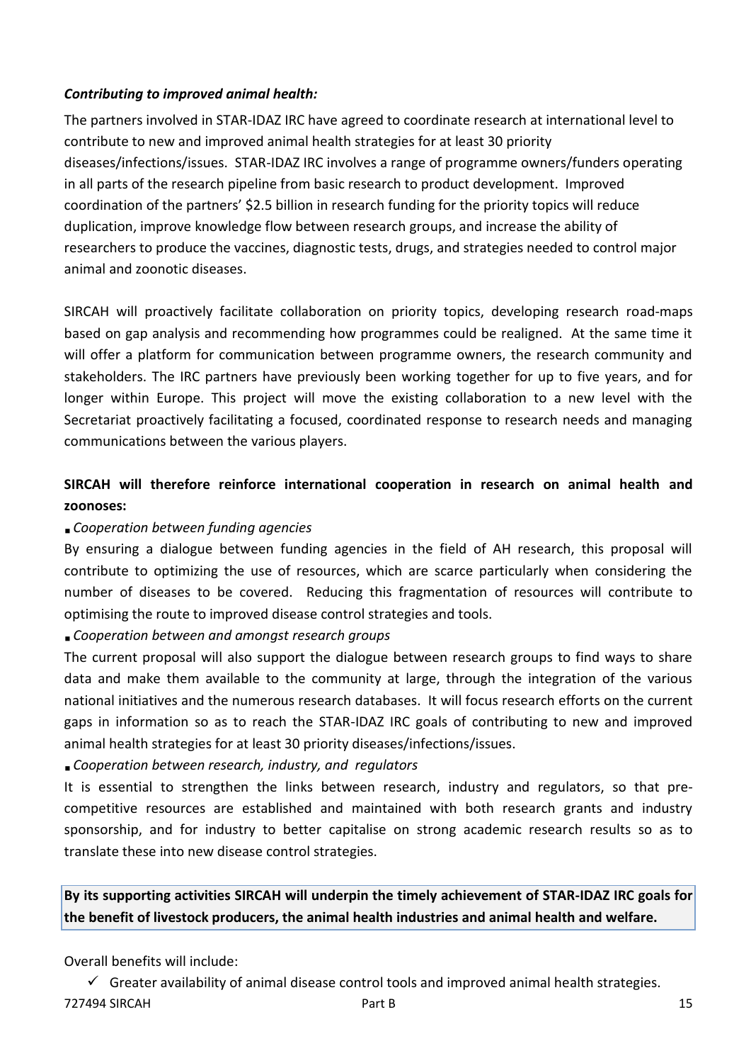***Contributing to improved animal health:***

The partners involved in STAR-IDAZ IRC have agreed to coordinate research at international level to contribute to new and improved animal health strategies for at least 30 priority diseases/infections/issues. STAR-IDAZ IRC involves a range of programme owners/funders operating in all parts of the research pipeline from basic research to product development. Improved coordination of the partners' $2.5 billion in research funding for the priority topics will reduce duplication, improve knowledge flow between research groups, and increase the ability of researchers to produce the vaccines, diagnostic tests, drugs, and strategies needed to control major animal and zoonotic diseases.

SIRCAH will proactively facilitate collaboration on priority topics, developing research road-maps based on gap analysis and recommending how programmes could be realigned. At the same time it will offer a platform for communication between programme owners, the research community and stakeholders. The IRC partners have previously been working together for up to five years, and for longer within Europe. This project will move the existing collaboration to a new level with the Secretariat proactively facilitating a focused, coordinated response to research needs and managing communications between the various players.

**SIRCAH will therefore reinforce international cooperation in research on animal health and zoonoses:**

- *Cooperation between funding agencies*

By ensuring a dialogue between funding agencies in the field of AH research, this proposal will contribute to optimizing the use of resources, which are scarce particularly when considering the number of diseases to be covered. Reducing this fragmentation of resources will contribute to optimising the route to improved disease control strategies and tools.

- *Cooperation between and amongst research groups*

The current proposal will also support the dialogue between research groups to find ways to share data and make them available to the community at large, through the integration of the various national initiatives and the numerous research databases. It will focus research efforts on the current gaps in information so as to reach the STAR-IDAZ IRC goals of contributing to new and improved animal health strategies for at least 30 priority diseases/infections/issues.

- *Cooperation between research, industry, and regulators*

It is essential to strengthen the links between research, industry and regulators, so that pre-competitive resources are established and maintained with both research grants and industry sponsorship, and for industry to better capitalise on strong academic research results so as to translate these into new disease control strategies.

**By its supporting activities SIRCAH will underpin the timely achievement of STAR-IDAZ IRC goals for the benefit of livestock producers, the animal health industries and animal health and welfare.**

Overall benefits will include:

- ✓ Greater availability of animal disease control tools and improved animal health strategies.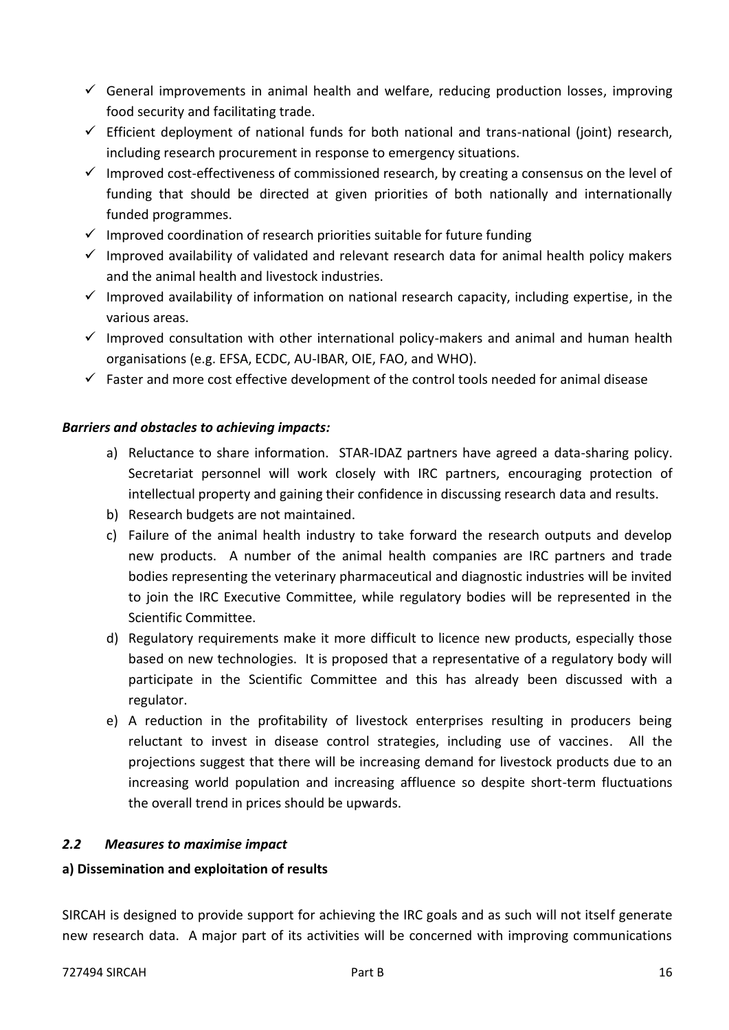- ✓ General improvements in animal health and welfare, reducing production losses, improving food security and facilitating trade.
- ✓ Efficient deployment of national funds for both national and trans-national (joint) research, including research procurement in response to emergency situations.
- ✓ Improved cost-effectiveness of commissioned research, by creating a consensus on the level of funding that should be directed at given priorities of both nationally and internationally funded programmes.
- ✓ Improved coordination of research priorities suitable for future funding
- ✓ Improved availability of validated and relevant research data for animal health policy makers and the animal health and livestock industries.
- ✓ Improved availability of information on national research capacity, including expertise, in the various areas.
- ✓ Improved consultation with other international policy-makers and animal and human health organisations (e.g. EFSA, ECDC, AU-IBAR, OIE, FAO, and WHO).
- ✓ Faster and more cost effective development of the control tools needed for animal disease

***Barriers and obstacles to achieving impacts:***

a) Reluctance to share information. STAR-IDAZ partners have agreed a data-sharing policy. Secretariat personnel will work closely with IRC partners, encouraging protection of intellectual property and gaining their confidence in discussing research data and results.
b) Research budgets are not maintained.
c) Failure of the animal health industry to take forward the research outputs and develop new products. A number of the animal health companies are IRC partners and trade bodies representing the veterinary pharmaceutical and diagnostic industries will be invited to join the IRC Executive Committee, while regulatory bodies will be represented in the Scientific Committee.
d) Regulatory requirements make it more difficult to licence new products, especially those based on new technologies. It is proposed that a representative of a regulatory body will participate in the Scientific Committee and this has already been discussed with a regulator.
e) A reduction in the profitability of livestock enterprises resulting in producers being reluctant to invest in disease control strategies, including use of vaccines. All the projections suggest that there will be increasing demand for livestock products due to an increasing world population and increasing affluence so despite short-term fluctuations the overall trend in prices should be upwards.

### *2.2 Measures to maximise impact*

**a) Dissemination and exploitation of results**

SIRCAH is designed to provide support for achieving the IRC goals and as such will not itself generate new research data. A major part of its activities will be concerned with improving communications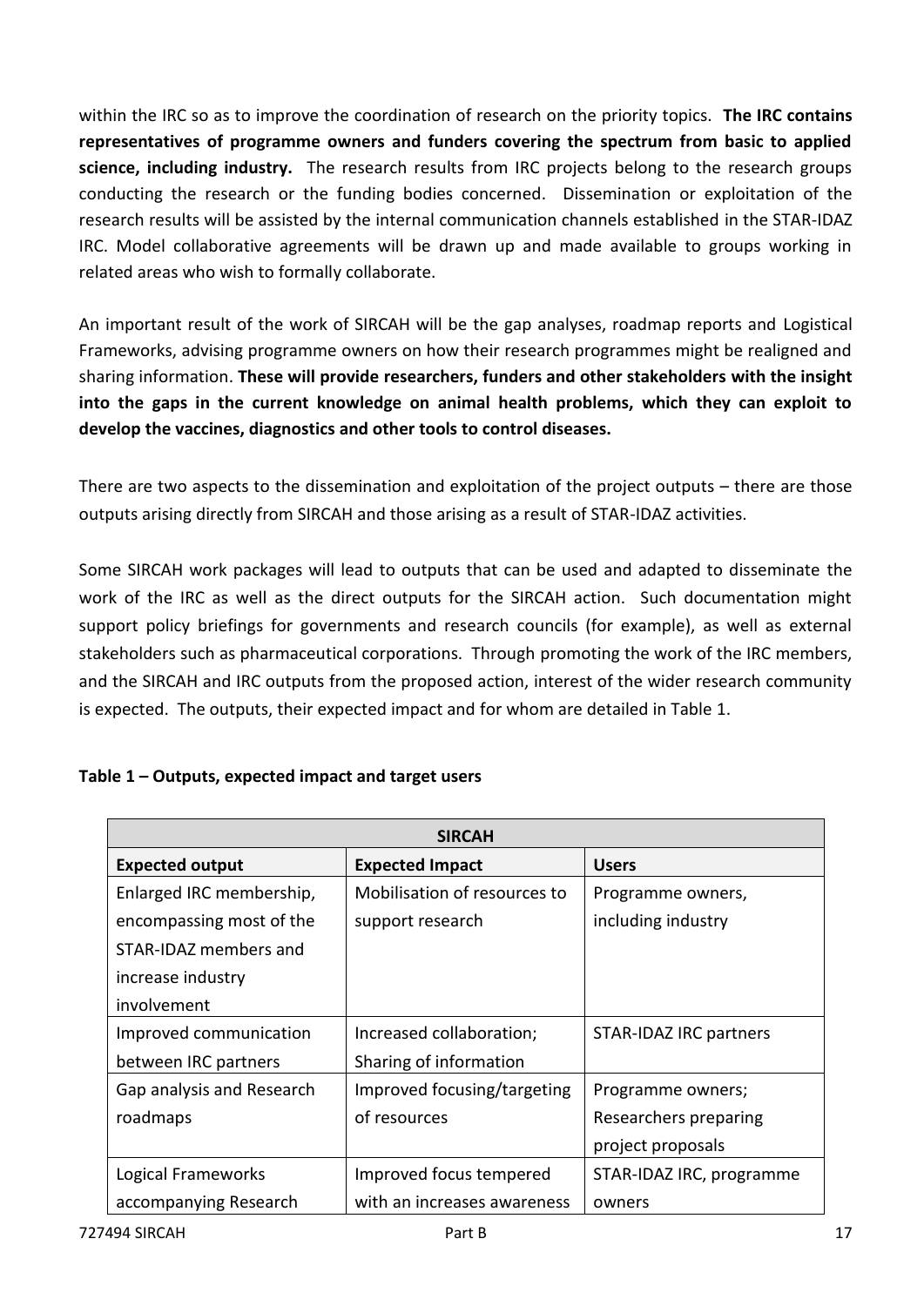within the IRC so as to improve the coordination of research on the priority topics. **The IRC contains representatives of programme owners and funders covering the spectrum from basic to applied science, including industry.** The research results from IRC projects belong to the research groups conducting the research or the funding bodies concerned. Dissemination or exploitation of the research results will be assisted by the internal communication channels established in the STAR-IDAZ IRC. Model collaborative agreements will be drawn up and made available to groups working in related areas who wish to formally collaborate.

An important result of the work of SIRCAH will be the gap analyses, roadmap reports and Logistical Frameworks, advising programme owners on how their research programmes might be realigned and sharing information. **These will provide researchers, funders and other stakeholders with the insight into the gaps in the current knowledge on animal health problems, which they can exploit to develop the vaccines, diagnostics and other tools to control diseases.**

There are two aspects to the dissemination and exploitation of the project outputs – there are those outputs arising directly from SIRCAH and those arising as a result of STAR-IDAZ activities.

Some SIRCAH work packages will lead to outputs that can be used and adapted to disseminate the work of the IRC as well as the direct outputs for the SIRCAH action. Such documentation might support policy briefings for governments and research councils (for example), as well as external stakeholders such as pharmaceutical corporations. Through promoting the work of the IRC members, and the SIRCAH and IRC outputs from the proposed action, interest of the wider research community is expected. The outputs, their expected impact and for whom are detailed in Table 1.

**Table 1 – Outputs, expected impact and target users**

| SIRCAH | | |
|---|---|---|
| **Expected output** | **Expected Impact** | **Users** |
| Enlarged IRC membership, encompassing most of the STAR-IDAZ members and increase industry involvement | Mobilisation of resources to support research | Programme owners, including industry |
| Improved communication between IRC partners | Increased collaboration; Sharing of information | STAR-IDAZ IRC partners |
| Gap analysis and Research roadmaps | Improved focusing/targeting of resources | Programme owners; Researchers preparing project proposals |
| Logical Frameworks accompanying Research | Improved focus tempered with an increases awareness | STAR-IDAZ IRC, programme owners |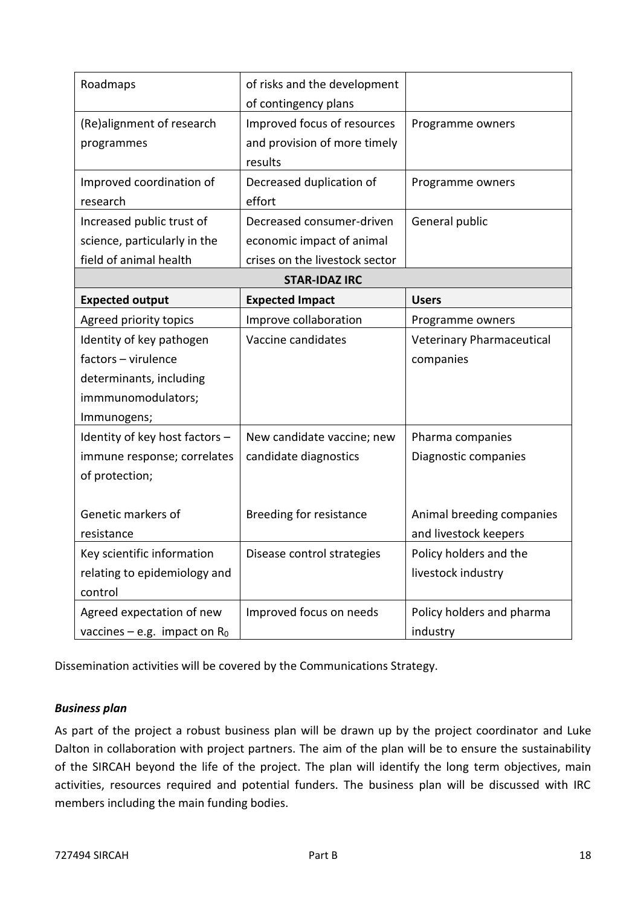| | | |
|---|---|---|
| Roadmaps | of risks and the development of contingency plans | |
| (Re)alignment of research programmes | Improved focus of resources and provision of more timely results | Programme owners |
| Improved coordination of research | Decreased duplication of effort | Programme owners |
| Increased public trust of science, particularly in the field of animal health | Decreased consumer-driven economic impact of animal crises on the livestock sector | General public |
| **STAR-IDAZ IRC** | | |
| **Expected output** | **Expected Impact** | **Users** |
| Agreed priority topics | Improve collaboration | Programme owners |
| Identity of key pathogen factors – virulence determinants, including immmunomodulators; Immunogens; | Vaccine candidates | Veterinary Pharmaceutical companies |
| Identity of key host factors – immune response; correlates of protection;<br><br>Genetic markers of resistance | New candidate vaccine; new candidate diagnostics<br><br>Breeding for resistance | Pharma companies Diagnostic companies<br><br>Animal breeding companies and livestock keepers |
| Key scientific information relating to epidemiology and control | Disease control strategies | Policy holders and the livestock industry |
| Agreed expectation of new vaccines – e.g. impact on $R_0$ | Improved focus on needs | Policy holders and pharma industry |

Dissemination activities will be covered by the Communications Strategy.

***Business plan***

As part of the project a robust business plan will be drawn up by the project coordinator and Luke Dalton in collaboration with project partners. The aim of the plan will be to ensure the sustainability of the SIRCAH beyond the life of the project. The plan will identify the long term objectives, main activities, resources required and potential funders. The business plan will be discussed with IRC members including the main funding bodies.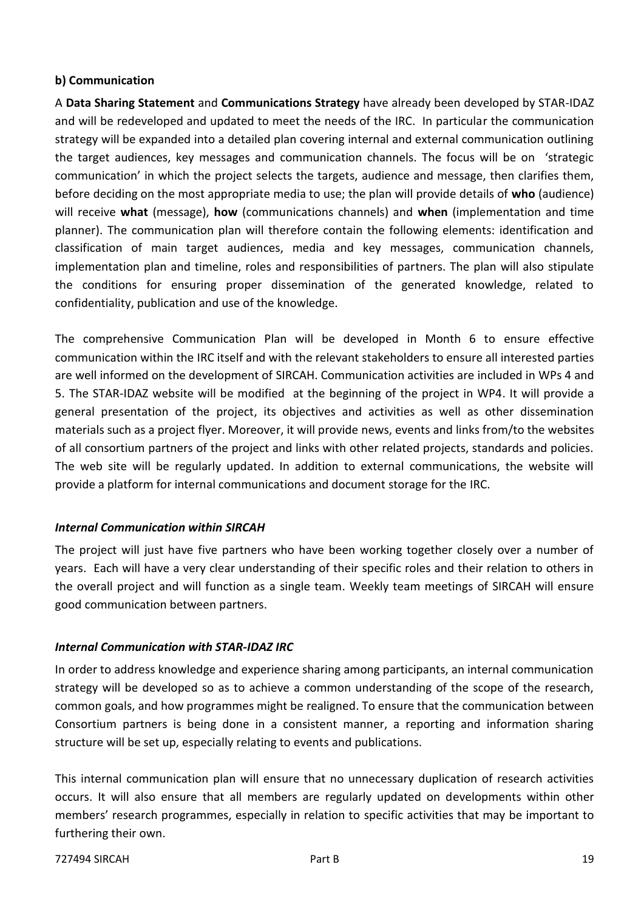**b) Communication**

A **Data Sharing Statement** and **Communications Strategy** have already been developed by STAR-IDAZ and will be redeveloped and updated to meet the needs of the IRC. In particular the communication strategy will be expanded into a detailed plan covering internal and external communication outlining the target audiences, key messages and communication channels. The focus will be on 'strategic communication' in which the project selects the targets, audience and message, then clarifies them, before deciding on the most appropriate media to use; the plan will provide details of **who** (audience) will receive **what** (message), **how** (communications channels) and **when** (implementation and time planner). The communication plan will therefore contain the following elements: identification and classification of main target audiences, media and key messages, communication channels, implementation plan and timeline, roles and responsibilities of partners. The plan will also stipulate the conditions for ensuring proper dissemination of the generated knowledge, related to confidentiality, publication and use of the knowledge.

The comprehensive Communication Plan will be developed in Month 6 to ensure effective communication within the IRC itself and with the relevant stakeholders to ensure all interested parties are well informed on the development of SIRCAH. Communication activities are included in WPs 4 and 5. The STAR-IDAZ website will be modified at the beginning of the project in WP4. It will provide a general presentation of the project, its objectives and activities as well as other dissemination materials such as a project flyer. Moreover, it will provide news, events and links from/to the websites of all consortium partners of the project and links with other related projects, standards and policies. The web site will be regularly updated. In addition to external communications, the website will provide a platform for internal communications and document storage for the IRC.

***Internal Communication within SIRCAH***

The project will just have five partners who have been working together closely over a number of years. Each will have a very clear understanding of their specific roles and their relation to others in the overall project and will function as a single team. Weekly team meetings of SIRCAH will ensure good communication between partners.

***Internal Communication with STAR-IDAZ IRC***

In order to address knowledge and experience sharing among participants, an internal communication strategy will be developed so as to achieve a common understanding of the scope of the research, common goals, and how programmes might be realigned. To ensure that the communication between Consortium partners is being done in a consistent manner, a reporting and information sharing structure will be set up, especially relating to events and publications.

This internal communication plan will ensure that no unnecessary duplication of research activities occurs. It will also ensure that all members are regularly updated on developments within other members' research programmes, especially in relation to specific activities that may be important to furthering their own.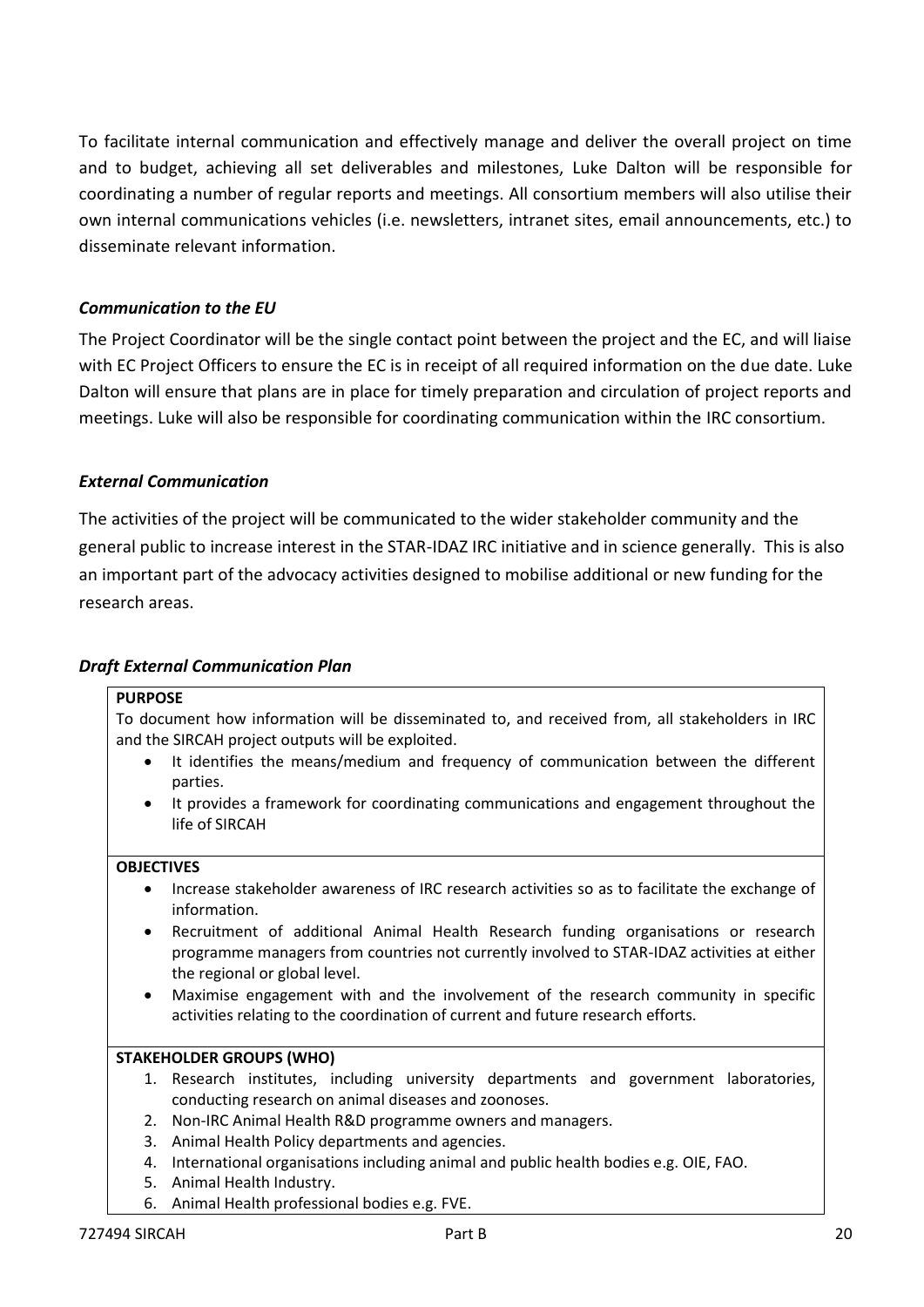To facilitate internal communication and effectively manage and deliver the overall project on time and to budget, achieving all set deliverables and milestones, Luke Dalton will be responsible for coordinating a number of regular reports and meetings. All consortium members will also utilise their own internal communications vehicles (i.e. newsletters, intranet sites, email announcements, etc.) to disseminate relevant information.

### *Communication to the EU*

The Project Coordinator will be the single contact point between the project and the EC, and will liaise with EC Project Officers to ensure the EC is in receipt of all required information on the due date. Luke Dalton will ensure that plans are in place for timely preparation and circulation of project reports and meetings. Luke will also be responsible for coordinating communication within the IRC consortium.

### *External Communication*

The activities of the project will be communicated to the wider stakeholder community and the general public to increase interest in the STAR-IDAZ IRC initiative and in science generally. This is also an important part of the advocacy activities designed to mobilise additional or new funding for the research areas.

### *Draft External Communication Plan*

**PURPOSE**

To document how information will be disseminated to, and received from, all stakeholders in IRC and the SIRCAH project outputs will be exploited.

- It identifies the means/medium and frequency of communication between the different parties.
- It provides a framework for coordinating communications and engagement throughout the life of SIRCAH

**OBJECTIVES**

- Increase stakeholder awareness of IRC research activities so as to facilitate the exchange of information.
- Recruitment of additional Animal Health Research funding organisations or research programme managers from countries not currently involved to STAR-IDAZ activities at either the regional or global level.
- Maximise engagement with and the involvement of the research community in specific activities relating to the coordination of current and future research efforts.

**STAKEHOLDER GROUPS (WHO)**

1. Research institutes, including university departments and government laboratories, conducting research on animal diseases and zoonoses.
2. Non-IRC Animal Health R&D programme owners and managers.
3. Animal Health Policy departments and agencies.
4. International organisations including animal and public health bodies e.g. OIE, FAO.
5. Animal Health Industry.
6. Animal Health professional bodies e.g. FVE.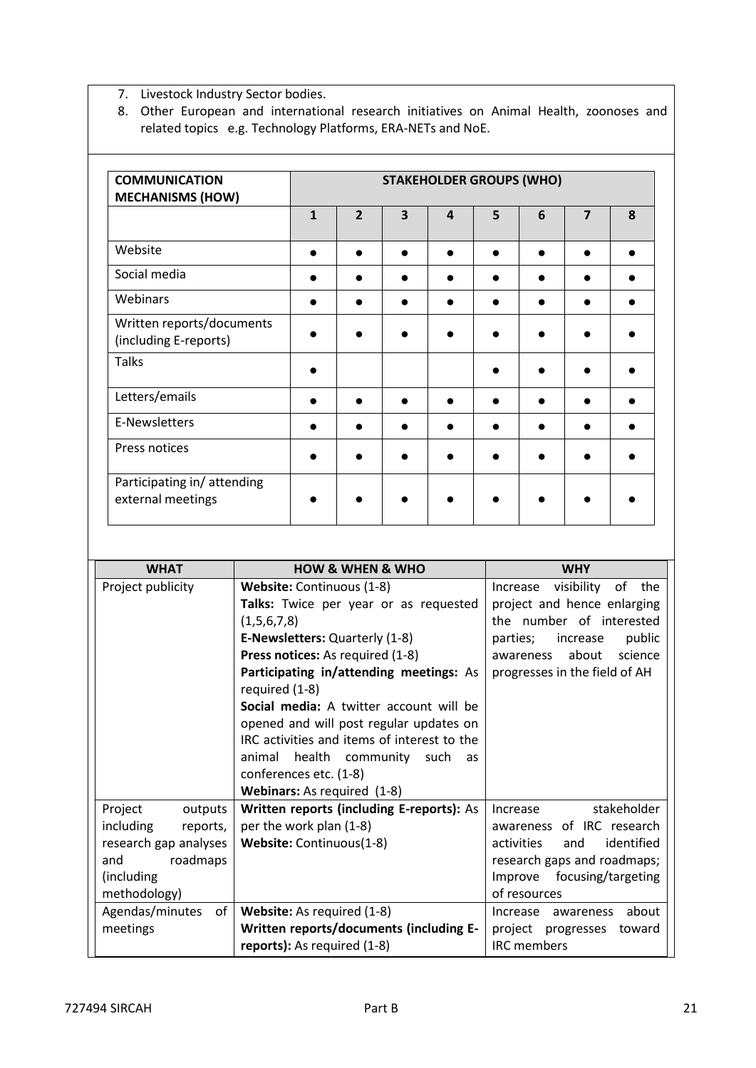7. Livestock Industry Sector bodies.
8. Other European and international research initiatives on Animal Health, zoonoses and related topics e.g. Technology Platforms, ERA-NETs and NoE.

| COMMUNICATION MECHANISMS (HOW) | STAKEHOLDER GROUPS (WHO) | | | | | | | |
|---|---|---|---|---|---|---|---|---|
| | 1 | 2 | 3 | 4 | 5 | 6 | 7 | 8 |
| Website | ● | ● | ● | ● | ● | ● | ● | ● |
| Social media | ● | ● | ● | ● | ● | ● | ● | ● |
| Webinars | ● | ● | ● | ● | ● | ● | ● | ● |
| Written reports/documents (including E-reports) | ● | ● | ● | ● | ● | ● | ● | ● |
| Talks | ● | | | | ● | ● | ● | ● |
| Letters/emails | ● | ● | ● | ● | ● | ● | ● | ● |
| E-Newsletters | ● | ● | ● | ● | ● | ● | ● | ● |
| Press notices | ● | ● | ● | ● | ● | ● | ● | ● |
| Participating in/ attending external meetings | ● | ● | ● | ● | ● | ● | ● | ● |

| WHAT | HOW & WHEN & WHO | WHY |
|---|---|---|
| Project publicity | **Website:** Continuous (1-8)<br>**Talks:** Twice per year or as requested (1,5,6,7,8)<br>**E-Newsletters:** Quarterly (1-8)<br>**Press notices:** As required (1-8)<br>**Participating in/attending meetings:** As required (1-8)<br>**Social media:** A twitter account will be opened and will post regular updates on IRC activities and items of interest to the animal health community such as conferences etc. (1-8)<br>**Webinars:** As required (1-8) | Increase visibility of the project and hence enlarging the number of interested parties; increase public awareness about science progresses in the field of AH |
| Project outputs including reports, research gap analyses and roadmaps (including methodology) | **Written reports (including E-reports):** As per the work plan (1-8)<br>**Website:** Continuous(1-8) | Increase stakeholder awareness of IRC research activities and identified research gaps and roadmaps; Improve focusing/targeting of resources |
| Agendas/minutes of meetings | **Website:** As required (1-8)<br>**Written reports/documents (including E-reports):** As required (1-8) | Increase awareness about project progresses toward IRC members |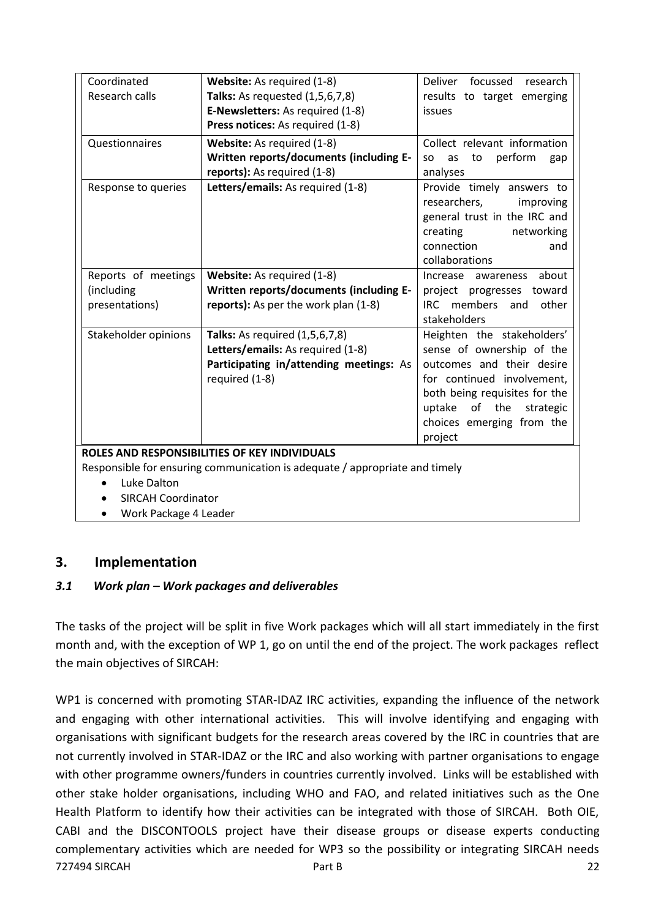| | | |
|---|---|---|
| Coordinated Research calls | **Website:** As required (1-8)<br>**Talks:** As requested (1,5,6,7,8)<br>**E-Newsletters:** As required (1-8)<br>**Press notices:** As required (1-8) | Deliver focussed research results to target emerging issues |
| Questionnaires | **Website:** As required (1-8)<br>**Written reports/documents (including E-reports):** As required (1-8) | Collect relevant information so as to perform gap analyses |
| Response to queries | **Letters/emails:** As required (1-8) | Provide timely answers to researchers, improving general trust in the IRC and creating networking connection and collaborations |
| Reports of meetings (including presentations) | **Website:** As required (1-8)<br>**Written reports/documents (including E-reports):** As per the work plan (1-8) | Increase awareness about project progresses toward IRC members and other stakeholders |
| Stakeholder opinions | **Talks:** As required (1,5,6,7,8)<br>**Letters/emails:** As required (1-8)<br>**Participating in/attending meetings:** As required (1-8) | Heighten the stakeholders' sense of ownership of the outcomes and their desire for continued involvement, both being requisites for the uptake of the strategic choices emerging from the project |

**ROLES AND RESPONSIBILITIES OF KEY INDIVIDUALS**

Responsible for ensuring communication is adequate / appropriate and timely

- Luke Dalton
- SIRCAH Coordinator
- Work Package 4 Leader

## 3. Implementation

### *3.1 Work plan – Work packages and deliverables*

The tasks of the project will be split in five Work packages which will all start immediately in the first month and, with the exception of WP 1, go on until the end of the project. The work packages reflect the main objectives of SIRCAH:

WP1 is concerned with promoting STAR-IDAZ IRC activities, expanding the influence of the network and engaging with other international activities. This will involve identifying and engaging with organisations with significant budgets for the research areas covered by the IRC in countries that are not currently involved in STAR-IDAZ or the IRC and also working with partner organisations to engage with other programme owners/funders in countries currently involved. Links will be established with other stake holder organisations, including WHO and FAO, and related initiatives such as the One Health Platform to identify how their activities can be integrated with those of SIRCAH. Both OIE, CABI and the DISCONTOOLS project have their disease groups or disease experts conducting complementary activities which are needed for WP3 so the possibility or integrating SIRCAH needs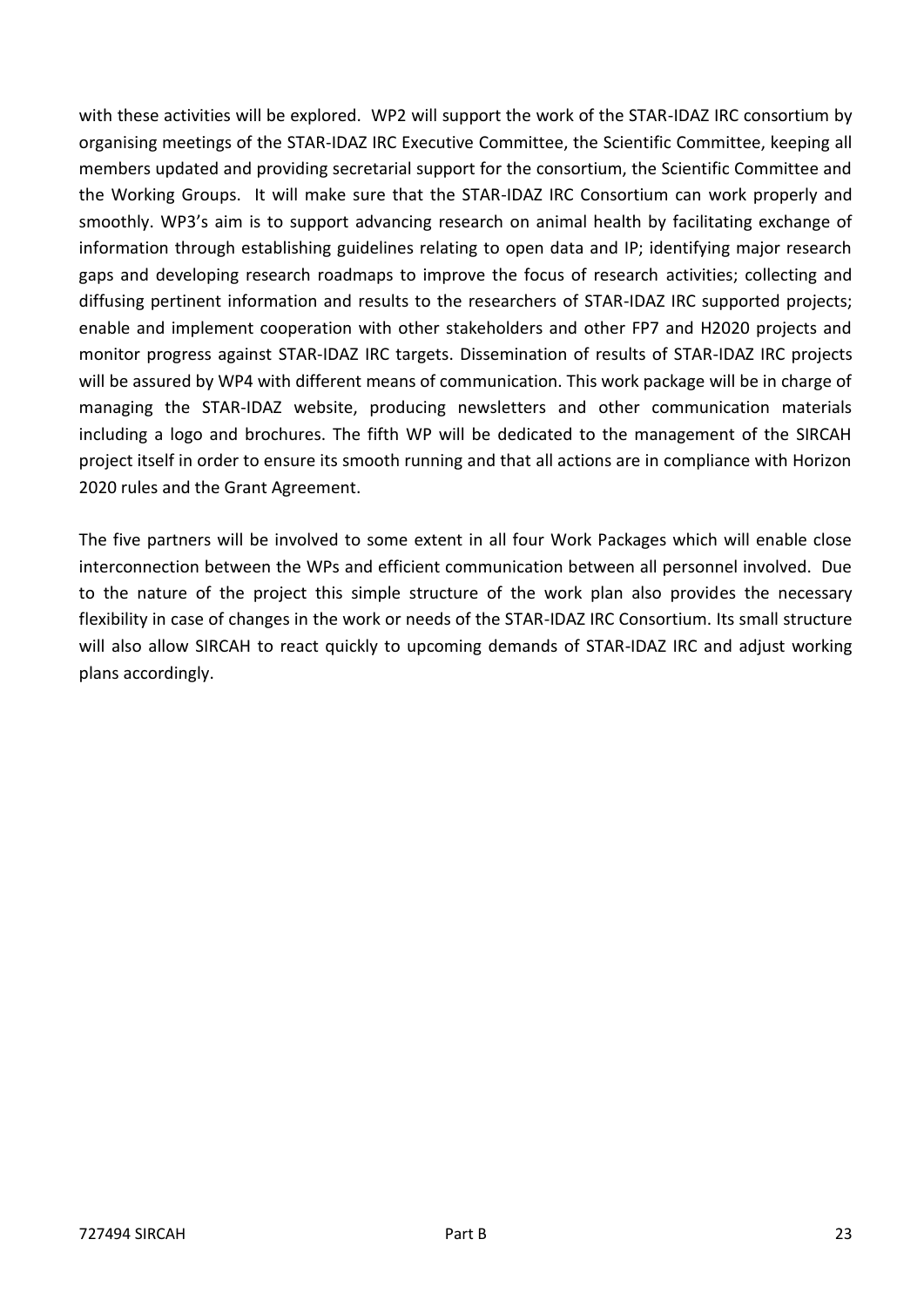with these activities will be explored. WP2 will support the work of the STAR-IDAZ IRC consortium by organising meetings of the STAR-IDAZ IRC Executive Committee, the Scientific Committee, keeping all members updated and providing secretarial support for the consortium, the Scientific Committee and the Working Groups. It will make sure that the STAR-IDAZ IRC Consortium can work properly and smoothly. WP3's aim is to support advancing research on animal health by facilitating exchange of information through establishing guidelines relating to open data and IP; identifying major research gaps and developing research roadmaps to improve the focus of research activities; collecting and diffusing pertinent information and results to the researchers of STAR-IDAZ IRC supported projects; enable and implement cooperation with other stakeholders and other FP7 and H2020 projects and monitor progress against STAR-IDAZ IRC targets. Dissemination of results of STAR-IDAZ IRC projects will be assured by WP4 with different means of communication. This work package will be in charge of managing the STAR-IDAZ website, producing newsletters and other communication materials including a logo and brochures. The fifth WP will be dedicated to the management of the SIRCAH project itself in order to ensure its smooth running and that all actions are in compliance with Horizon 2020 rules and the Grant Agreement.

The five partners will be involved to some extent in all four Work Packages which will enable close interconnection between the WPs and efficient communication between all personnel involved. Due to the nature of the project this simple structure of the work plan also provides the necessary flexibility in case of changes in the work or needs of the STAR-IDAZ IRC Consortium. Its small structure will also allow SIRCAH to react quickly to upcoming demands of STAR-IDAZ IRC and adjust working plans accordingly.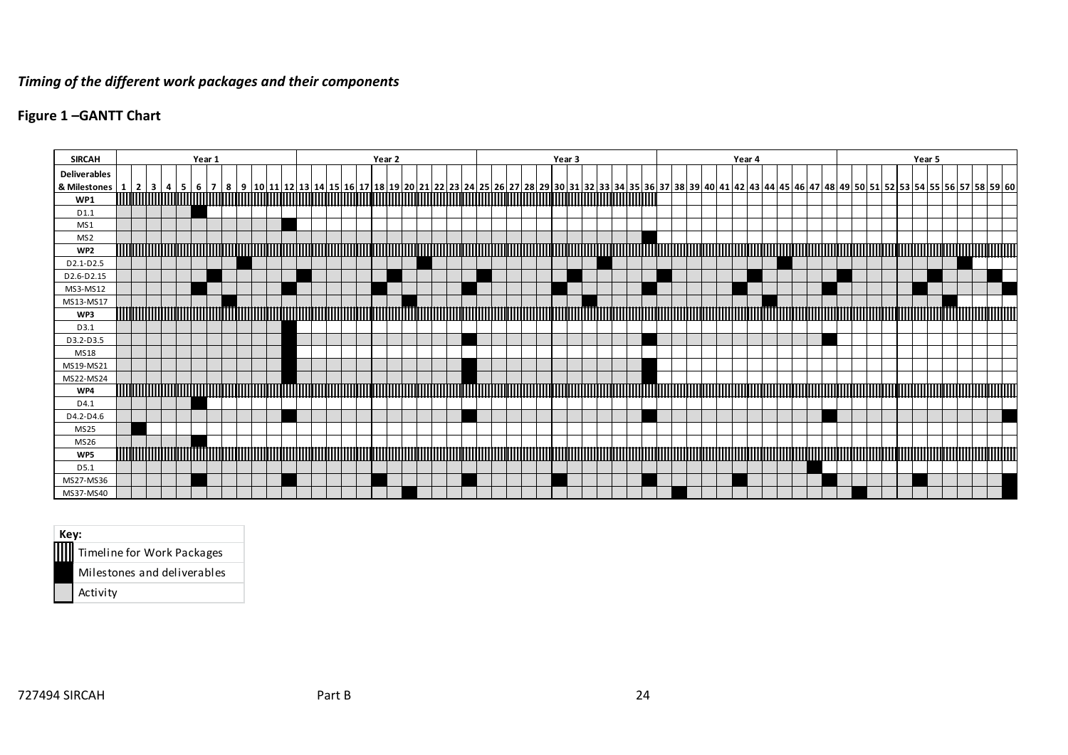*Timing of the different work packages and their components*

**Figure 1 –GANTT Chart**

| SIRCAH | Year 1 | | | | | | | | | | | | Year 2 | | | | | | | | | | | | Year 3 | | | | | | | | | | | | Year 4 | | | | | | | | | | | | Year 5 | | | | | | | | | | | |
|---|---|---|---|---|---|---|---|---|---|---|---|---|---|---|---|---|---|---|---|---|---|---|---|---|---|---|---|---|---|---|---|---|---|---|---|---|---|---|---|---|---|---|---|---|---|---|---|---|---|---|---|---|---|---|---|---|---|---|---|---|
| Deliverables & Milestones | 1 | 2 | 3 | 4 | 5 | 6 | 7 | 8 | 9 | 10 | 11 | 12 | 13 | 14 | 15 | 16 | 17 | 18 | 19 | 20 | 21 | 22 | 23 | 24 | 25 | 26 | 27 | 28 | 29 | 30 | 31 | 32 | 33 | 34 | 35 | 36 | 37 | 38 | 39 | 40 | 41 | 42 | 43 | 44 | 45 | 46 | 47 | 48 | 49 | 50 | 51 | 52 | 53 | 54 | 55 | 56 | 57 | 58 | 59 | 60 |
| **WP1** | | | | | | | | | | | | | | | | | | | | | | | | | | | | | | | | | | | | | | | | | | | | | | | | | | | | | | | | | | | | |
| D1.1 | | | | | | | | | | | | | | | | | | | | | | | | | | | | | | | | | | | | | | | | | | | | | | | | | | | | | | | | | | | | |
| MS1 | | | | | | | | | | | | | | | | | | | | | | | | | | | | | | | | | | | | | | | | | | | | | | | | | | | | | | | | | | | | |
| MS2 | | | | | | | | | | | | | | | | | | | | | | | | | | | | | | | | | | | | | | | | | | | | | | | | | | | | | | | | | | | | |
| **WP2** | | | | | | | | | | | | | | | | | | | | | | | | | | | | | | | | | | | | | | | | | | | | | | | | | | | | | | | | | | | | |
| D2.1-D2.5 | | | | | | | | | | | | | | | | | | | | | | | | | | | | | | | | | | | | | | | | | | | | | | | | | | | | | | | | | | | | |
| D2.6-D2.15 | | | | | | | | | | | | | | | | | | | | | | | | | | | | | | | | | | | | | | | | | | | | | | | | | | | | | | | | | | | | |
| MS3-MS12 | | | | | | | | | | | | | | | | | | | | | | | | | | | | | | | | | | | | | | | | | | | | | | | | | | | | | | | | | | | | |
| MS13-MS17 | | | | | | | | | | | | | | | | | | | | | | | | | | | | | | | | | | | | | | | | | | | | | | | | | | | | | | | | | | | | |
| **WP3** | | | | | | | | | | | | | | | | | | | | | | | | | | | | | | | | | | | | | | | | | | | | | | | | | | | | | | | | | | | | |
| D3.1 | | | | | | | | | | | | | | | | | | | | | | | | | | | | | | | | | | | | | | | | | | | | | | | | | | | | | | | | | | | | |
| D3.2-D3.5 | | | | | | | | | | | | | | | | | | | | | | | | | | | | | | | | | | | | | | | | | | | | | | | | | | | | | | | | | | | | |
| MS18 | | | | | | | | | | | | | | | | | | | | | | | | | | | | | | | | | | | | | | | | | | | | | | | | | | | | | | | | | | | | |
| MS19-MS21 | | | | | | | | | | | | | | | | | | | | | | | | | | | | | | | | | | | | | | | | | | | | | | | | | | | | | | | | | | | | |
| MS22-MS24 | | | | | | | | | | | | | | | | | | | | | | | | | | | | | | | | | | | | | | | | | | | | | | | | | | | | | | | | | | | | |
| **WP4** | | | | | | | | | | | | | | | | | | | | | | | | | | | | | | | | | | | | | | | | | | | | | | | | | | | | | | | | | | | | |
| D4.1 | | | | | | | | | | | | | | | | | | | | | | | | | | | | | | | | | | | | | | | | | | | | | | | | | | | | | | | | | | | | |
| D4.2-D4.6 | | | | | | | | | | | | | | | | | | | | | | | | | | | | | | | | | | | | | | | | | | | | | | | | | | | | | | | | | | | | |
| MS25 | | | | | | | | | | | | | | | | | | | | | | | | | | | | | | | | | | | | | | | | | | | | | | | | | | | | | | | | | | | | |
| MS26 | | | | | | | | | | | | | | | | | | | | | | | | | | | | | | | | | | | | | | | | | | | | | | | | | | | | | | | | | | | | |
| **WP5** | | | | | | | | | | | | | | | | | | | | | | | | | | | | | | | | | | | | | | | | | | | | | | | | | | | | | | | | | | | | |
| D5.1 | | | | | | | | | | | | | | | | | | | | | | | | | | | | | | | | | | | | | | | | | | | | | | | | | | | | | | | | | | | | |
| MS27-MS36 | | | | | | | | | | | | | | | | | | | | | | | | | | | | | | | | | | | | | | | | | | | | | | | | | | | | | | | | | | | | |
| MS37-MS40 | | | | | | | | | | | | | | | | | | | | | | | | | | | | | | | | | | | | | | | | | | | | | | | | | | | | | | | | | | | | |

**Key:**

- Timeline for Work Packages
- Milestones and deliverables
- Activity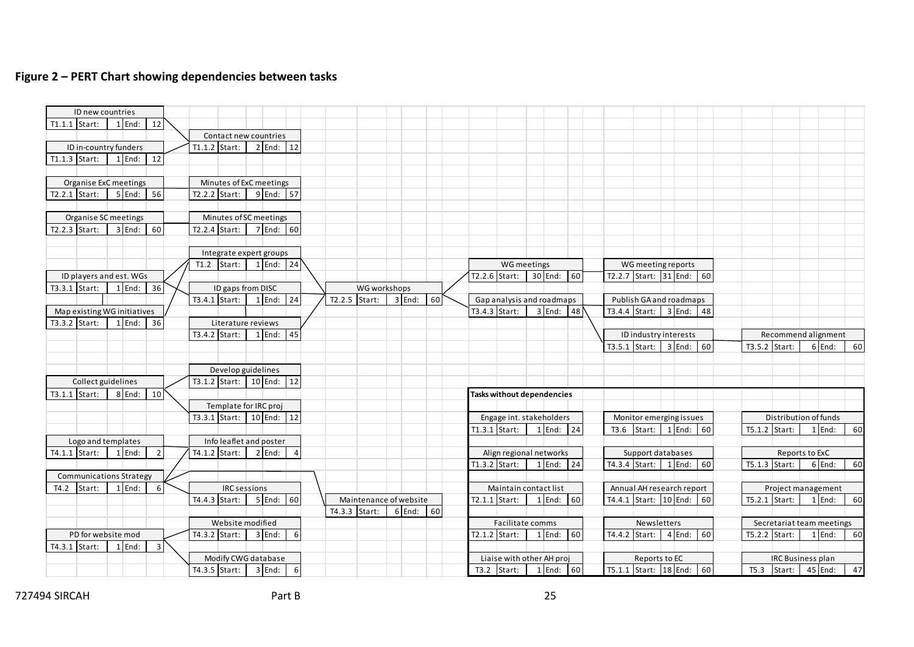**Figure 2 – PERT Chart showing dependencies between tasks**

| Task | Name | Start | End |
|---|---|---|---|
| T1.1.1 | ID new countries | 1 | 12 |
| T1.1.3 | ID in-country funders | 1 | 12 |
| T1.1.2 | Contact new countries | 2 | 12 |
| T2.2.1 | Organise ExC meetings | 5 | 56 |
| T2.2.2 | Minutes of ExC meetings | 9 | 57 |
| T2.2.3 | Organise SC meetings | 3 | 60 |
| T2.2.4 | Minutes of SC meetings | 7 | 60 |
| T3.3.1 | ID players and est. WGs | 1 | 36 |
| T3.3.2 | Map existing WG initiatives | 1 | 36 |
| T1.2 | Integrate expert groups | 1 | 24 |
| T3.4.1 | ID gaps from DISC | 1 | 24 |
| T3.4.2 | Literature reviews | 1 | 45 |
| T2.2.5 | WG workshops | 3 | 60 |
| T2.2.6 | WG meetings | 30 | 60 |
| T2.2.7 | WG meeting reports | 31 | 60 |
| T3.4.3 | Gap analysis and roadmaps | 3 | 48 |
| T3.4.4 | Publish GA and roadmaps | 3 | 48 |
| T3.5.1 | ID industry interests | 3 | 60 |
| T3.5.2 | Recommend alignment | 6 | 60 |
| T3.1.1 | Collect guidelines | 8 | 10 |
| T3.1.2 | Develop guidelines | 10 | 12 |
| T3.3.1 | Template for IRC proj | 10 | 12 |
| T4.1.1 | Logo and templates | 1 | 2 |
| T4.1.2 | Info leaflet and poster | 2 | 4 |
| T4.2 | Communications Strategy | 1 | 6 |
| T4.4.3 | IRC sessions | 5 | 60 |
| T4.3.3 | Maintenance of website | 6 | 60 |
| T4.3.1 | PD for website mod | 1 | 3 |
| T4.3.2 | Website modified | 3 | 6 |
| T4.3.5 | Modify CWG database | 3 | 6 |

**Tasks without dependencies**

| Task | Name | Start | End |
|---|---|---|---|
| T1.3.1 | Engage int. stakeholders | 1 | 24 |
| T1.3.2 | Align regional networks | 1 | 24 |
| T2.1.1 | Maintain contact list | 1 | 60 |
| T2.1.2 | Facilitate comms | 1 | 60 |
| T3.2 | Liaise with other AH proj | 1 | 60 |
| T3.6 | Monitor emerging issues | 1 | 60 |
| T4.3.4 | Support databases | 1 | 60 |
| T4.4.1 | Annual AH research report | 10 | 60 |
| T4.4.2 | Newsletters | 4 | 60 |
| T5.1.1 | Reports to EC | 18 | 60 |
| T5.1.2 | Distribution of funds | 1 | 60 |
| T5.1.3 | Reports to ExC | 6 | 60 |
| T5.2.1 | Project management | 1 | 60 |
| T5.2.2 | Secretariat team meetings | 1 | 60 |
| T5.3 | IRC Business plan | 45 | 47 |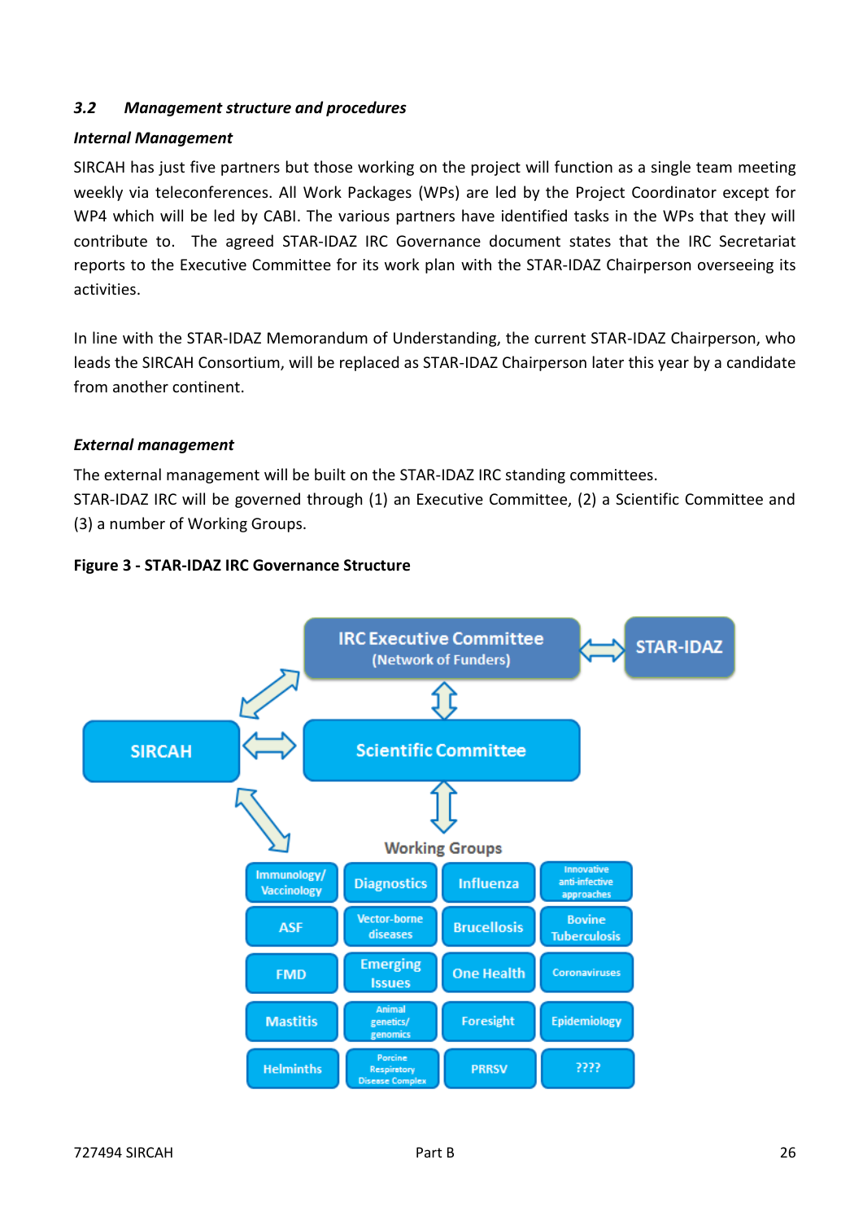## 3.2 *Management structure and procedures*

***Internal Management***

SIRCAH has just five partners but those working on the project will function as a single team meeting weekly via teleconferences. All Work Packages (WPs) are led by the Project Coordinator except for WP4 which will be led by CABI. The various partners have identified tasks in the WPs that they will contribute to. The agreed STAR-IDAZ IRC Governance document states that the IRC Secretariat reports to the Executive Committee for its work plan with the STAR-IDAZ Chairperson overseeing its activities.

In line with the STAR-IDAZ Memorandum of Understanding, the current STAR-IDAZ Chairperson, who leads the SIRCAH Consortium, will be replaced as STAR-IDAZ Chairperson later this year by a candidate from another continent.

***External management***

The external management will be built on the STAR-IDAZ IRC standing committees.
STAR-IDAZ IRC will be governed through (1) an Executive Committee, (2) a Scientific Committee and (3) a number of Working Groups.

**Figure 3 - STAR-IDAZ IRC Governance Structure**

IRC Executive Committee (Network of Funders) ⇔ STAR-IDAZ

SIRCAH ⇔ IRC Executive Committee; SIRCAH ⇔ Scientific Committee; SIRCAH ⇔ Working Groups

IRC Executive Committee ⇕ Scientific Committee ⇕ Working Groups

Working Groups:

| | | | |
|---|---|---|---|
| Immunology/ Vaccinology | Diagnostics | Influenza | Innovative anti-infective approaches |
| ASF | Vector-borne diseases | Brucellosis | Bovine Tuberculosis |
| FMD | Emerging Issues | One Health | Coronaviruses |
| Mastitis | Animal genetics/ genomics | Foresight | Epidemiology |
| Helminths | Porcine Respiratory Disease Complex | PRRSV | ???? |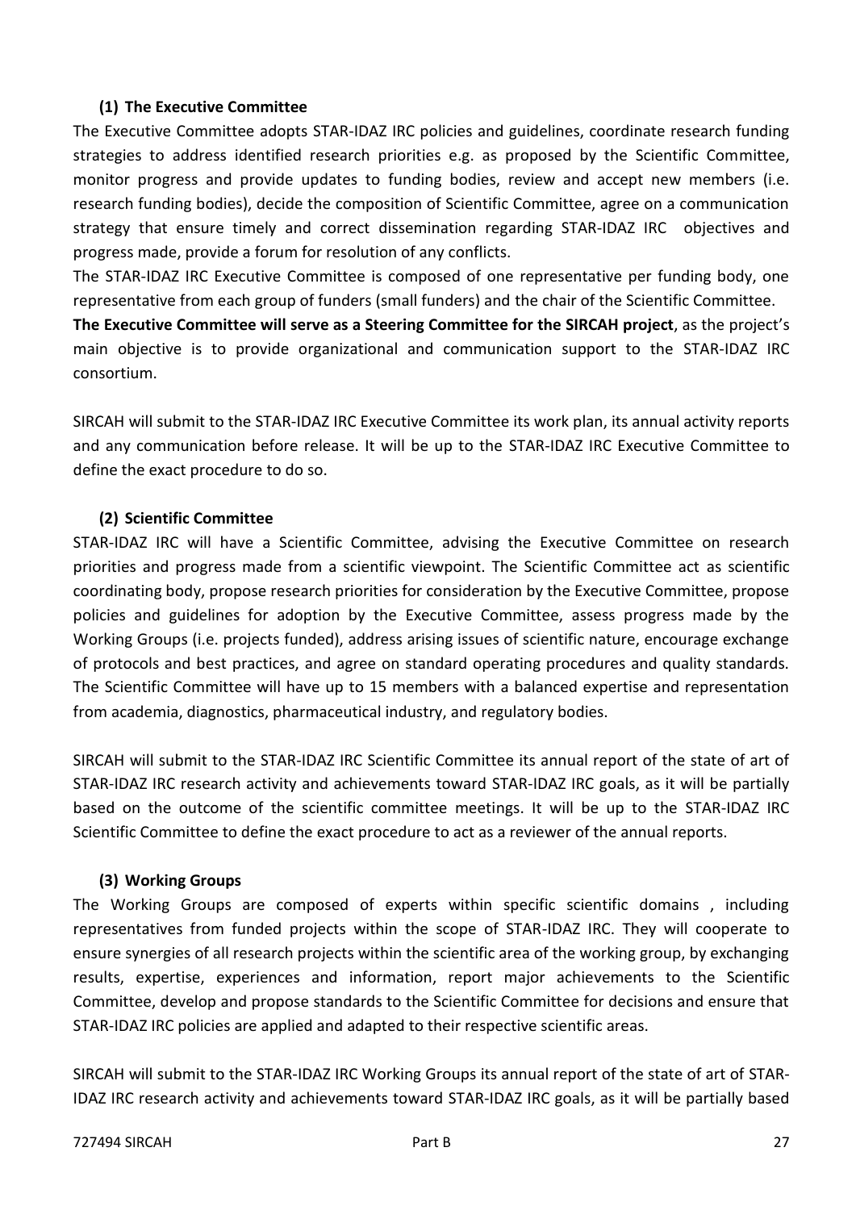#### (1) The Executive Committee

The Executive Committee adopts STAR-IDAZ IRC policies and guidelines, coordinate research funding strategies to address identified research priorities e.g. as proposed by the Scientific Committee, monitor progress and provide updates to funding bodies, review and accept new members (i.e. research funding bodies), decide the composition of Scientific Committee, agree on a communication strategy that ensure timely and correct dissemination regarding STAR-IDAZ IRC objectives and progress made, provide a forum for resolution of any conflicts.

The STAR-IDAZ IRC Executive Committee is composed of one representative per funding body, one representative from each group of funders (small funders) and the chair of the Scientific Committee.

**The Executive Committee will serve as a Steering Committee for the SIRCAH project**, as the project's main objective is to provide organizational and communication support to the STAR-IDAZ IRC consortium.

SIRCAH will submit to the STAR-IDAZ IRC Executive Committee its work plan, its annual activity reports and any communication before release. It will be up to the STAR-IDAZ IRC Executive Committee to define the exact procedure to do so.

#### (2) Scientific Committee

STAR-IDAZ IRC will have a Scientific Committee, advising the Executive Committee on research priorities and progress made from a scientific viewpoint. The Scientific Committee act as scientific coordinating body, propose research priorities for consideration by the Executive Committee, propose policies and guidelines for adoption by the Executive Committee, assess progress made by the Working Groups (i.e. projects funded), address arising issues of scientific nature, encourage exchange of protocols and best practices, and agree on standard operating procedures and quality standards. The Scientific Committee will have up to 15 members with a balanced expertise and representation from academia, diagnostics, pharmaceutical industry, and regulatory bodies.

SIRCAH will submit to the STAR-IDAZ IRC Scientific Committee its annual report of the state of art of STAR-IDAZ IRC research activity and achievements toward STAR-IDAZ IRC goals, as it will be partially based on the outcome of the scientific committee meetings. It will be up to the STAR-IDAZ IRC Scientific Committee to define the exact procedure to act as a reviewer of the annual reports.

#### (3) Working Groups

The Working Groups are composed of experts within specific scientific domains , including representatives from funded projects within the scope of STAR-IDAZ IRC. They will cooperate to ensure synergies of all research projects within the scientific area of the working group, by exchanging results, expertise, experiences and information, report major achievements to the Scientific Committee, develop and propose standards to the Scientific Committee for decisions and ensure that STAR-IDAZ IRC policies are applied and adapted to their respective scientific areas.

SIRCAH will submit to the STAR-IDAZ IRC Working Groups its annual report of the state of art of STAR-IDAZ IRC research activity and achievements toward STAR-IDAZ IRC goals, as it will be partially based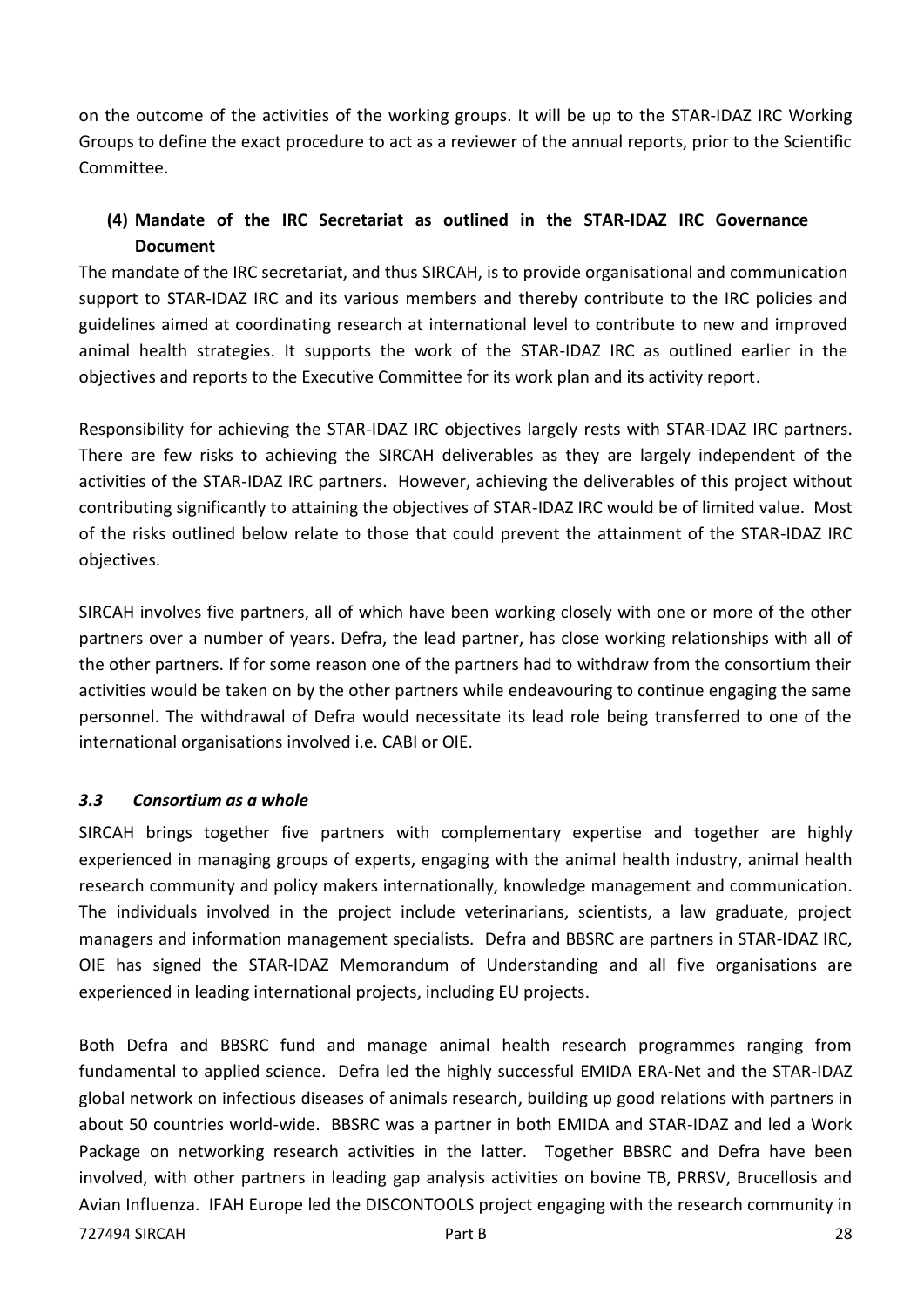on the outcome of the activities of the working groups. It will be up to the STAR-IDAZ IRC Working Groups to define the exact procedure to act as a reviewer of the annual reports, prior to the Scientific Committee.

**(4) Mandate of the IRC Secretariat as outlined in the STAR-IDAZ IRC Governance Document**

The mandate of the IRC secretariat, and thus SIRCAH, is to provide organisational and communication support to STAR-IDAZ IRC and its various members and thereby contribute to the IRC policies and guidelines aimed at coordinating research at international level to contribute to new and improved animal health strategies. It supports the work of the STAR-IDAZ IRC as outlined earlier in the objectives and reports to the Executive Committee for its work plan and its activity report.

Responsibility for achieving the STAR-IDAZ IRC objectives largely rests with STAR-IDAZ IRC partners. There are few risks to achieving the SIRCAH deliverables as they are largely independent of the activities of the STAR-IDAZ IRC partners. However, achieving the deliverables of this project without contributing significantly to attaining the objectives of STAR-IDAZ IRC would be of limited value. Most of the risks outlined below relate to those that could prevent the attainment of the STAR-IDAZ IRC objectives.

SIRCAH involves five partners, all of which have been working closely with one or more of the other partners over a number of years. Defra, the lead partner, has close working relationships with all of the other partners. If for some reason one of the partners had to withdraw from the consortium their activities would be taken on by the other partners while endeavouring to continue engaging the same personnel. The withdrawal of Defra would necessitate its lead role being transferred to one of the international organisations involved i.e. CABI or OIE.

### *3.3 Consortium as a whole*

SIRCAH brings together five partners with complementary expertise and together are highly experienced in managing groups of experts, engaging with the animal health industry, animal health research community and policy makers internationally, knowledge management and communication. The individuals involved in the project include veterinarians, scientists, a law graduate, project managers and information management specialists. Defra and BBSRC are partners in STAR-IDAZ IRC, OIE has signed the STAR-IDAZ Memorandum of Understanding and all five organisations are experienced in leading international projects, including EU projects.

Both Defra and BBSRC fund and manage animal health research programmes ranging from fundamental to applied science. Defra led the highly successful EMIDA ERA-Net and the STAR-IDAZ global network on infectious diseases of animals research, building up good relations with partners in about 50 countries world-wide. BBSRC was a partner in both EMIDA and STAR-IDAZ and led a Work Package on networking research activities in the latter. Together BBSRC and Defra have been involved, with other partners in leading gap analysis activities on bovine TB, PRRSV, Brucellosis and Avian Influenza. IFAH Europe led the DISCONTOOLS project engaging with the research community in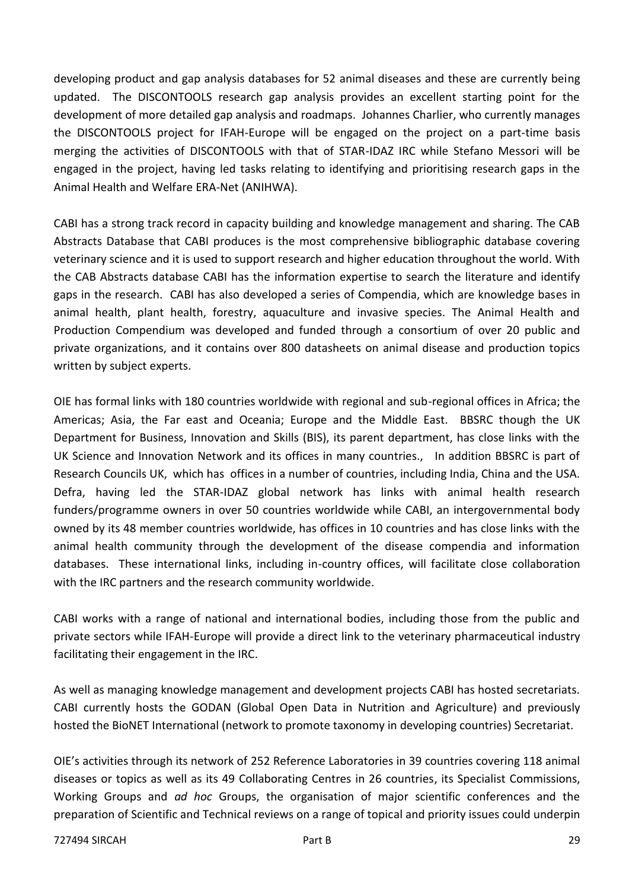developing product and gap analysis databases for 52 animal diseases and these are currently being updated. The DISCONTOOLS research gap analysis provides an excellent starting point for the development of more detailed gap analysis and roadmaps. Johannes Charlier, who currently manages the DISCONTOOLS project for IFAH-Europe will be engaged on the project on a part-time basis merging the activities of DISCONTOOLS with that of STAR-IDAZ IRC while Stefano Messori will be engaged in the project, having led tasks relating to identifying and prioritising research gaps in the Animal Health and Welfare ERA-Net (ANIHWA).

CABI has a strong track record in capacity building and knowledge management and sharing. The CAB Abstracts Database that CABI produces is the most comprehensive bibliographic database covering veterinary science and it is used to support research and higher education throughout the world. With the CAB Abstracts database CABI has the information expertise to search the literature and identify gaps in the research. CABI has also developed a series of Compendia, which are knowledge bases in animal health, plant health, forestry, aquaculture and invasive species. The Animal Health and Production Compendium was developed and funded through a consortium of over 20 public and private organizations, and it contains over 800 datasheets on animal disease and production topics written by subject experts.

OIE has formal links with 180 countries worldwide with regional and sub-regional offices in Africa; the Americas; Asia, the Far east and Oceania; Europe and the Middle East. BBSRC though the UK Department for Business, Innovation and Skills (BIS), its parent department, has close links with the UK Science and Innovation Network and its offices in many countries., In addition BBSRC is part of Research Councils UK, which has offices in a number of countries, including India, China and the USA. Defra, having led the STAR-IDAZ global network has links with animal health research funders/programme owners in over 50 countries worldwide while CABI, an intergovernmental body owned by its 48 member countries worldwide, has offices in 10 countries and has close links with the animal health community through the development of the disease compendia and information databases. These international links, including in-country offices, will facilitate close collaboration with the IRC partners and the research community worldwide.

CABI works with a range of national and international bodies, including those from the public and private sectors while IFAH-Europe will provide a direct link to the veterinary pharmaceutical industry facilitating their engagement in the IRC.

As well as managing knowledge management and development projects CABI has hosted secretariats. CABI currently hosts the GODAN (Global Open Data in Nutrition and Agriculture) and previously hosted the BioNET International (network to promote taxonomy in developing countries) Secretariat.

OIE's activities through its network of 252 Reference Laboratories in 39 countries covering 118 animal diseases or topics as well as its 49 Collaborating Centres in 26 countries, its Specialist Commissions, Working Groups and *ad hoc* Groups, the organisation of major scientific conferences and the preparation of Scientific and Technical reviews on a range of topical and priority issues could underpin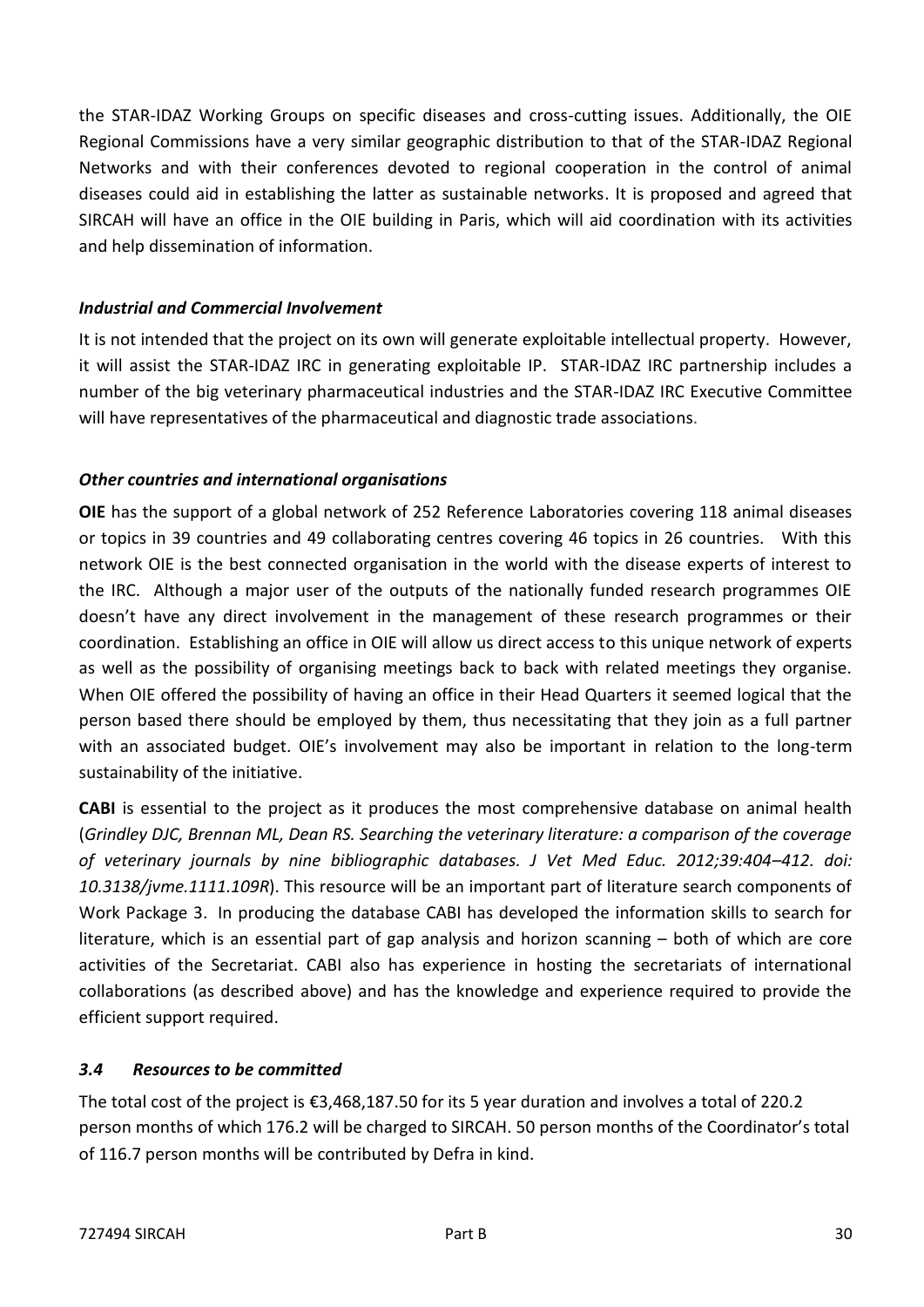the STAR-IDAZ Working Groups on specific diseases and cross-cutting issues. Additionally, the OIE Regional Commissions have a very similar geographic distribution to that of the STAR-IDAZ Regional Networks and with their conferences devoted to regional cooperation in the control of animal diseases could aid in establishing the latter as sustainable networks. It is proposed and agreed that SIRCAH will have an office in the OIE building in Paris, which will aid coordination with its activities and help dissemination of information.

### *Industrial and Commercial Involvement*

It is not intended that the project on its own will generate exploitable intellectual property. However, it will assist the STAR-IDAZ IRC in generating exploitable IP. STAR-IDAZ IRC partnership includes a number of the big veterinary pharmaceutical industries and the STAR-IDAZ IRC Executive Committee will have representatives of the pharmaceutical and diagnostic trade associations.

### *Other countries and international organisations*

**OIE** has the support of a global network of 252 Reference Laboratories covering 118 animal diseases or topics in 39 countries and 49 collaborating centres covering 46 topics in 26 countries. With this network OIE is the best connected organisation in the world with the disease experts of interest to the IRC. Although a major user of the outputs of the nationally funded research programmes OIE doesn't have any direct involvement in the management of these research programmes or their coordination. Establishing an office in OIE will allow us direct access to this unique network of experts as well as the possibility of organising meetings back to back with related meetings they organise. When OIE offered the possibility of having an office in their Head Quarters it seemed logical that the person based there should be employed by them, thus necessitating that they join as a full partner with an associated budget. OIE's involvement may also be important in relation to the long-term sustainability of the initiative.

**CABI** is essential to the project as it produces the most comprehensive database on animal health (*Grindley DJC, Brennan ML, Dean RS. Searching the veterinary literature: a comparison of the coverage of veterinary journals by nine bibliographic databases. J Vet Med Educ. 2012;39:404–412. doi: 10.3138/jvme.1111.109R*). This resource will be an important part of literature search components of Work Package 3. In producing the database CABI has developed the information skills to search for literature, which is an essential part of gap analysis and horizon scanning – both of which are core activities of the Secretariat. CABI also has experience in hosting the secretariats of international collaborations (as described above) and has the knowledge and experience required to provide the efficient support required.

### *3.4 Resources to be committed*

The total cost of the project is €3,468,187.50 for its 5 year duration and involves a total of 220.2 person months of which 176.2 will be charged to SIRCAH. 50 person months of the Coordinator's total of 116.7 person months will be contributed by Defra in kind.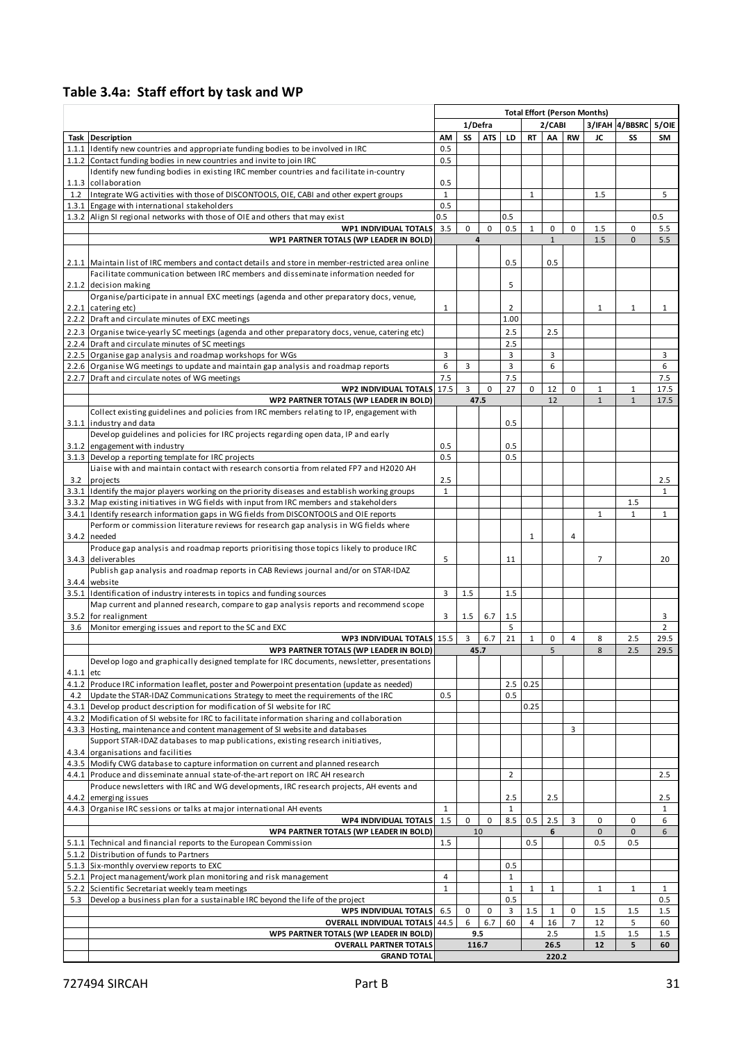## Table 3.4a: Staff effort by task and WP

| | | Total Effort (Person Months) | | | | | | | | | |
|---|---|---|---|---|---|---|---|---|---|---|---|
| | | 1/Defra | | | | 2/CABI | | | 3/IFAH | 4/BBSRC | 5/OIE |
| Task | Description | AM | SS | ATS | LD | RT | AA | RW | JC | SS | SM |
| 1.1.1 | Identify new countries and appropriate funding bodies to be involved in IRC | 0.5 | | | | | | | | | |
| 1.1.2 | Contact funding bodies in new countries and invite to join IRC | 0.5 | | | | | | | | | |
| 1.1.3 | Identify new funding bodies in existing IRC member countries and facilitate in-country collaboration | 0.5 | | | | | | | | | |
| 1.2 | Integrate WG activities with those of DISCONTOOLS, OIE, CABI and other expert groups | 1 | | | | 1 | | | 1.5 | | 5 |
| 1.3.1 | Engage with international stakeholders | 0.5 | | | | | | | | | |
| 1.3.2 | Align SI regional networks with those of OIE and others that may exist | 0.5 | | | 0.5 | | | | | | 0.5 |
| | **WP1 INDIVIDUAL TOTALS** | 3.5 | 0 | 0 | 0.5 | 1 | 0 | 0 | 1.5 | 0 | 5.5 |
| | **WP1 PARTNER TOTALS (WP LEADER IN BOLD)** | **4** | | | | 1 | | | 1.5 | 0 | 5.5 |
| 2.1.1 | Maintain list of IRC members and contact details and store in member-restricted area online | | | | 0.5 | | 0.5 | | | | |
| 2.1.2 | Facilitate communication between IRC members and disseminate information needed for decision making | | | | 5 | | | | | | |
| 2.2.1 | Organise/participate in annual EXC meetings (agenda and other preparatory docs, venue, catering etc) | 1 | | | 2 | | | | 1 | 1 | 1 |
| 2.2.2 | Draft and circulate minutes of EXC meetings | | | | 1.00 | | | | | | |
| 2.2.3 | Organise twice-yearly SC meetings (agenda and other preparatory docs, venue, catering etc) | | | | 2.5 | | 2.5 | | | | |
| 2.2.4 | Draft and circulate minutes of SC meetings | | | | 2.5 | | | | | | |
| 2.2.5 | Organise gap analysis and roadmap workshops for WGs | 3 | | | 3 | | 3 | | | | 3 |
| 2.2.6 | Organise WG meetings to update and maintain gap analysis and roadmap reports | 6 | 3 | | 3 | | 6 | | | | 6 |
| 2.2.7 | Draft and circulate notes of WG meetings | 7.5 | | | 7.5 | | | | | | 7.5 |
| | **WP2 INDIVIDUAL TOTALS** | 17.5 | 3 | 0 | 27 | 0 | 12 | 0 | 1 | 1 | 17.5 |
| | **WP2 PARTNER TOTALS (WP LEADER IN BOLD)** | 47.5 | | | | 12 | | | 1 | 1 | 17.5 |
| 3.1.1 | Collect existing guidelines and policies from IRC members relating to IP, engagement with industry and data | | | | 0.5 | | | | | | |
| 3.1.2 | Develop guidelines and policies for IRC projects regarding open data, IP and early engagement with industry | 0.5 | | | 0.5 | | | | | | |
| 3.1.3 | Develop a reporting template for IRC projects | 0.5 | | | 0.5 | | | | | | |
| 3.2 | Liaise with and maintain contact with research consortia from related FP7 and H2020 AH projects | 2.5 | | | | | | | | | 2.5 |
| 3.3.1 | Identify the major players working on the priority diseases and establish working groups | 1 | | | | | | | | | 1 |
| 3.3.2 | Map existing initiatives in WG fields with input from IRC members and stakeholders | | | | | | | | | 1.5 | |
| 3.4.1 | Identify research information gaps in WG fields from DISCONTOOLS and OIE reports | | | | | | | | 1 | 1 | 1 |
| 3.4.2 | Perform or commission literature reviews for research gap analysis in WG fields where needed | | | | | 1 | | 4 | | | |
| 3.4.3 | Produce gap analysis and roadmap reports prioritising those topics likely to produce IRC deliverables | 5 | | | 11 | | | | 7 | | 20 |
| 3.4.4 | Publish gap analysis and roadmap reports in CAB Reviews journal and/or on STAR-IDAZ website | | | | | | | | | | |
| 3.5.1 | Identification of industry interests in topics and funding sources | 3 | 1.5 | | 1.5 | | | | | | |
| 3.5.2 | Map current and planned research, compare to gap analysis reports and recommend scope for realignment | 3 | 1.5 | 6.7 | 1.5 | | | | | | 3 |
| 3.6 | Monitor emerging issues and report to the SC and EXC | | | | 5 | | | | | | 2 |
| | **WP3 INDIVIDUAL TOTALS** | 15.5 | 3 | 6.7 | 21 | 1 | 0 | 4 | 8 | 2.5 | 29.5 |
| | **WP3 PARTNER TOTALS (WP LEADER IN BOLD)** | 45.7 | | | | 5 | | | 8 | 2.5 | 29.5 |
| 4.1.1 | Develop logo and graphically designed template for IRC documents, newsletter, presentations etc | | | | | | | | | | |
| 4.1.2 | Produce IRC information leaflet, poster and Powerpoint presentation (update as needed) | | | | 2.5 | 0.25 | | | | | |
| 4.2 | Update the STAR-IDAZ Communications Strategy to meet the requirements of the IRC | 0.5 | | | 0.5 | | | | | | |
| 4.3.1 | Develop product description for modification of SI website for IRC | | | | | 0.25 | | | | | |
| 4.3.2 | Modification of SI website for IRC to facilitate information sharing and collaboration | | | | | | | | | | |
| 4.3.3 | Hosting, maintenance and content management of SI website and databases | | | | | | | 3 | | | |
| 4.3.4 | Support STAR-IDAZ databases to map publications, existing research initiatives, organisations and facilities | | | | | | | | | | |
| 4.3.5 | Modify CWG database to capture information on current and planned research | | | | | | | | | | |
| 4.4.1 | Produce and disseminate annual state-of-the-art report on IRC AH research | | | | 2 | | | | | | 2.5 |
| 4.4.2 | Produce newsletters with IRC and WG developments, IRC research projects, AH events and emerging issues | | | | 2.5 | | 2.5 | | | | 2.5 |
| 4.4.3 | Organise IRC sessions or talks at major international AH events | 1 | | | 1 | | | | | | 1 |
| | **WP4 INDIVIDUAL TOTALS** | 1.5 | 0 | 0 | 8.5 | 0.5 | 2.5 | 3 | 0 | 0 | 6 |
| | **WP4 PARTNER TOTALS (WP LEADER IN BOLD)** | 10 | | | | **6** | | | 0 | 0 | 6 |
| 5.1.1 | Technical and financial reports to the European Commission | 1.5 | | | | 0.5 | | | 0.5 | 0.5 | |
| 5.1.2 | Distribution of funds to Partners | | | | | | | | | | |
| 5.1.3 | Six-monthly overview reports to EXC | | | | 0.5 | | | | | | |
| 5.2.1 | Project management/work plan monitoring and risk management | 4 | | | 1 | | | | | | |
| 5.2.2 | Scientific Secretariat weekly team meetings | 1 | | | 1 | 1 | 1 | | 1 | 1 | 1 |
| 5.3 | Develop a business plan for a sustainable IRC beyond the life of the project | | | | 0.5 | | | | | | 0.5 |
| | **WP5 INDIVIDUAL TOTALS** | 6.5 | 0 | 0 | 3 | 1.5 | 1 | 0 | 1.5 | 1.5 | 1.5 |
| | **OVERALL INDIVIDUAL TOTALS** | 44.5 | 6 | 6.7 | 60 | 4 | 16 | 7 | 12 | 5 | 60 |
| | **WP5 PARTNER TOTALS (WP LEADER IN BOLD)** | **9.5** | | | | 2.5 | | | 1.5 | 1.5 | 1.5 |
| | **OVERALL PARTNER TOTALS** | **116.7** | | | | **26.5** | | | **12** | **5** | **60** |
| | **GRAND TOTAL** | **220.2** | | | | | | | | | |

727494 SIRCAH Part B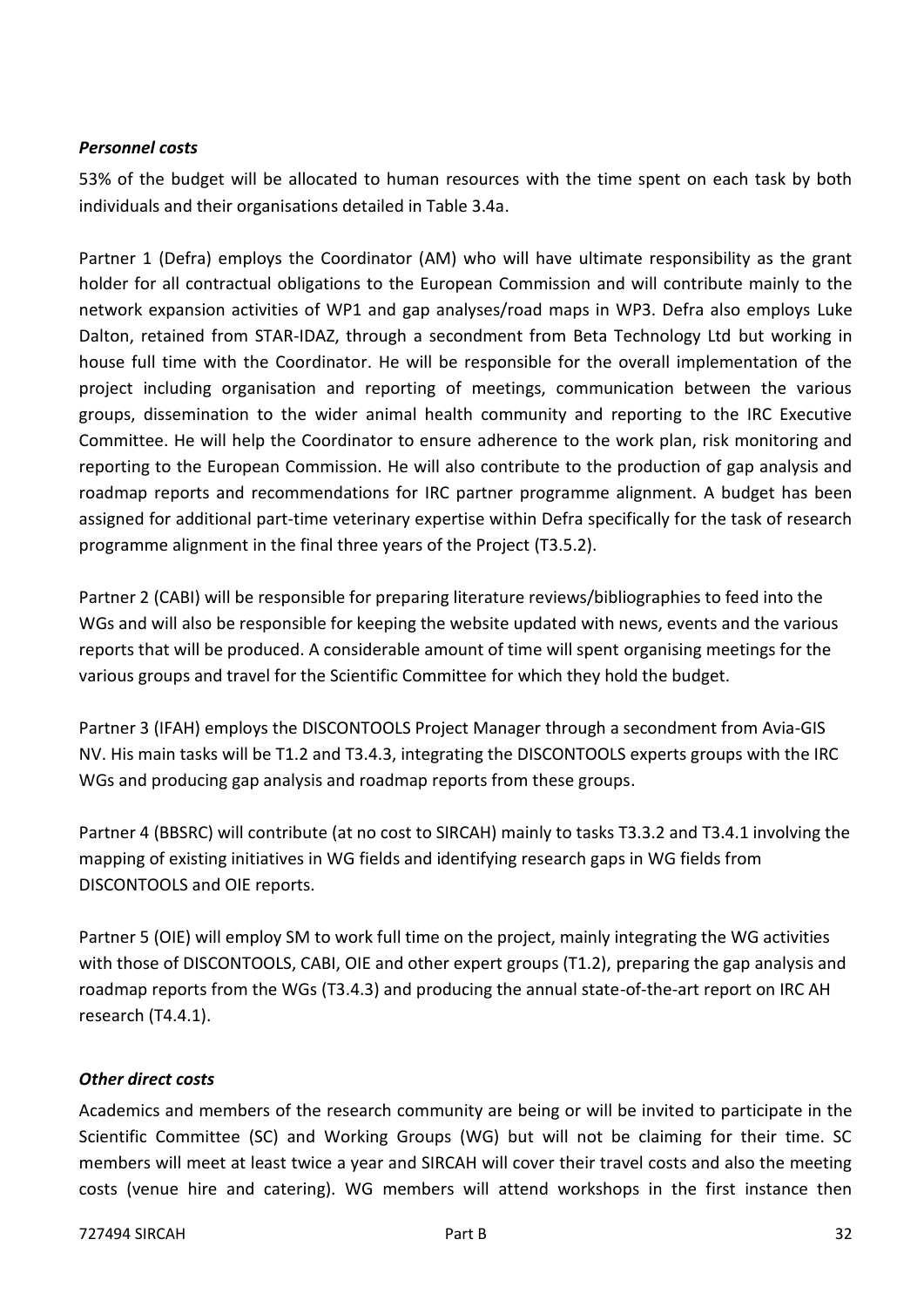***Personnel costs***

53% of the budget will be allocated to human resources with the time spent on each task by both individuals and their organisations detailed in Table 3.4a.

Partner 1 (Defra) employs the Coordinator (AM) who will have ultimate responsibility as the grant holder for all contractual obligations to the European Commission and will contribute mainly to the network expansion activities of WP1 and gap analyses/road maps in WP3. Defra also employs Luke Dalton, retained from STAR-IDAZ, through a secondment from Beta Technology Ltd but working in house full time with the Coordinator. He will be responsible for the overall implementation of the project including organisation and reporting of meetings, communication between the various groups, dissemination to the wider animal health community and reporting to the IRC Executive Committee. He will help the Coordinator to ensure adherence to the work plan, risk monitoring and reporting to the European Commission. He will also contribute to the production of gap analysis and roadmap reports and recommendations for IRC partner programme alignment. A budget has been assigned for additional part-time veterinary expertise within Defra specifically for the task of research programme alignment in the final three years of the Project (T3.5.2).

Partner 2 (CABI) will be responsible for preparing literature reviews/bibliographies to feed into the WGs and will also be responsible for keeping the website updated with news, events and the various reports that will be produced. A considerable amount of time will spent organising meetings for the various groups and travel for the Scientific Committee for which they hold the budget.

Partner 3 (IFAH) employs the DISCONTOOLS Project Manager through a secondment from Avia-GIS NV. His main tasks will be T1.2 and T3.4.3, integrating the DISCONTOOLS experts groups with the IRC WGs and producing gap analysis and roadmap reports from these groups.

Partner 4 (BBSRC) will contribute (at no cost to SIRCAH) mainly to tasks T3.3.2 and T3.4.1 involving the mapping of existing initiatives in WG fields and identifying research gaps in WG fields from DISCONTOOLS and OIE reports.

Partner 5 (OIE) will employ SM to work full time on the project, mainly integrating the WG activities with those of DISCONTOOLS, CABI, OIE and other expert groups (T1.2), preparing the gap analysis and roadmap reports from the WGs (T3.4.3) and producing the annual state-of-the-art report on IRC AH research (T4.4.1).

***Other direct costs***

Academics and members of the research community are being or will be invited to participate in the Scientific Committee (SC) and Working Groups (WG) but will not be claiming for their time. SC members will meet at least twice a year and SIRCAH will cover their travel costs and also the meeting costs (venue hire and catering). WG members will attend workshops in the first instance then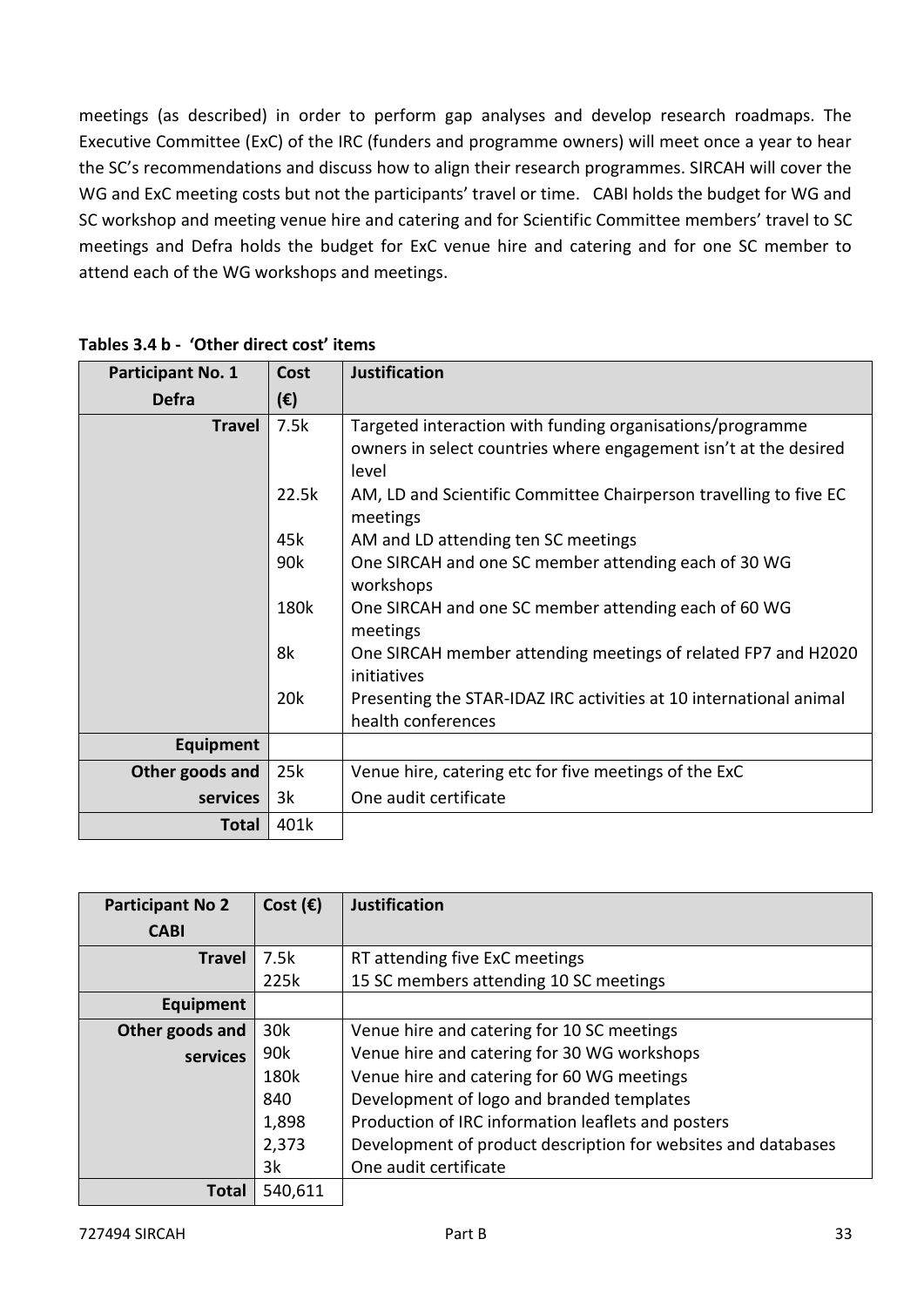meetings (as described) in order to perform gap analyses and develop research roadmaps. The Executive Committee (ExC) of the IRC (funders and programme owners) will meet once a year to hear the SC's recommendations and discuss how to align their research programmes. SIRCAH will cover the WG and ExC meeting costs but not the participants' travel or time. CABI holds the budget for WG and SC workshop and meeting venue hire and catering and for Scientific Committee members' travel to SC meetings and Defra holds the budget for ExC venue hire and catering and for one SC member to attend each of the WG workshops and meetings.

**Tables 3.4 b - 'Other direct cost' items**

| Participant No. 1 Defra | Cost (€) | Justification |
|---|---|---|
| **Travel** | 7.5k | Targeted interaction with funding organisations/programme owners in select countries where engagement isn't at the desired level |
| | 22.5k | AM, LD and Scientific Committee Chairperson travelling to five EC meetings |
| | 45k | AM and LD attending ten SC meetings |
| | 90k | One SIRCAH and one SC member attending each of 30 WG workshops |
| | 180k | One SIRCAH and one SC member attending each of 60 WG meetings |
| | 8k | One SIRCAH member attending meetings of related FP7 and H2020 initiatives |
| | 20k | Presenting the STAR-IDAZ IRC activities at 10 international animal health conferences |
| **Equipment** | | |
| **Other goods and services** | 25k | Venue hire, catering etc for five meetings of the ExC |
| | 3k | One audit certificate |
| **Total** | 401k | |

| Participant No 2 CABI | Cost (€) | Justification |
|---|---|---|
| **Travel** | 7.5k | RT attending five ExC meetings |
| | 225k | 15 SC members attending 10 SC meetings |
| **Equipment** | | |
| **Other goods and services** | 30k | Venue hire and catering for 10 SC meetings |
| | 90k | Venue hire and catering for 30 WG workshops |
| | 180k | Venue hire and catering for 60 WG meetings |
| | 840 | Development of logo and branded templates |
| | 1,898 | Production of IRC information leaflets and posters |
| | 2,373 | Development of product description for websites and databases |
| | 3k | One audit certificate |
| **Total** | 540,611 | |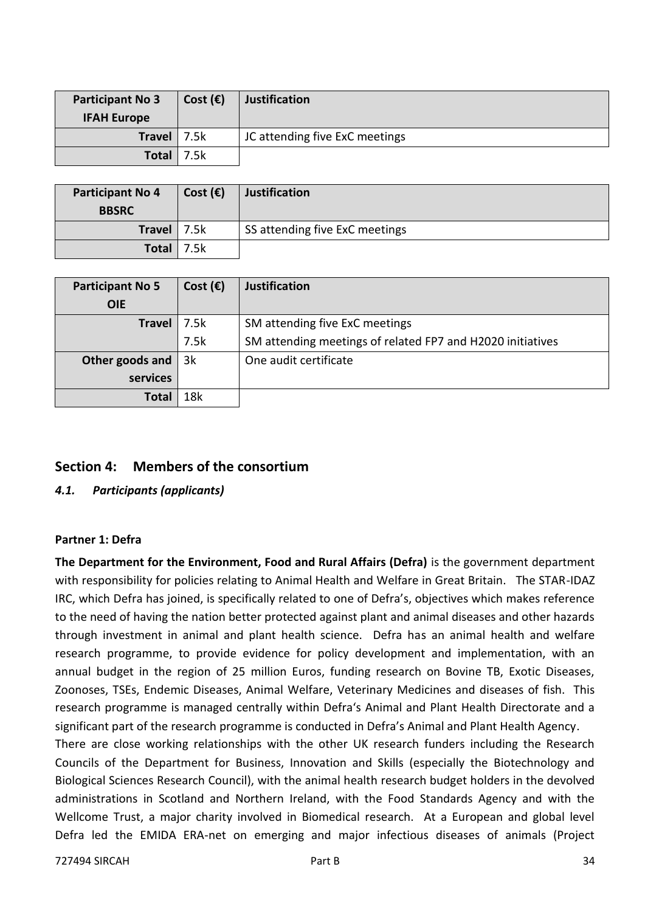| Participant No 3 IFAH Europe | Cost (€) | Justification |
| --- | --- | --- |
| Travel | 7.5k | JC attending five ExC meetings |
| Total | 7.5k | |

| Participant No 4 BBSRC | Cost (€) | Justification |
| --- | --- | --- |
| Travel | 7.5k | SS attending five ExC meetings |
| Total | 7.5k | |

| Participant No 5 OIE | Cost (€) | Justification |
| --- | --- | --- |
| Travel | 7.5k | SM attending five ExC meetings |
| | 7.5k | SM attending meetings of related FP7 and H2020 initiatives |
| Other goods and services | 3k | One audit certificate |
| Total | 18k | |

## Section 4: Members of the consortium

### *4.1. Participants (applicants)*

**Partner 1: Defra**

**The Department for the Environment, Food and Rural Affairs (Defra)** is the government department with responsibility for policies relating to Animal Health and Welfare in Great Britain. The STAR-IDAZ IRC, which Defra has joined, is specifically related to one of Defra's, objectives which makes reference to the need of having the nation better protected against plant and animal diseases and other hazards through investment in animal and plant health science. Defra has an animal health and welfare research programme, to provide evidence for policy development and implementation, with an annual budget in the region of 25 million Euros, funding research on Bovine TB, Exotic Diseases, Zoonoses, TSEs, Endemic Diseases, Animal Welfare, Veterinary Medicines and diseases of fish. This research programme is managed centrally within Defra's Animal and Plant Health Directorate and a significant part of the research programme is conducted in Defra's Animal and Plant Health Agency.

There are close working relationships with the other UK research funders including the Research Councils of the Department for Business, Innovation and Skills (especially the Biotechnology and Biological Sciences Research Council), with the animal health research budget holders in the devolved administrations in Scotland and Northern Ireland, with the Food Standards Agency and with the Wellcome Trust, a major charity involved in Biomedical research. At a European and global level Defra led the EMIDA ERA-net on emerging and major infectious diseases of animals (Project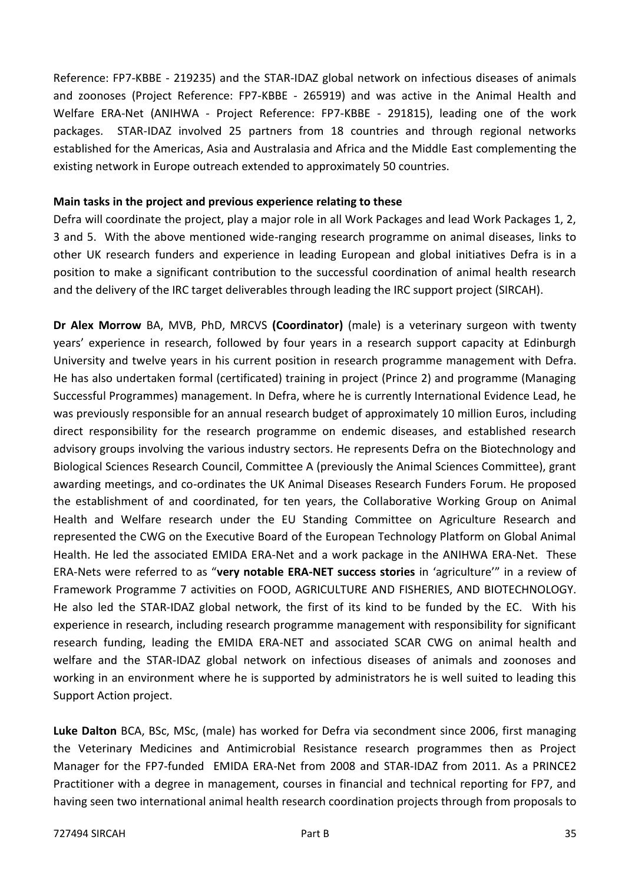Reference: FP7-KBBE - 219235) and the STAR-IDAZ global network on infectious diseases of animals and zoonoses (Project Reference: FP7-KBBE - 265919) and was active in the Animal Health and Welfare ERA-Net (ANIHWA - Project Reference: FP7-KBBE - 291815), leading one of the work packages. STAR-IDAZ involved 25 partners from 18 countries and through regional networks established for the Americas, Asia and Australasia and Africa and the Middle East complementing the existing network in Europe outreach extended to approximately 50 countries.

**Main tasks in the project and previous experience relating to these**

Defra will coordinate the project, play a major role in all Work Packages and lead Work Packages 1, 2, 3 and 5. With the above mentioned wide-ranging research programme on animal diseases, links to other UK research funders and experience in leading European and global initiatives Defra is in a position to make a significant contribution to the successful coordination of animal health research and the delivery of the IRC target deliverables through leading the IRC support project (SIRCAH).

**Dr Alex Morrow** BA, MVB, PhD, MRCVS **(Coordinator)** (male) is a veterinary surgeon with twenty years' experience in research, followed by four years in a research support capacity at Edinburgh University and twelve years in his current position in research programme management with Defra. He has also undertaken formal (certificated) training in project (Prince 2) and programme (Managing Successful Programmes) management. In Defra, where he is currently International Evidence Lead, he was previously responsible for an annual research budget of approximately 10 million Euros, including direct responsibility for the research programme on endemic diseases, and established research advisory groups involving the various industry sectors. He represents Defra on the Biotechnology and Biological Sciences Research Council, Committee A (previously the Animal Sciences Committee), grant awarding meetings, and co-ordinates the UK Animal Diseases Research Funders Forum. He proposed the establishment of and coordinated, for ten years, the Collaborative Working Group on Animal Health and Welfare research under the EU Standing Committee on Agriculture Research and represented the CWG on the Executive Board of the European Technology Platform on Global Animal Health. He led the associated EMIDA ERA-Net and a work package in the ANIHWA ERA-Net. These ERA-Nets were referred to as "**very notable ERA-NET success stories** in 'agriculture'" in a review of Framework Programme 7 activities on FOOD, AGRICULTURE AND FISHERIES, AND BIOTECHNOLOGY. He also led the STAR-IDAZ global network, the first of its kind to be funded by the EC. With his experience in research, including research programme management with responsibility for significant research funding, leading the EMIDA ERA-NET and associated SCAR CWG on animal health and welfare and the STAR-IDAZ global network on infectious diseases of animals and zoonoses and working in an environment where he is supported by administrators he is well suited to leading this Support Action project.

**Luke Dalton** BCA, BSc, MSc, (male) has worked for Defra via secondment since 2006, first managing the Veterinary Medicines and Antimicrobial Resistance research programmes then as Project Manager for the FP7-funded EMIDA ERA-Net from 2008 and STAR-IDAZ from 2011. As a PRINCE2 Practitioner with a degree in management, courses in financial and technical reporting for FP7, and having seen two international animal health research coordination projects through from proposals to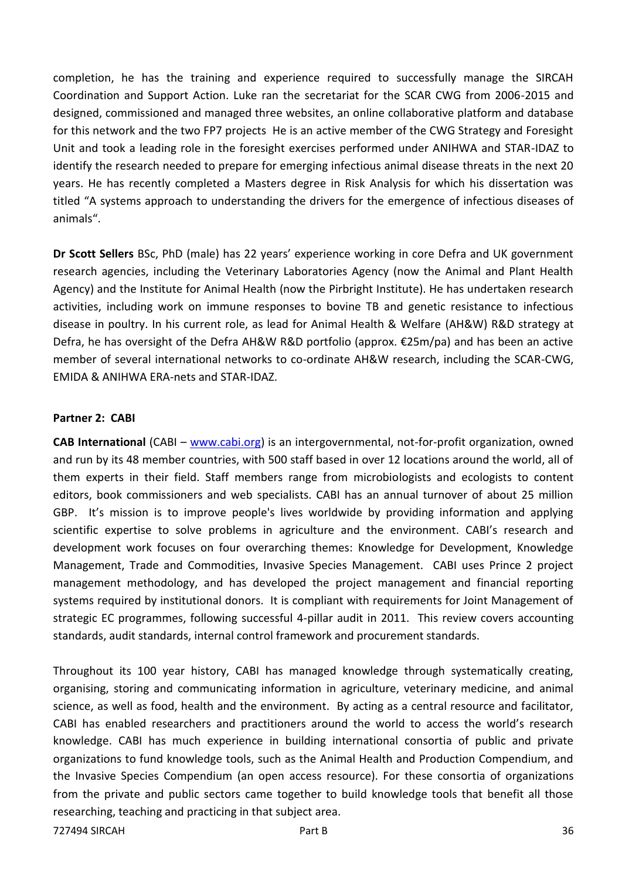completion, he has the training and experience required to successfully manage the SIRCAH Coordination and Support Action. Luke ran the secretariat for the SCAR CWG from 2006-2015 and designed, commissioned and managed three websites, an online collaborative platform and database for this network and the two FP7 projects He is an active member of the CWG Strategy and Foresight Unit and took a leading role in the foresight exercises performed under ANIHWA and STAR-IDAZ to identify the research needed to prepare for emerging infectious animal disease threats in the next 20 years. He has recently completed a Masters degree in Risk Analysis for which his dissertation was titled "A systems approach to understanding the drivers for the emergence of infectious diseases of animals".

**Dr Scott Sellers** BSc, PhD (male) has 22 years' experience working in core Defra and UK government research agencies, including the Veterinary Laboratories Agency (now the Animal and Plant Health Agency) and the Institute for Animal Health (now the Pirbright Institute). He has undertaken research activities, including work on immune responses to bovine TB and genetic resistance to infectious disease in poultry. In his current role, as lead for Animal Health & Welfare (AH&W) R&D strategy at Defra, he has oversight of the Defra AH&W R&D portfolio (approx. €25m/pa) and has been an active member of several international networks to co-ordinate AH&W research, including the SCAR-CWG, EMIDA & ANIHWA ERA-nets and STAR-IDAZ.

**Partner 2: CABI**

**CAB International** (CABI – [www.cabi.org](www.cabi.org)) is an intergovernmental, not-for-profit organization, owned and run by its 48 member countries, with 500 staff based in over 12 locations around the world, all of them experts in their field. Staff members range from microbiologists and ecologists to content editors, book commissioners and web specialists. CABI has an annual turnover of about 25 million GBP. It's mission is to improve people's lives worldwide by providing information and applying scientific expertise to solve problems in agriculture and the environment. CABI's research and development work focuses on four overarching themes: Knowledge for Development, Knowledge Management, Trade and Commodities, Invasive Species Management. CABI uses Prince 2 project management methodology, and has developed the project management and financial reporting systems required by institutional donors. It is compliant with requirements for Joint Management of strategic EC programmes, following successful 4-pillar audit in 2011. This review covers accounting standards, audit standards, internal control framework and procurement standards.

Throughout its 100 year history, CABI has managed knowledge through systematically creating, organising, storing and communicating information in agriculture, veterinary medicine, and animal science, as well as food, health and the environment. By acting as a central resource and facilitator, CABI has enabled researchers and practitioners around the world to access the world's research knowledge. CABI has much experience in building international consortia of public and private organizations to fund knowledge tools, such as the Animal Health and Production Compendium, and the Invasive Species Compendium (an open access resource). For these consortia of organizations from the private and public sectors came together to build knowledge tools that benefit all those researching, teaching and practicing in that subject area.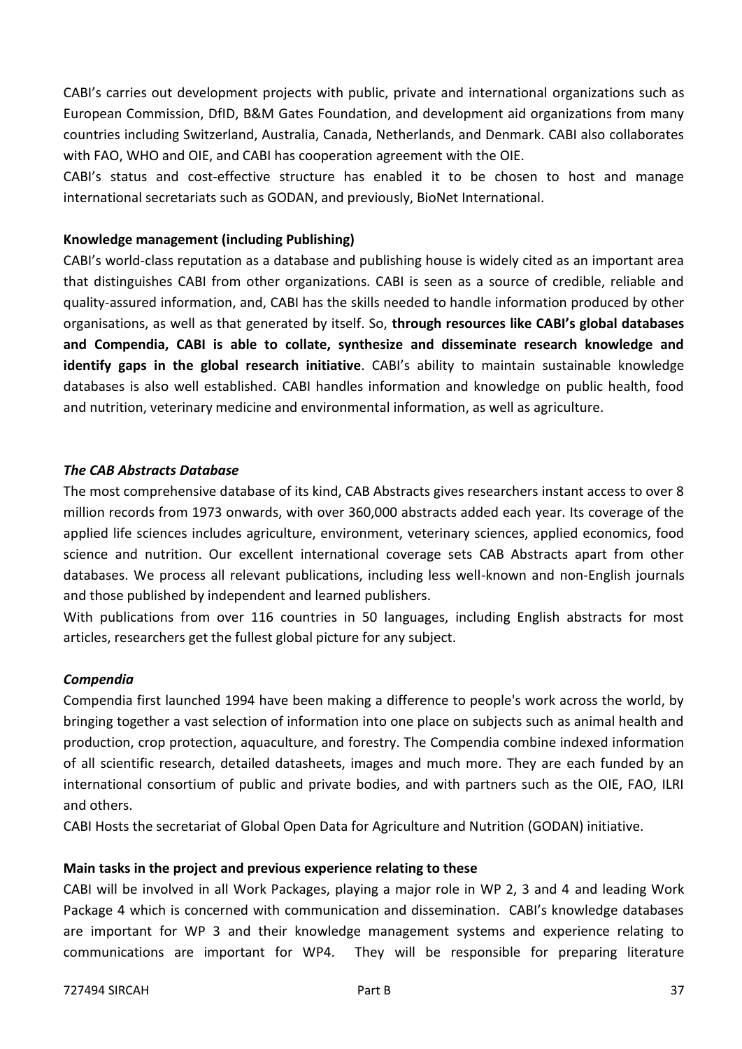CABI's carries out development projects with public, private and international organizations such as European Commission, DfID, B&M Gates Foundation, and development aid organizations from many countries including Switzerland, Australia, Canada, Netherlands, and Denmark. CABI also collaborates with FAO, WHO and OIE, and CABI has cooperation agreement with the OIE.

CABI's status and cost-effective structure has enabled it to be chosen to host and manage international secretariats such as GODAN, and previously, BioNet International.

**Knowledge management (including Publishing)**

CABI's world-class reputation as a database and publishing house is widely cited as an important area that distinguishes CABI from other organizations. CABI is seen as a source of credible, reliable and quality-assured information, and, CABI has the skills needed to handle information produced by other organisations, as well as that generated by itself. So, **through resources like CABI's global databases and Compendia, CABI is able to collate, synthesize and disseminate research knowledge and identify gaps in the global research initiative**. CABI's ability to maintain sustainable knowledge databases is also well established. CABI handles information and knowledge on public health, food and nutrition, veterinary medicine and environmental information, as well as agriculture.

***The CAB Abstracts Database***

The most comprehensive database of its kind, CAB Abstracts gives researchers instant access to over 8 million records from 1973 onwards, with over 360,000 abstracts added each year. Its coverage of the applied life sciences includes agriculture, environment, veterinary sciences, applied economics, food science and nutrition. Our excellent international coverage sets CAB Abstracts apart from other databases. We process all relevant publications, including less well-known and non-English journals and those published by independent and learned publishers.

With publications from over 116 countries in 50 languages, including English abstracts for most articles, researchers get the fullest global picture for any subject.

***Compendia***

Compendia first launched 1994 have been making a difference to people's work across the world, by bringing together a vast selection of information into one place on subjects such as animal health and production, crop protection, aquaculture, and forestry. The Compendia combine indexed information of all scientific research, detailed datasheets, images and much more. They are each funded by an international consortium of public and private bodies, and with partners such as the OIE, FAO, ILRI and others.

CABI Hosts the secretariat of Global Open Data for Agriculture and Nutrition (GODAN) initiative.

**Main tasks in the project and previous experience relating to these**

CABI will be involved in all Work Packages, playing a major role in WP 2, 3 and 4 and leading Work Package 4 which is concerned with communication and dissemination. CABI's knowledge databases are important for WP 3 and their knowledge management systems and experience relating to communications are important for WP4. They will be responsible for preparing literature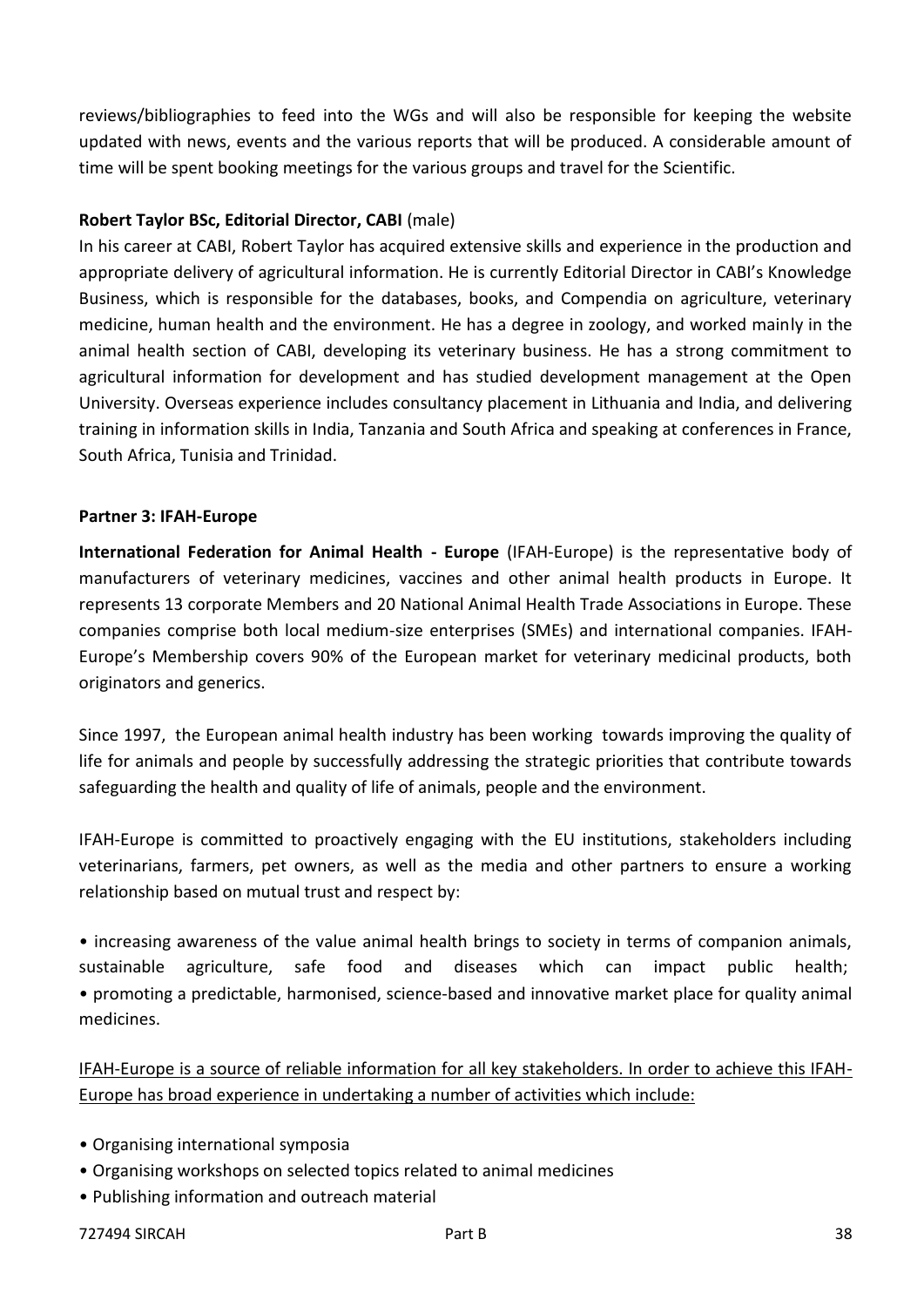reviews/bibliographies to feed into the WGs and will also be responsible for keeping the website updated with news, events and the various reports that will be produced. A considerable amount of time will be spent booking meetings for the various groups and travel for the Scientific.

**Robert Taylor BSc, Editorial Director, CABI** (male)

In his career at CABI, Robert Taylor has acquired extensive skills and experience in the production and appropriate delivery of agricultural information. He is currently Editorial Director in CABI's Knowledge Business, which is responsible for the databases, books, and Compendia on agriculture, veterinary medicine, human health and the environment. He has a degree in zoology, and worked mainly in the animal health section of CABI, developing its veterinary business. He has a strong commitment to agricultural information for development and has studied development management at the Open University. Overseas experience includes consultancy placement in Lithuania and India, and delivering training in information skills in India, Tanzania and South Africa and speaking at conferences in France, South Africa, Tunisia and Trinidad.

**Partner 3: IFAH-Europe**

**International Federation for Animal Health - Europe** (IFAH-Europe) is the representative body of manufacturers of veterinary medicines, vaccines and other animal health products in Europe. It represents 13 corporate Members and 20 National Animal Health Trade Associations in Europe. These companies comprise both local medium-size enterprises (SMEs) and international companies. IFAH-Europe's Membership covers 90% of the European market for veterinary medicinal products, both originators and generics.

Since 1997, the European animal health industry has been working towards improving the quality of life for animals and people by successfully addressing the strategic priorities that contribute towards safeguarding the health and quality of life of animals, people and the environment.

IFAH-Europe is committed to proactively engaging with the EU institutions, stakeholders including veterinarians, farmers, pet owners, as well as the media and other partners to ensure a working relationship based on mutual trust and respect by:

- increasing awareness of the value animal health brings to society in terms of companion animals, sustainable agriculture, safe food and diseases which can impact public health;
- promoting a predictable, harmonised, science-based and innovative market place for quality animal medicines.

<u>IFAH-Europe is a source of reliable information for all key stakeholders. In order to achieve this IFAH-Europe has broad experience in undertaking a number of activities which include:</u>

- Organising international symposia
- Organising workshops on selected topics related to animal medicines
- Publishing information and outreach material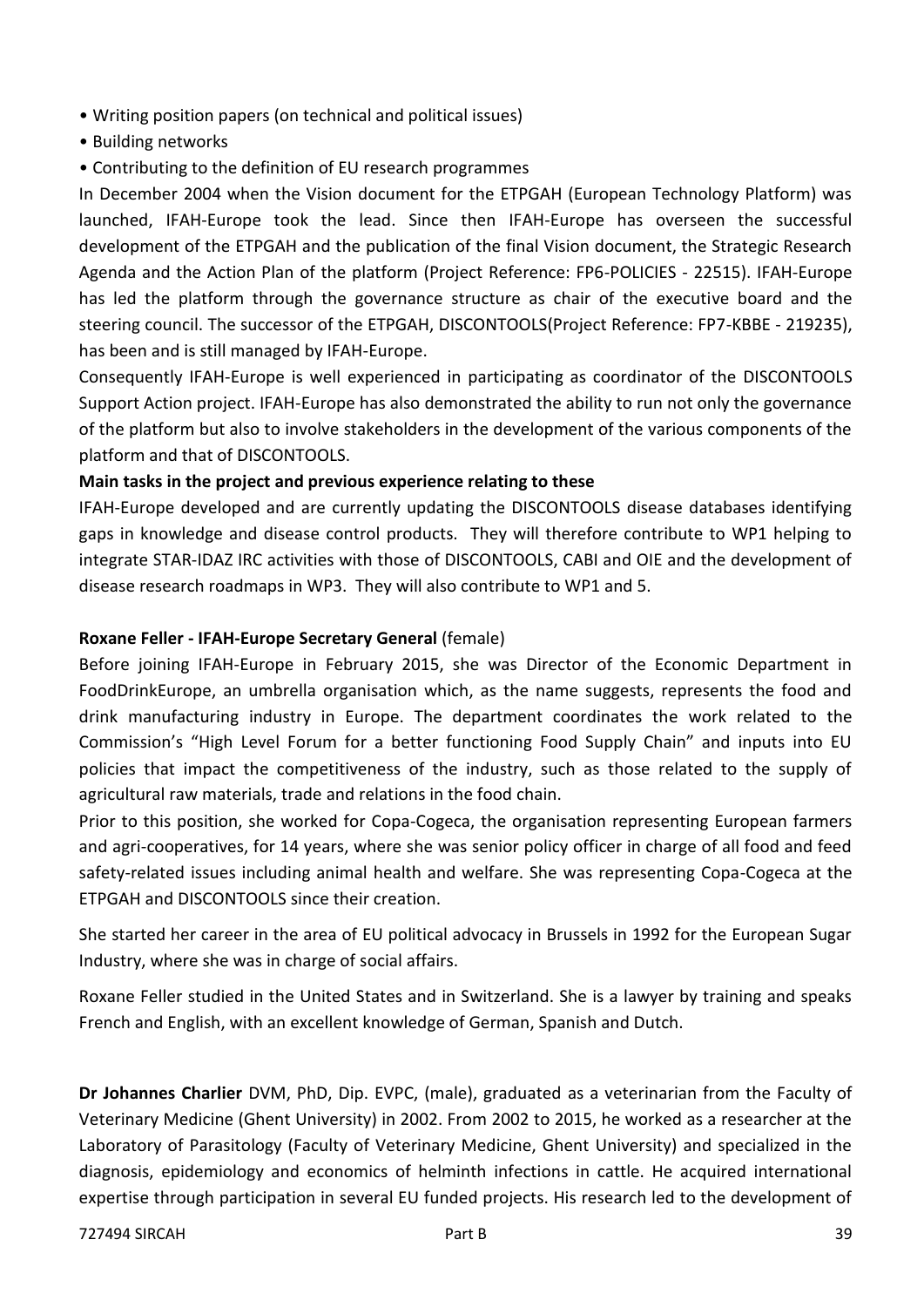- Writing position papers (on technical and political issues)
- Building networks
- Contributing to the definition of EU research programmes

In December 2004 when the Vision document for the ETPGAH (European Technology Platform) was launched, IFAH-Europe took the lead. Since then IFAH-Europe has overseen the successful development of the ETPGAH and the publication of the final Vision document, the Strategic Research Agenda and the Action Plan of the platform (Project Reference: FP6-POLICIES - 22515). IFAH-Europe has led the platform through the governance structure as chair of the executive board and the steering council. The successor of the ETPGAH, DISCONTOOLS(Project Reference: FP7-KBBE - 219235), has been and is still managed by IFAH-Europe.

Consequently IFAH-Europe is well experienced in participating as coordinator of the DISCONTOOLS Support Action project. IFAH-Europe has also demonstrated the ability to run not only the governance of the platform but also to involve stakeholders in the development of the various components of the platform and that of DISCONTOOLS.

**Main tasks in the project and previous experience relating to these**

IFAH-Europe developed and are currently updating the DISCONTOOLS disease databases identifying gaps in knowledge and disease control products. They will therefore contribute to WP1 helping to integrate STAR-IDAZ IRC activities with those of DISCONTOOLS, CABI and OIE and the development of disease research roadmaps in WP3. They will also contribute to WP1 and 5.

**Roxane Feller - IFAH-Europe Secretary General** (female)

Before joining IFAH-Europe in February 2015, she was Director of the Economic Department in FoodDrinkEurope, an umbrella organisation which, as the name suggests, represents the food and drink manufacturing industry in Europe. The department coordinates the work related to the Commission's "High Level Forum for a better functioning Food Supply Chain" and inputs into EU policies that impact the competitiveness of the industry, such as those related to the supply of agricultural raw materials, trade and relations in the food chain.

Prior to this position, she worked for Copa-Cogeca, the organisation representing European farmers and agri-cooperatives, for 14 years, where she was senior policy officer in charge of all food and feed safety-related issues including animal health and welfare. She was representing Copa-Cogeca at the ETPGAH and DISCONTOOLS since their creation.

She started her career in the area of EU political advocacy in Brussels in 1992 for the European Sugar Industry, where she was in charge of social affairs.

Roxane Feller studied in the United States and in Switzerland. She is a lawyer by training and speaks French and English, with an excellent knowledge of German, Spanish and Dutch.

**Dr Johannes Charlier** DVM, PhD, Dip. EVPC, (male), graduated as a veterinarian from the Faculty of Veterinary Medicine (Ghent University) in 2002. From 2002 to 2015, he worked as a researcher at the Laboratory of Parasitology (Faculty of Veterinary Medicine, Ghent University) and specialized in the diagnosis, epidemiology and economics of helminth infections in cattle. He acquired international expertise through participation in several EU funded projects. His research led to the development of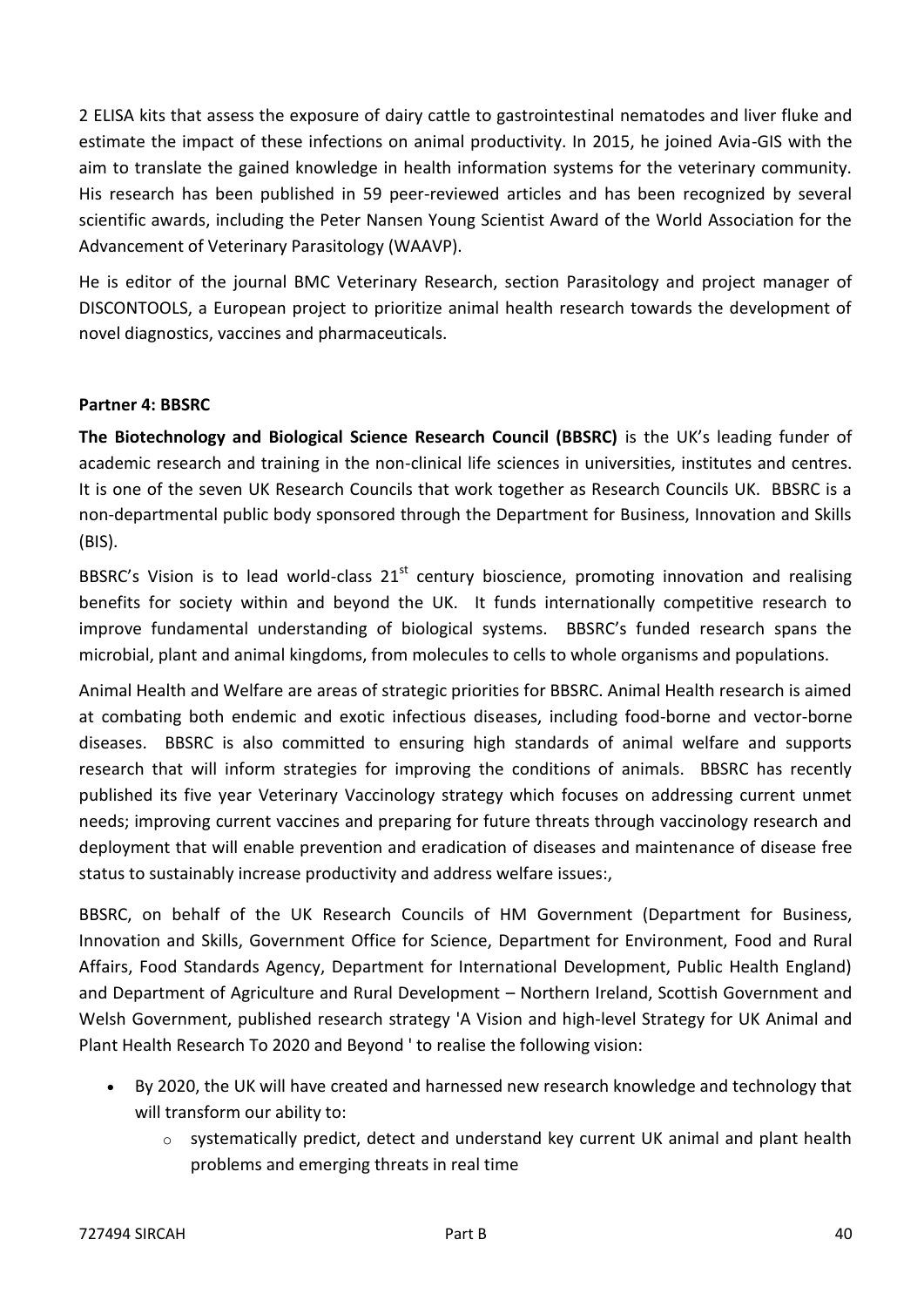2 ELISA kits that assess the exposure of dairy cattle to gastrointestinal nematodes and liver fluke and estimate the impact of these infections on animal productivity. In 2015, he joined Avia-GIS with the aim to translate the gained knowledge in health information systems for the veterinary community. His research has been published in 59 peer-reviewed articles and has been recognized by several scientific awards, including the Peter Nansen Young Scientist Award of the World Association for the Advancement of Veterinary Parasitology (WAAVP).

He is editor of the journal BMC Veterinary Research, section Parasitology and project manager of DISCONTOOLS, a European project to prioritize animal health research towards the development of novel diagnostics, vaccines and pharmaceuticals.

**Partner 4: BBSRC**

**The Biotechnology and Biological Science Research Council (BBSRC)** is the UK's leading funder of academic research and training in the non-clinical life sciences in universities, institutes and centres. It is one of the seven UK Research Councils that work together as Research Councils UK. BBSRC is a non-departmental public body sponsored through the Department for Business, Innovation and Skills (BIS).

BBSRC's Vision is to lead world-class 21st century bioscience, promoting innovation and realising benefits for society within and beyond the UK. It funds internationally competitive research to improve fundamental understanding of biological systems. BBSRC's funded research spans the microbial, plant and animal kingdoms, from molecules to cells to whole organisms and populations.

Animal Health and Welfare are areas of strategic priorities for BBSRC. Animal Health research is aimed at combating both endemic and exotic infectious diseases, including food-borne and vector-borne diseases. BBSRC is also committed to ensuring high standards of animal welfare and supports research that will inform strategies for improving the conditions of animals. BBSRC has recently published its five year Veterinary Vaccinology strategy which focuses on addressing current unmet needs; improving current vaccines and preparing for future threats through vaccinology research and deployment that will enable prevention and eradication of diseases and maintenance of disease free status to sustainably increase productivity and address welfare issues:,

BBSRC, on behalf of the UK Research Councils of HM Government (Department for Business, Innovation and Skills, Government Office for Science, Department for Environment, Food and Rural Affairs, Food Standards Agency, Department for International Development, Public Health England) and Department of Agriculture and Rural Development – Northern Ireland, Scottish Government and Welsh Government, published research strategy 'A Vision and high-level Strategy for UK Animal and Plant Health Research To 2020 and Beyond ' to realise the following vision:

- By 2020, the UK will have created and harnessed new research knowledge and technology that will transform our ability to:
  - systematically predict, detect and understand key current UK animal and plant health problems and emerging threats in real time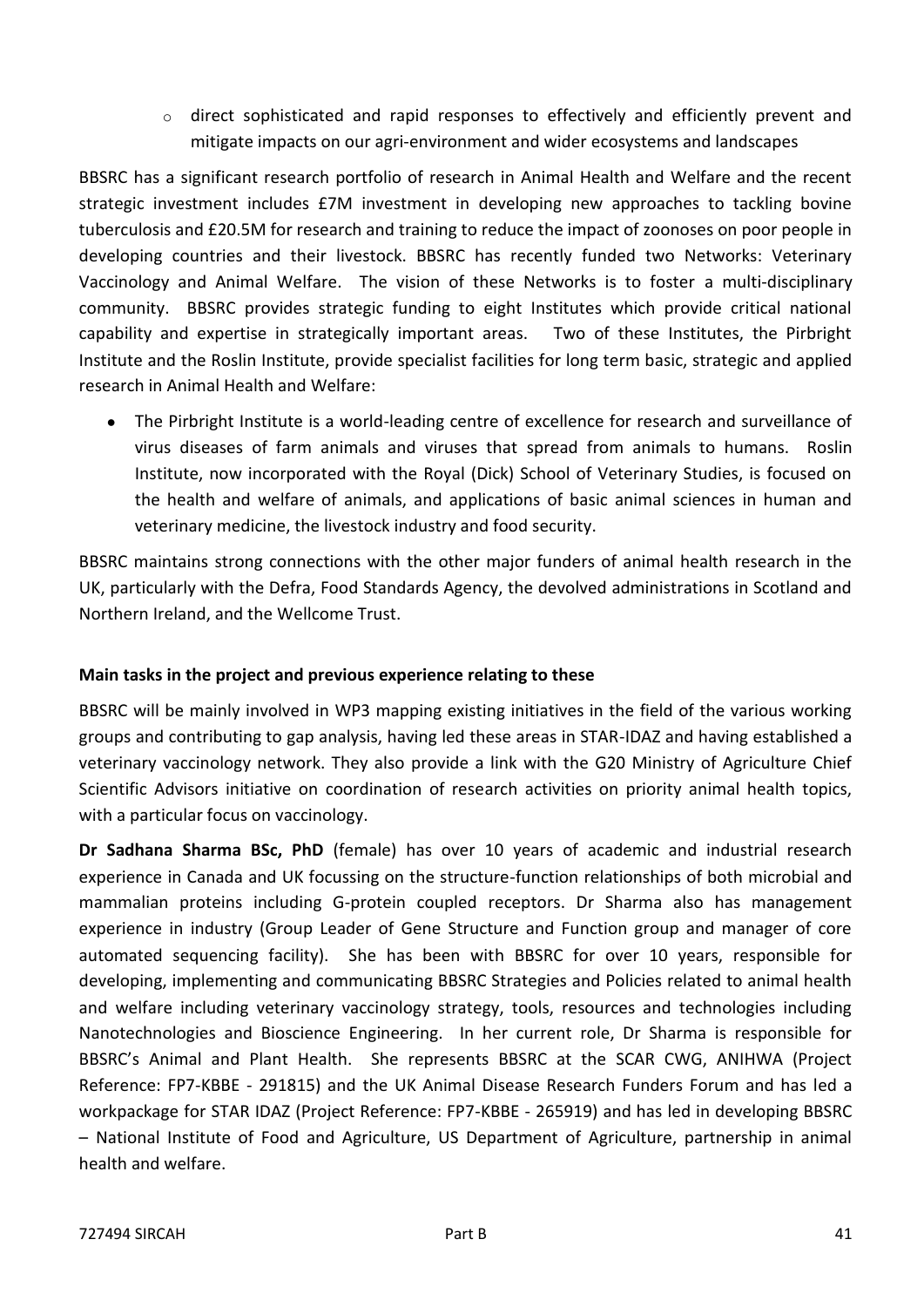- direct sophisticated and rapid responses to effectively and efficiently prevent and mitigate impacts on our agri-environment and wider ecosystems and landscapes

BBSRC has a significant research portfolio of research in Animal Health and Welfare and the recent strategic investment includes £7M investment in developing new approaches to tackling bovine tuberculosis and £20.5M for research and training to reduce the impact of zoonoses on poor people in developing countries and their livestock. BBSRC has recently funded two Networks: Veterinary Vaccinology and Animal Welfare. The vision of these Networks is to foster a multi-disciplinary community. BBSRC provides strategic funding to eight Institutes which provide critical national capability and expertise in strategically important areas. Two of these Institutes, the Pirbright Institute and the Roslin Institute, provide specialist facilities for long term basic, strategic and applied research in Animal Health and Welfare:

- The Pirbright Institute is a world-leading centre of excellence for research and surveillance of virus diseases of farm animals and viruses that spread from animals to humans. Roslin Institute, now incorporated with the Royal (Dick) School of Veterinary Studies, is focused on the health and welfare of animals, and applications of basic animal sciences in human and veterinary medicine, the livestock industry and food security.

BBSRC maintains strong connections with the other major funders of animal health research in the UK, particularly with the Defra, Food Standards Agency, the devolved administrations in Scotland and Northern Ireland, and the Wellcome Trust.

**Main tasks in the project and previous experience relating to these**

BBSRC will be mainly involved in WP3 mapping existing initiatives in the field of the various working groups and contributing to gap analysis, having led these areas in STAR-IDAZ and having established a veterinary vaccinology network. They also provide a link with the G20 Ministry of Agriculture Chief Scientific Advisors initiative on coordination of research activities on priority animal health topics, with a particular focus on vaccinology.

**Dr Sadhana Sharma BSc, PhD** (female) has over 10 years of academic and industrial research experience in Canada and UK focussing on the structure-function relationships of both microbial and mammalian proteins including G-protein coupled receptors. Dr Sharma also has management experience in industry (Group Leader of Gene Structure and Function group and manager of core automated sequencing facility). She has been with BBSRC for over 10 years, responsible for developing, implementing and communicating BBSRC Strategies and Policies related to animal health and welfare including veterinary vaccinology strategy, tools, resources and technologies including Nanotechnologies and Bioscience Engineering. In her current role, Dr Sharma is responsible for BBSRC's Animal and Plant Health. She represents BBSRC at the SCAR CWG, ANIHWA (Project Reference: FP7-KBBE - 291815) and the UK Animal Disease Research Funders Forum and has led a workpackage for STAR IDAZ (Project Reference: FP7-KBBE - 265919) and has led in developing BBSRC – National Institute of Food and Agriculture, US Department of Agriculture, partnership in animal health and welfare.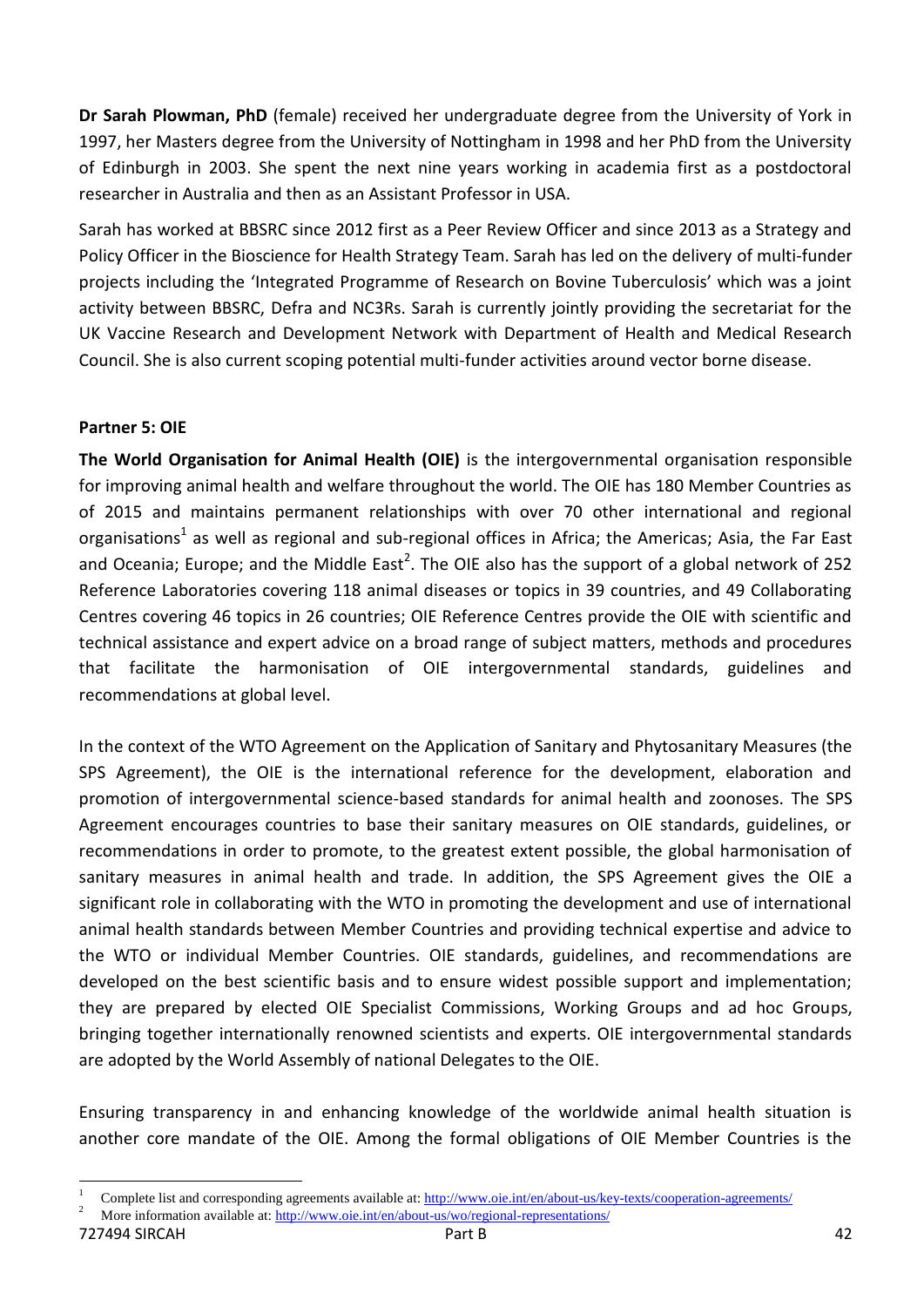**Dr Sarah Plowman, PhD** (female) received her undergraduate degree from the University of York in 1997, her Masters degree from the University of Nottingham in 1998 and her PhD from the University of Edinburgh in 2003. She spent the next nine years working in academia first as a postdoctoral researcher in Australia and then as an Assistant Professor in USA.

Sarah has worked at BBSRC since 2012 first as a Peer Review Officer and since 2013 as a Strategy and Policy Officer in the Bioscience for Health Strategy Team. Sarah has led on the delivery of multi-funder projects including the 'Integrated Programme of Research on Bovine Tuberculosis' which was a joint activity between BBSRC, Defra and NC3Rs. Sarah is currently jointly providing the secretariat for the UK Vaccine Research and Development Network with Department of Health and Medical Research Council. She is also current scoping potential multi-funder activities around vector borne disease.

**Partner 5: OIE**

**The World Organisation for Animal Health (OIE)** is the intergovernmental organisation responsible for improving animal health and welfare throughout the world. The OIE has 180 Member Countries as of 2015 and maintains permanent relationships with over 70 other international and regional organisations[1] as well as regional and sub-regional offices in Africa; the Americas; Asia, the Far East and Oceania; Europe; and the Middle East[2]. The OIE also has the support of a global network of 252 Reference Laboratories covering 118 animal diseases or topics in 39 countries, and 49 Collaborating Centres covering 46 topics in 26 countries; OIE Reference Centres provide the OIE with scientific and technical assistance and expert advice on a broad range of subject matters, methods and procedures that facilitate the harmonisation of OIE intergovernmental standards, guidelines and recommendations at global level.

In the context of the WTO Agreement on the Application of Sanitary and Phytosanitary Measures (the SPS Agreement), the OIE is the international reference for the development, elaboration and promotion of intergovernmental science-based standards for animal health and zoonoses. The SPS Agreement encourages countries to base their sanitary measures on OIE standards, guidelines, or recommendations in order to promote, to the greatest extent possible, the global harmonisation of sanitary measures in animal health and trade. In addition, the SPS Agreement gives the OIE a significant role in collaborating with the WTO in promoting the development and use of international animal health standards between Member Countries and providing technical expertise and advice to the WTO or individual Member Countries. OIE standards, guidelines, and recommendations are developed on the best scientific basis and to ensure widest possible support and implementation; they are prepared by elected OIE Specialist Commissions, Working Groups and ad hoc Groups, bringing together internationally renowned scientists and experts. OIE intergovernmental standards are adopted by the World Assembly of national Delegates to the OIE.

Ensuring transparency in and enhancing knowledge of the worldwide animal health situation is another core mandate of the OIE. Among the formal obligations of OIE Member Countries is the

[1] Complete list and corresponding agreements available at: http://www.oie.int/en/about-us/key-texts/cooperation-agreements/

[2] More information available at: http://www.oie.int/en/about-us/wo/regional-representations/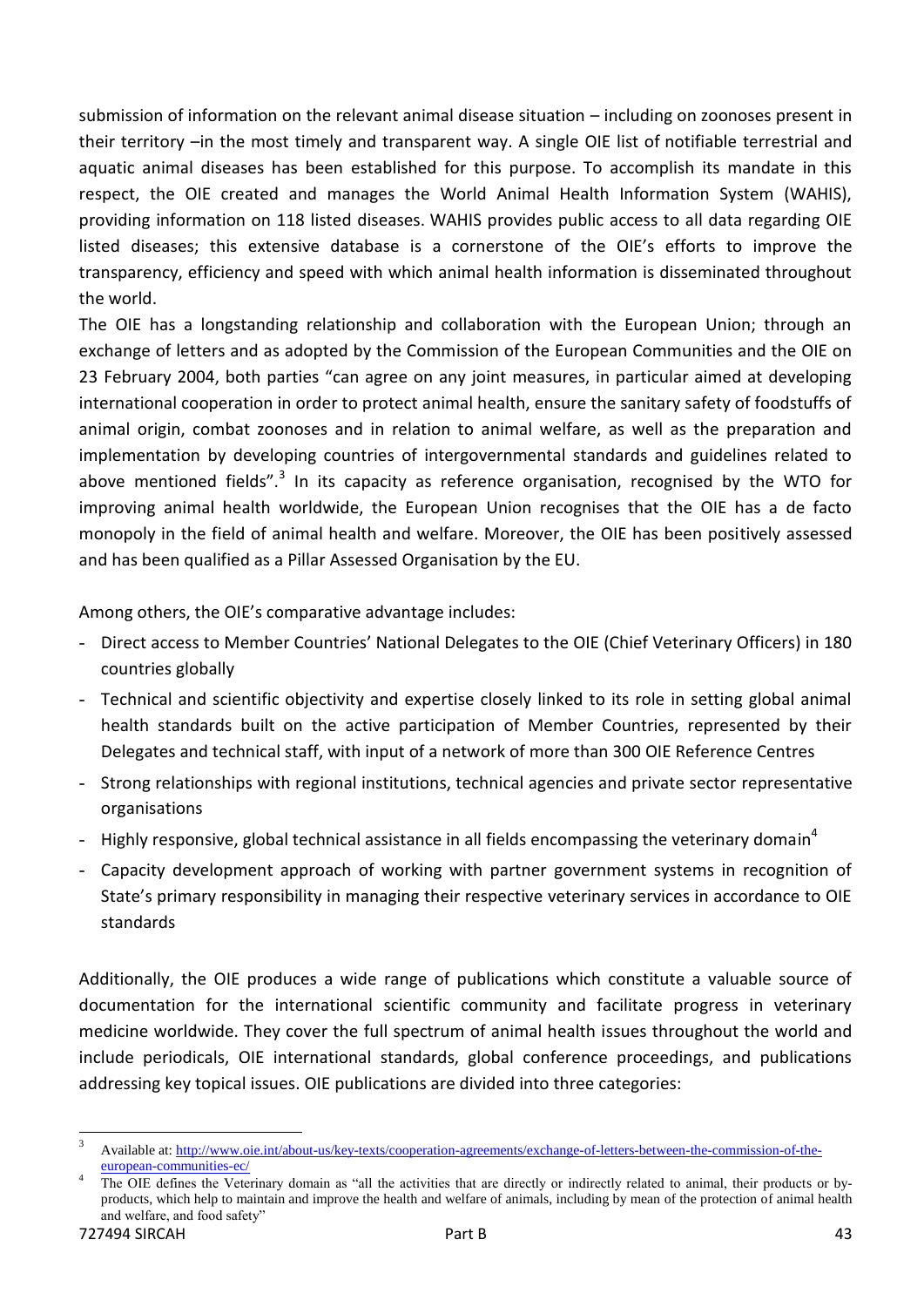submission of information on the relevant animal disease situation – including on zoonoses present in their territory –in the most timely and transparent way. A single OIE list of notifiable terrestrial and aquatic animal diseases has been established for this purpose. To accomplish its mandate in this respect, the OIE created and manages the World Animal Health Information System (WAHIS), providing information on 118 listed diseases. WAHIS provides public access to all data regarding OIE listed diseases; this extensive database is a cornerstone of the OIE's efforts to improve the transparency, efficiency and speed with which animal health information is disseminated throughout the world.

The OIE has a longstanding relationship and collaboration with the European Union; through an exchange of letters and as adopted by the Commission of the European Communities and the OIE on 23 February 2004, both parties "can agree on any joint measures, in particular aimed at developing international cooperation in order to protect animal health, ensure the sanitary safety of foodstuffs of animal origin, combat zoonoses and in relation to animal welfare, as well as the preparation and implementation by developing countries of intergovernmental standards and guidelines related to above mentioned fields".[3] In its capacity as reference organisation, recognised by the WTO for improving animal health worldwide, the European Union recognises that the OIE has a de facto monopoly in the field of animal health and welfare. Moreover, the OIE has been positively assessed and has been qualified as a Pillar Assessed Organisation by the EU.

Among others, the OIE's comparative advantage includes:

- Direct access to Member Countries' National Delegates to the OIE (Chief Veterinary Officers) in 180 countries globally
- Technical and scientific objectivity and expertise closely linked to its role in setting global animal health standards built on the active participation of Member Countries, represented by their Delegates and technical staff, with input of a network of more than 300 OIE Reference Centres
- Strong relationships with regional institutions, technical agencies and private sector representative organisations
- Highly responsive, global technical assistance in all fields encompassing the veterinary domain[4]
- Capacity development approach of working with partner government systems in recognition of State's primary responsibility in managing their respective veterinary services in accordance to OIE standards

Additionally, the OIE produces a wide range of publications which constitute a valuable source of documentation for the international scientific community and facilitate progress in veterinary medicine worldwide. They cover the full spectrum of animal health issues throughout the world and include periodicals, OIE international standards, global conference proceedings, and publications addressing key topical issues. OIE publications are divided into three categories:

---

[3] Available at: http://www.oie.int/about-us/key-texts/cooperation-agreements/exchange-of-letters-between-the-commission-of-the-european-communities-ec/

[4] The OIE defines the Veterinary domain as "all the activities that are directly or indirectly related to animal, their products or by-products, which help to maintain and improve the health and welfare of animals, including by mean of the protection of animal health and welfare, and food safety"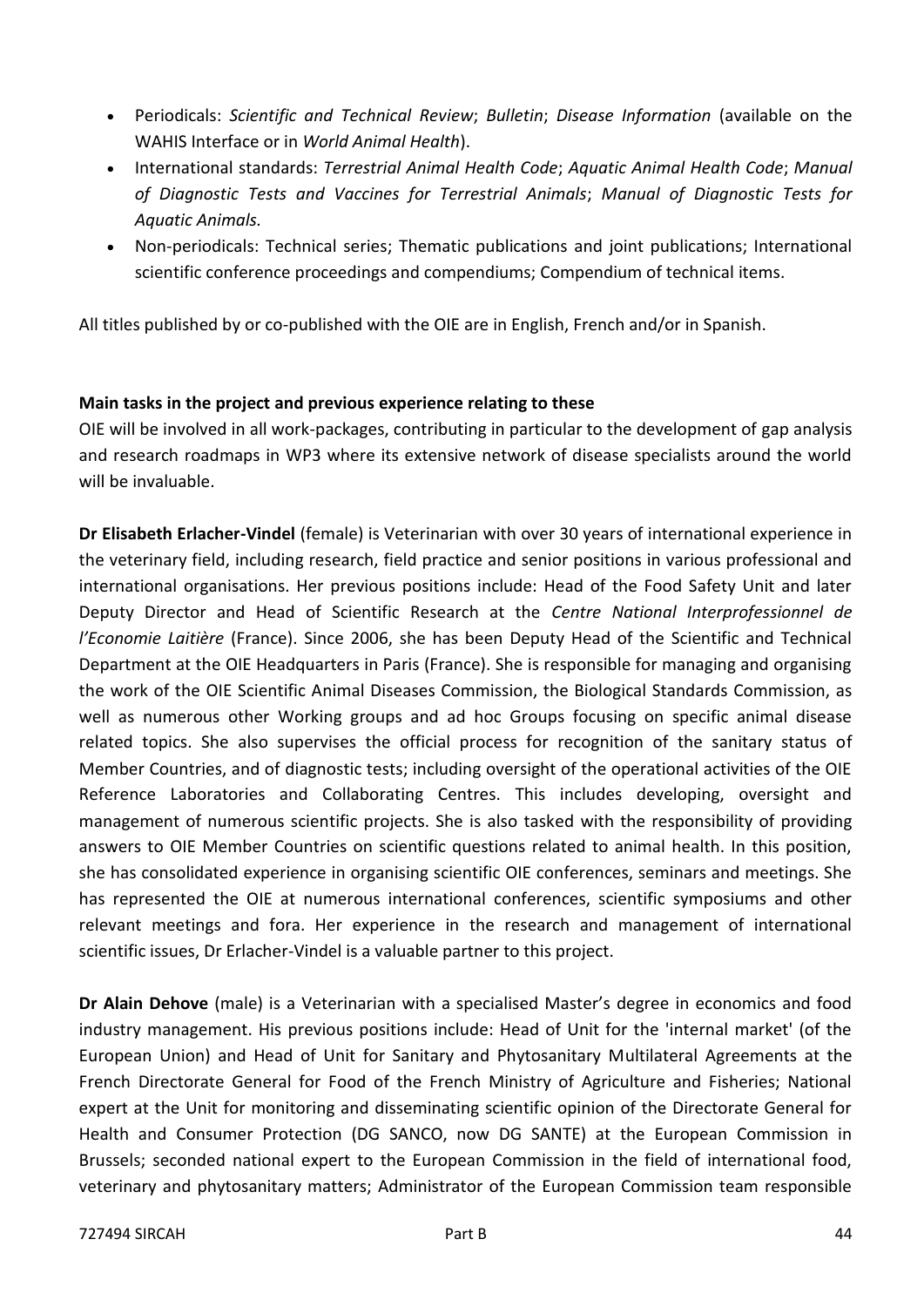- Periodicals: *Scientific and Technical Review*; *Bulletin*; *Disease Information* (available on the WAHIS Interface or in *World Animal Health*).
- International standards: *Terrestrial Animal Health Code*; *Aquatic Animal Health Code*; *Manual of Diagnostic Tests and Vaccines for Terrestrial Animals*; *Manual of Diagnostic Tests for Aquatic Animals*.
- Non-periodicals: Technical series; Thematic publications and joint publications; International scientific conference proceedings and compendiums; Compendium of technical items.

All titles published by or co-published with the OIE are in English, French and/or in Spanish.

**Main tasks in the project and previous experience relating to these**

OIE will be involved in all work-packages, contributing in particular to the development of gap analysis and research roadmaps in WP3 where its extensive network of disease specialists around the world will be invaluable.

**Dr Elisabeth Erlacher-Vindel** (female) is Veterinarian with over 30 years of international experience in the veterinary field, including research, field practice and senior positions in various professional and international organisations. Her previous positions include: Head of the Food Safety Unit and later Deputy Director and Head of Scientific Research at the *Centre National Interprofessionnel de l'Economie Laitière* (France). Since 2006, she has been Deputy Head of the Scientific and Technical Department at the OIE Headquarters in Paris (France). She is responsible for managing and organising the work of the OIE Scientific Animal Diseases Commission, the Biological Standards Commission, as well as numerous other Working groups and ad hoc Groups focusing on specific animal disease related topics. She also supervises the official process for recognition of the sanitary status of Member Countries, and of diagnostic tests; including oversight of the operational activities of the OIE Reference Laboratories and Collaborating Centres. This includes developing, oversight and management of numerous scientific projects. She is also tasked with the responsibility of providing answers to OIE Member Countries on scientific questions related to animal health. In this position, she has consolidated experience in organising scientific OIE conferences, seminars and meetings. She has represented the OIE at numerous international conferences, scientific symposiums and other relevant meetings and fora. Her experience in the research and management of international scientific issues, Dr Erlacher-Vindel is a valuable partner to this project.

**Dr Alain Dehove** (male) is a Veterinarian with a specialised Master's degree in economics and food industry management. His previous positions include: Head of Unit for the 'internal market' (of the European Union) and Head of Unit for Sanitary and Phytosanitary Multilateral Agreements at the French Directorate General for Food of the French Ministry of Agriculture and Fisheries; National expert at the Unit for monitoring and disseminating scientific opinion of the Directorate General for Health and Consumer Protection (DG SANCO, now DG SANTE) at the European Commission in Brussels; seconded national expert to the European Commission in the field of international food, veterinary and phytosanitary matters; Administrator of the European Commission team responsible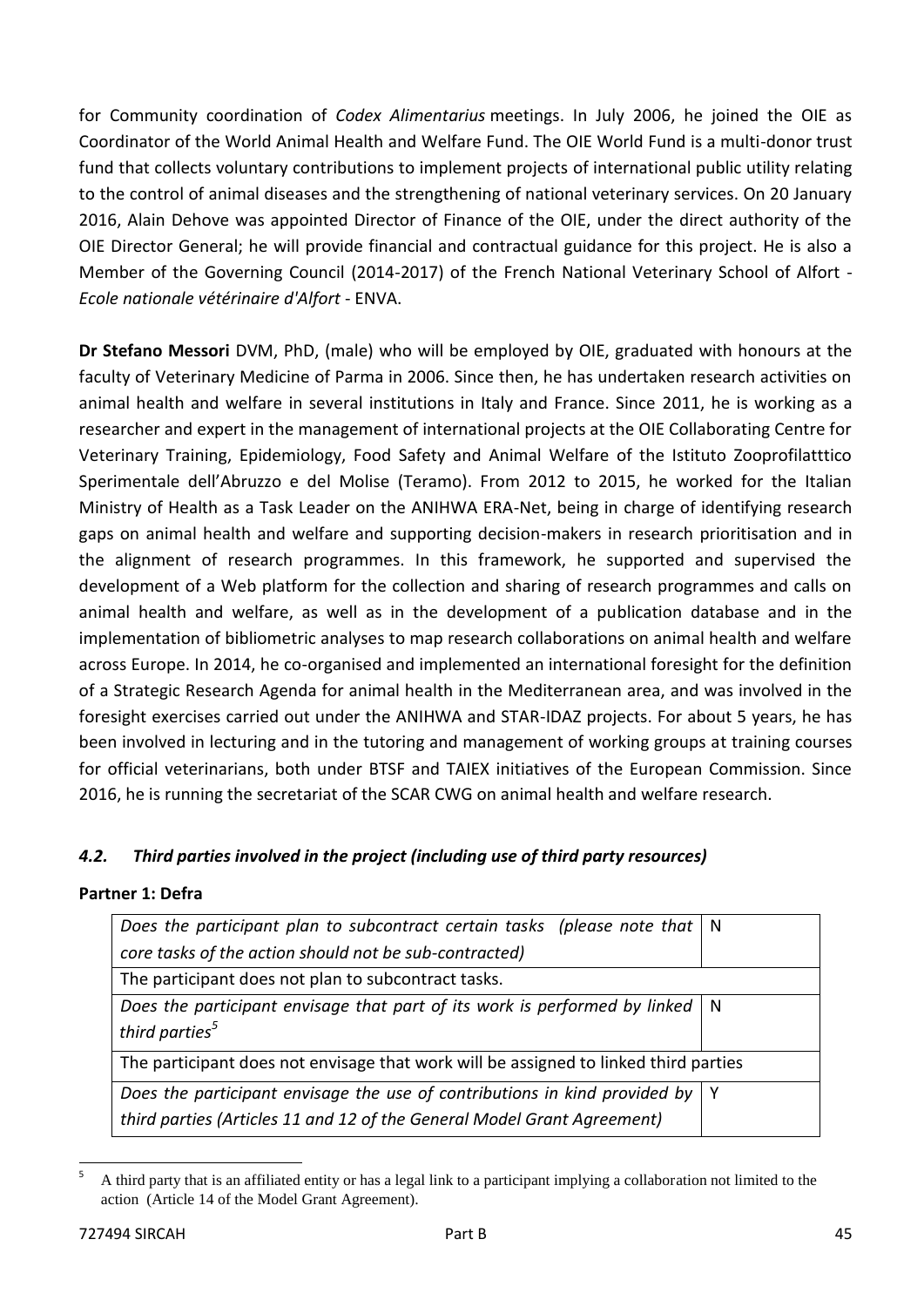for Community coordination of *Codex Alimentarius* meetings. In July 2006, he joined the OIE as Coordinator of the World Animal Health and Welfare Fund. The OIE World Fund is a multi-donor trust fund that collects voluntary contributions to implement projects of international public utility relating to the control of animal diseases and the strengthening of national veterinary services. On 20 January 2016, Alain Dehove was appointed Director of Finance of the OIE, under the direct authority of the OIE Director General; he will provide financial and contractual guidance for this project. He is also a Member of the Governing Council (2014-2017) of the French National Veterinary School of Alfort - *Ecole nationale vétérinaire d'Alfort* - ENVA.

**Dr Stefano Messori** DVM, PhD, (male) who will be employed by OIE, graduated with honours at the faculty of Veterinary Medicine of Parma in 2006. Since then, he has undertaken research activities on animal health and welfare in several institutions in Italy and France. Since 2011, he is working as a researcher and expert in the management of international projects at the OIE Collaborating Centre for Veterinary Training, Epidemiology, Food Safety and Animal Welfare of the Istituto Zooprofilatttico Sperimentale dell'Abruzzo e del Molise (Teramo). From 2012 to 2015, he worked for the Italian Ministry of Health as a Task Leader on the ANIHWA ERA-Net, being in charge of identifying research gaps on animal health and welfare and supporting decision-makers in research prioritisation and in the alignment of research programmes. In this framework, he supported and supervised the development of a Web platform for the collection and sharing of research programmes and calls on animal health and welfare, as well as in the development of a publication database and in the implementation of bibliometric analyses to map research collaborations on animal health and welfare across Europe. In 2014, he co-organised and implemented an international foresight for the definition of a Strategic Research Agenda for animal health in the Mediterranean area, and was involved in the foresight exercises carried out under the ANIHWA and STAR-IDAZ projects. For about 5 years, he has been involved in lecturing and in the tutoring and management of working groups at training courses for official veterinarians, both under BTSF and TAIEX initiatives of the European Commission. Since 2016, he is running the secretariat of the SCAR CWG on animal health and welfare research.

### *4.2. Third parties involved in the project (including use of third party resources)*

**Partner 1: Defra**

| *Does the participant plan to subcontract certain tasks (please note that core tasks of the action should not be sub-contracted)* | N |
|---|---|
| The participant does not plan to subcontract tasks. | |
| *Does the participant envisage that part of its work is performed by linked third parties*[5] | N |
| The participant does not envisage that work will be assigned to linked third parties | |
| *Does the participant envisage the use of contributions in kind provided by third parties (Articles 11 and 12 of the General Model Grant Agreement)* | Y |

[5] A third party that is an affiliated entity or has a legal link to a participant implying a collaboration not limited to the action (Article 14 of the Model Grant Agreement).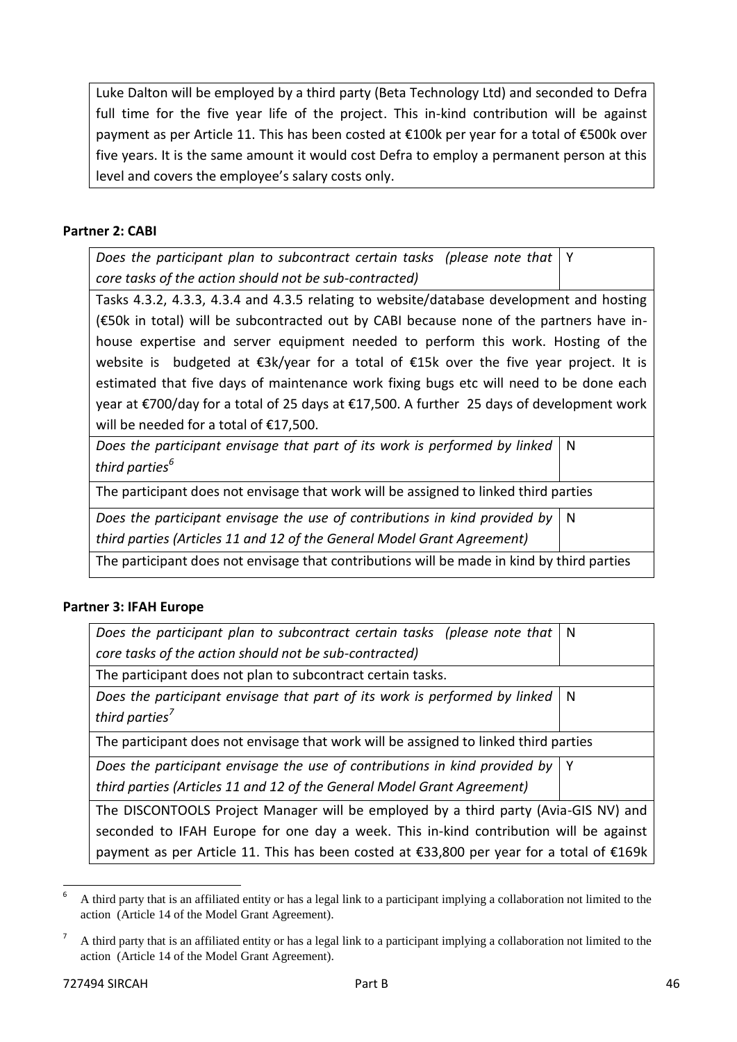| Luke Dalton will be employed by a third party (Beta Technology Ltd) and seconded to Defra full time for the five year life of the project. This in-kind contribution will be against payment as per Article 11. This has been costed at €100k per year for a total of €500k over five years. It is the same amount it would cost Defra to employ a permanent person at this level and covers the employee's salary costs only. |
|---|

**Partner 2: CABI**

| *Does the participant plan to subcontract certain tasks (please note that core tasks of the action should not be sub-contracted)* | Y |
|---|---|
| Tasks 4.3.2, 4.3.3, 4.3.4 and 4.3.5 relating to website/database development and hosting (€50k in total) will be subcontracted out by CABI because none of the partners have in-house expertise and server equipment needed to perform this work. Hosting of the website is budgeted at €3k/year for a total of €15k over the five year project. It is estimated that five days of maintenance work fixing bugs etc will need to be done each year at €700/day for a total of 25 days at €17,500. A further 25 days of development work will be needed for a total of €17,500. | |
| *Does the participant envisage that part of its work is performed by linked third parties*[6] | N |
| The participant does not envisage that work will be assigned to linked third parties | |
| *Does the participant envisage the use of contributions in kind provided by third parties (Articles 11 and 12 of the General Model Grant Agreement)* | N |
| The participant does not envisage that contributions will be made in kind by third parties | |

**Partner 3: IFAH Europe**

| *Does the participant plan to subcontract certain tasks (please note that core tasks of the action should not be sub-contracted)* | N |
|---|---|
| The participant does not plan to subcontract certain tasks. | |
| *Does the participant envisage that part of its work is performed by linked third parties*[7] | N |
| The participant does not envisage that work will be assigned to linked third parties | |
| *Does the participant envisage the use of contributions in kind provided by third parties (Articles 11 and 12 of the General Model Grant Agreement)* | Y |
| The DISCONTOOLS Project Manager will be employed by a third party (Avia-GIS NV) and seconded to IFAH Europe for one day a week. This in-kind contribution will be against payment as per Article 11. This has been costed at €33,800 per year for a total of €169k | |

[6] A third party that is an affiliated entity or has a legal link to a participant implying a collaboration not limited to the action (Article 14 of the Model Grant Agreement).

[7] A third party that is an affiliated entity or has a legal link to a participant implying a collaboration not limited to the action (Article 14 of the Model Grant Agreement).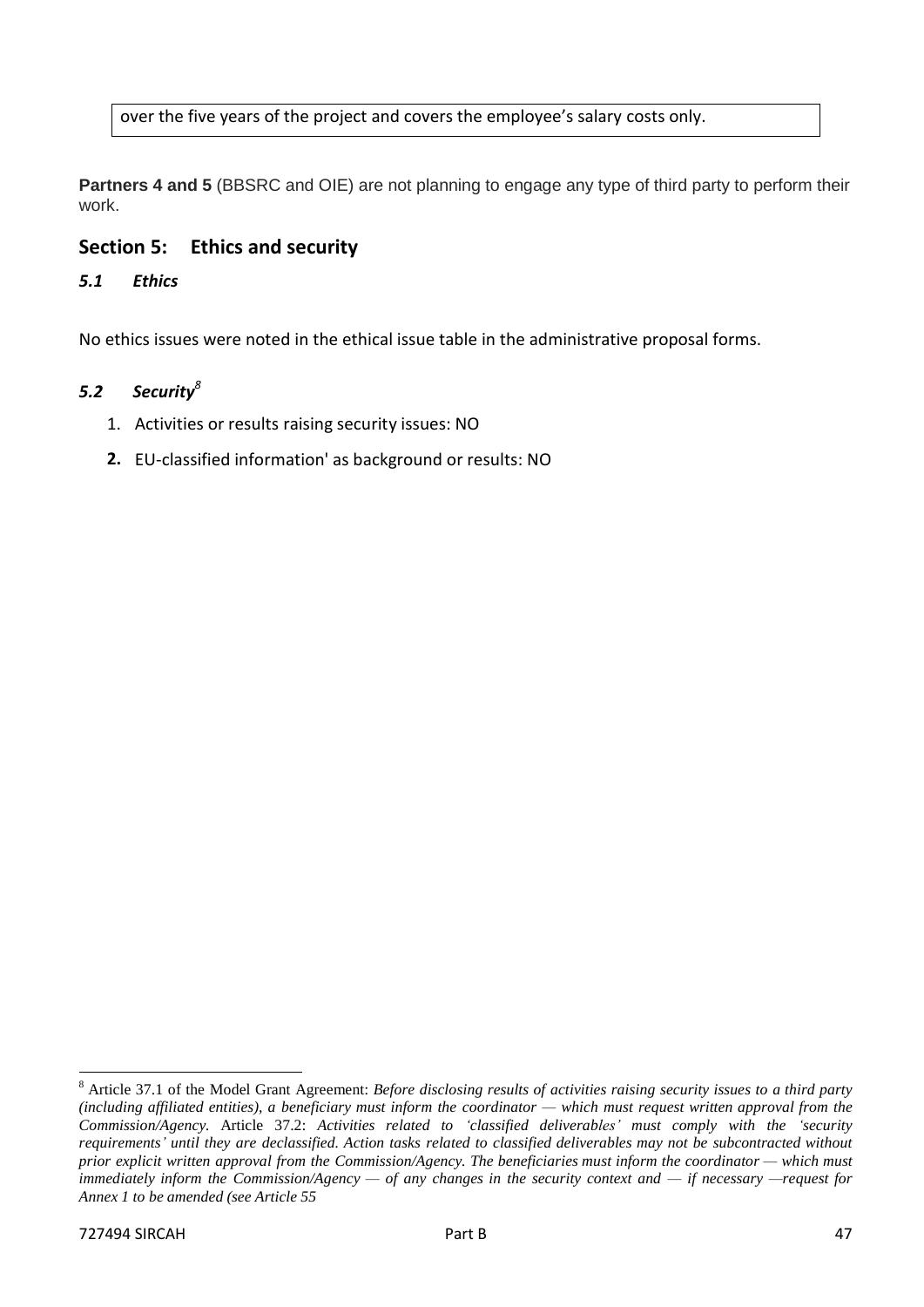over the five years of the project and covers the employee's salary costs only.

**Partners 4 and 5** (BBSRC and OIE) are not planning to engage any type of third party to perform their work.

## Section 5: Ethics and security

### *5.1 Ethics*

No ethics issues were noted in the ethical issue table in the administrative proposal forms.

### *5.2 Security*[8]

1. Activities or results raising security issues: NO
2. EU-classified information' as background or results: NO

[8] Article 37.1 of the Model Grant Agreement: *Before disclosing results of activities raising security issues to a third party (including affiliated entities), a beneficiary must inform the coordinator — which must request written approval from the Commission/Agency.* Article 37.2: *Activities related to 'classified deliverables' must comply with the 'security requirements' until they are declassified. Action tasks related to classified deliverables may not be subcontracted without prior explicit written approval from the Commission/Agency. The beneficiaries must inform the coordinator — which must immediately inform the Commission/Agency — of any changes in the security context and — if necessary —request for Annex 1 to be amended (see Article 55*